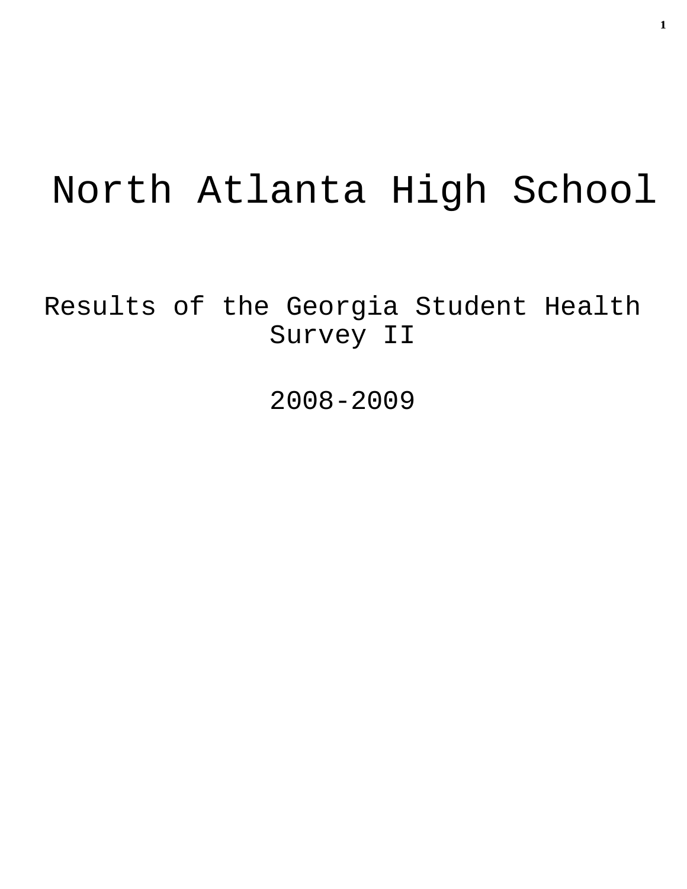# North Atlanta High School

## Results of the Georgia Student Health Survey II

## 2008-2009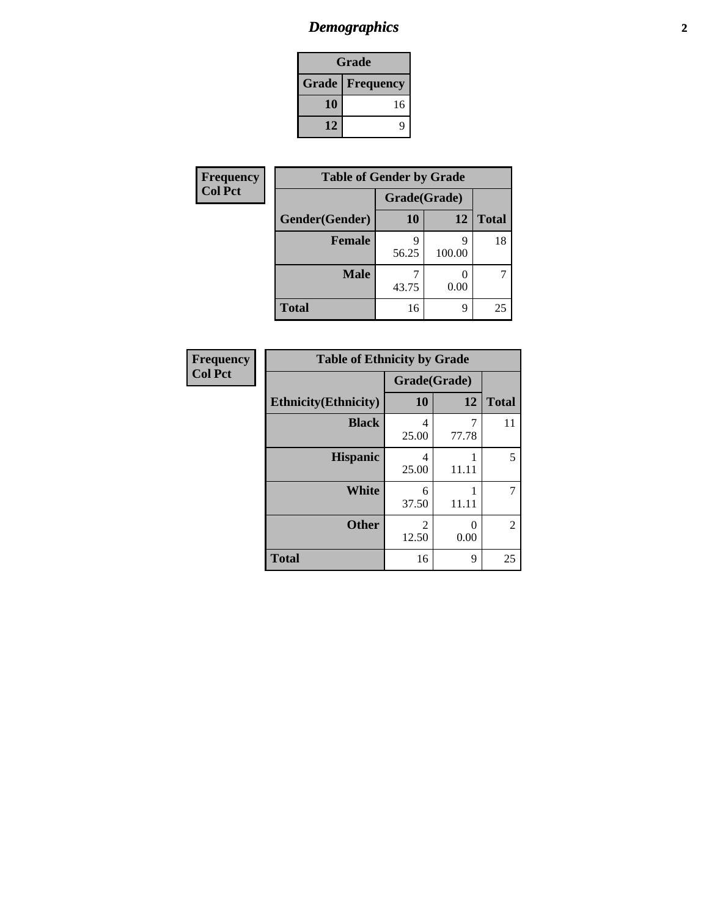# *Demographics*

| Grade | |
|---|---|
| **Grade** | **Frequency** |
| **10** | 16 |
| **12** | 9 |

**Frequency**
**Col Pct**

| Table of Gender by Grade | | | |
|---|---|---|---|
| | Grade(Grade) | | |
| **Gender(Gender)** | **10** | **12** | **Total** |
| **Female** | 9<br>56.25 | 9<br>100.00 | 18 |
| **Male** | 7<br>43.75 | 0<br>0.00 | 7 |
| **Total** | 16 | 9 | 25 |

**Frequency**
**Col Pct**

| Table of Ethnicity by Grade | | | |
|---|---|---|---|
| | Grade(Grade) | | |
| **Ethnicity(Ethnicity)** | **10** | **12** | **Total** |
| **Black** | 4<br>25.00 | 7<br>77.78 | 11 |
| **Hispanic** | 4<br>25.00 | 1<br>11.11 | 5 |
| **White** | 6<br>37.50 | 1<br>11.11 | 7 |
| **Other** | 2<br>12.50 | 0<br>0.00 | 2 |
| **Total** | 16 | 9 | 25 |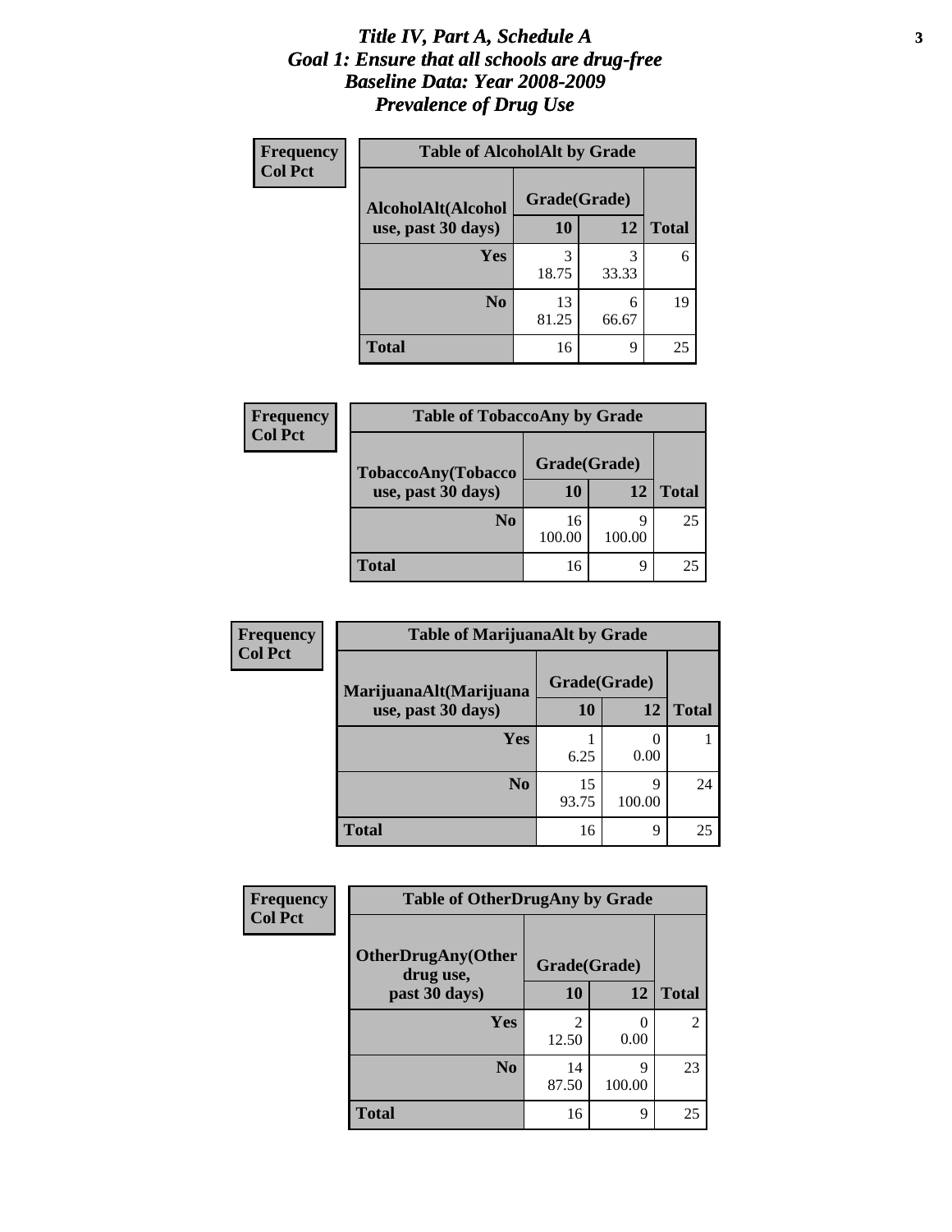# *Title IV, Part A, Schedule A*
# *Goal 1: Ensure that all schools are drug-free*
# *Baseline Data: Year 2008-2009*
# *Prevalence of Drug Use*

**Frequency**
**Col Pct**

| Table of AlcoholAlt by Grade | | | |
|---|---|---|---|
| AlcoholAlt(Alcohol use, past 30 days) | Grade(Grade) | | |
| | 10 | 12 | Total |
| **Yes** | 3<br>18.75 | 3<br>33.33 | 6 |
| **No** | 13<br>81.25 | 6<br>66.67 | 19 |
| **Total** | 16 | 9 | 25 |

**Frequency**
**Col Pct**

| Table of TobaccoAny by Grade | | | |
|---|---|---|---|
| TobaccoAny(Tobacco use, past 30 days) | Grade(Grade) | | |
| | 10 | 12 | Total |
| **No** | 16<br>100.00 | 9<br>100.00 | 25 |
| **Total** | 16 | 9 | 25 |

**Frequency**
**Col Pct**

| Table of MarijuanaAlt by Grade | | | |
|---|---|---|---|
| MarijuanaAlt(Marijuana use, past 30 days) | Grade(Grade) | | |
| | 10 | 12 | Total |
| **Yes** | 1<br>6.25 | 0<br>0.00 | 1 |
| **No** | 15<br>93.75 | 9<br>100.00 | 24 |
| **Total** | 16 | 9 | 25 |

**Frequency**
**Col Pct**

| Table of OtherDrugAny by Grade | | | |
|---|---|---|---|
| OtherDrugAny(Other drug use, past 30 days) | Grade(Grade) | | |
| | 10 | 12 | Total |
| **Yes** | 2<br>12.50 | 0<br>0.00 | 2 |
| **No** | 14<br>87.50 | 9<br>100.00 | 23 |
| **Total** | 16 | 9 | 25 |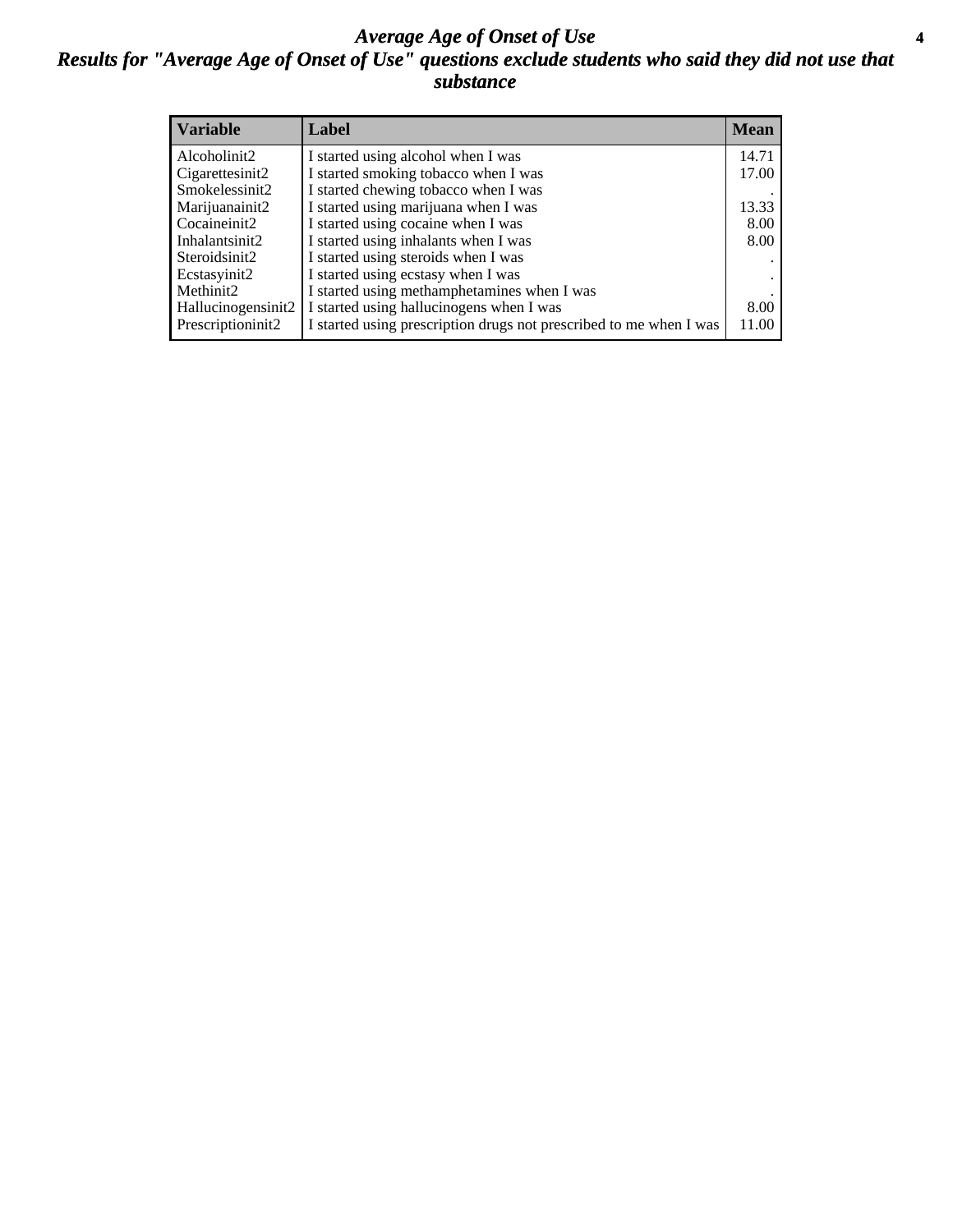# *Average Age of Onset of Use*

## *Results for "Average Age of Onset of Use" questions exclude students who said they did not use that substance*

| Variable | Label | Mean |
|---|---|---|
| Alcoholinit2 | I started using alcohol when I was | 14.71 |
| Cigarettesinit2 | I started smoking tobacco when I was | 17.00 |
| Smokelessinit2 | I started chewing tobacco when I was | . |
| Marijuanainit2 | I started using marijuana when I was | 13.33 |
| Cocaineinit2 | I started using cocaine when I was | 8.00 |
| Inhalantsinit2 | I started using inhalants when I was | 8.00 |
| Steroidsinit2 | I started using steroids when I was | . |
| Ecstasyinit2 | I started using ecstasy when I was | . |
| Methinit2 | I started using methamphetamines when I was | . |
| Hallucinogensinit2 | I started using hallucinogens when I was | 8.00 |
| Prescriptioninit2 | I started using prescription drugs not prescribed to me when I was | 11.00 |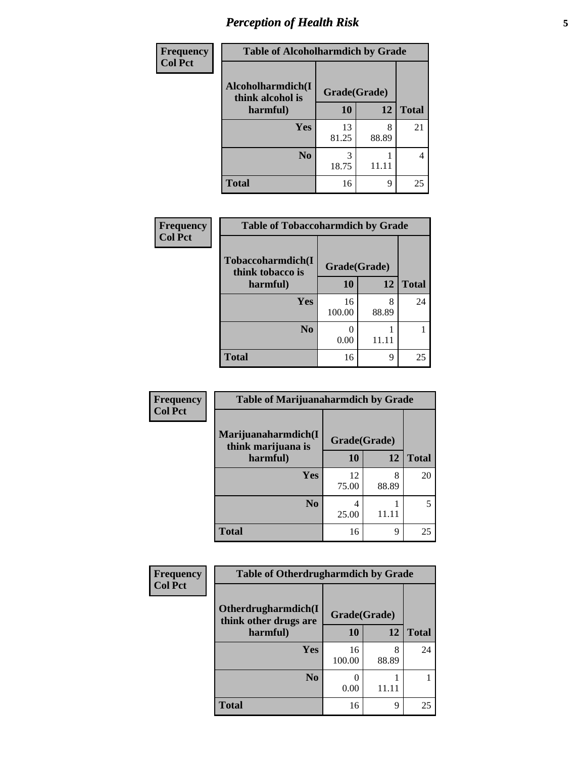# *Perception of Health Risk*

| Frequency Col Pct | Table of Alcoholharmdich by Grade | | |
|---|---|---|---|
| Alcoholharmdich(I think alcohol is harmful) | Grade(Grade) | | |
| | 10 | 12 | Total |
| Yes | 13<br>81.25 | 8<br>88.89 | 21 |
| No | 3<br>18.75 | 1<br>11.11 | 4 |
| Total | 16 | 9 | 25 |

| Frequency Col Pct | Table of Tobaccoharmdich by Grade | | |
|---|---|---|---|
| Tobaccoharmdich(I think tobacco is harmful) | Grade(Grade) | | |
| | 10 | 12 | Total |
| Yes | 16<br>100.00 | 8<br>88.89 | 24 |
| No | 0<br>0.00 | 1<br>11.11 | 1 |
| Total | 16 | 9 | 25 |

| Frequency Col Pct | Table of Marijuanaharmdich by Grade | | |
|---|---|---|---|
| Marijuanaharmdich(I think marijuana is harmful) | Grade(Grade) | | |
| | 10 | 12 | Total |
| Yes | 12<br>75.00 | 8<br>88.89 | 20 |
| No | 4<br>25.00 | 1<br>11.11 | 5 |
| Total | 16 | 9 | 25 |

| Frequency Col Pct | Table of Otherdrugharmdich by Grade | | |
|---|---|---|---|
| Otherdrugharmdich(I think other drugs are harmful) | Grade(Grade) | | |
| | 10 | 12 | Total |
| Yes | 16<br>100.00 | 8<br>88.89 | 24 |
| No | 0<br>0.00 | 1<br>11.11 | 1 |
| Total | 16 | 9 | 25 |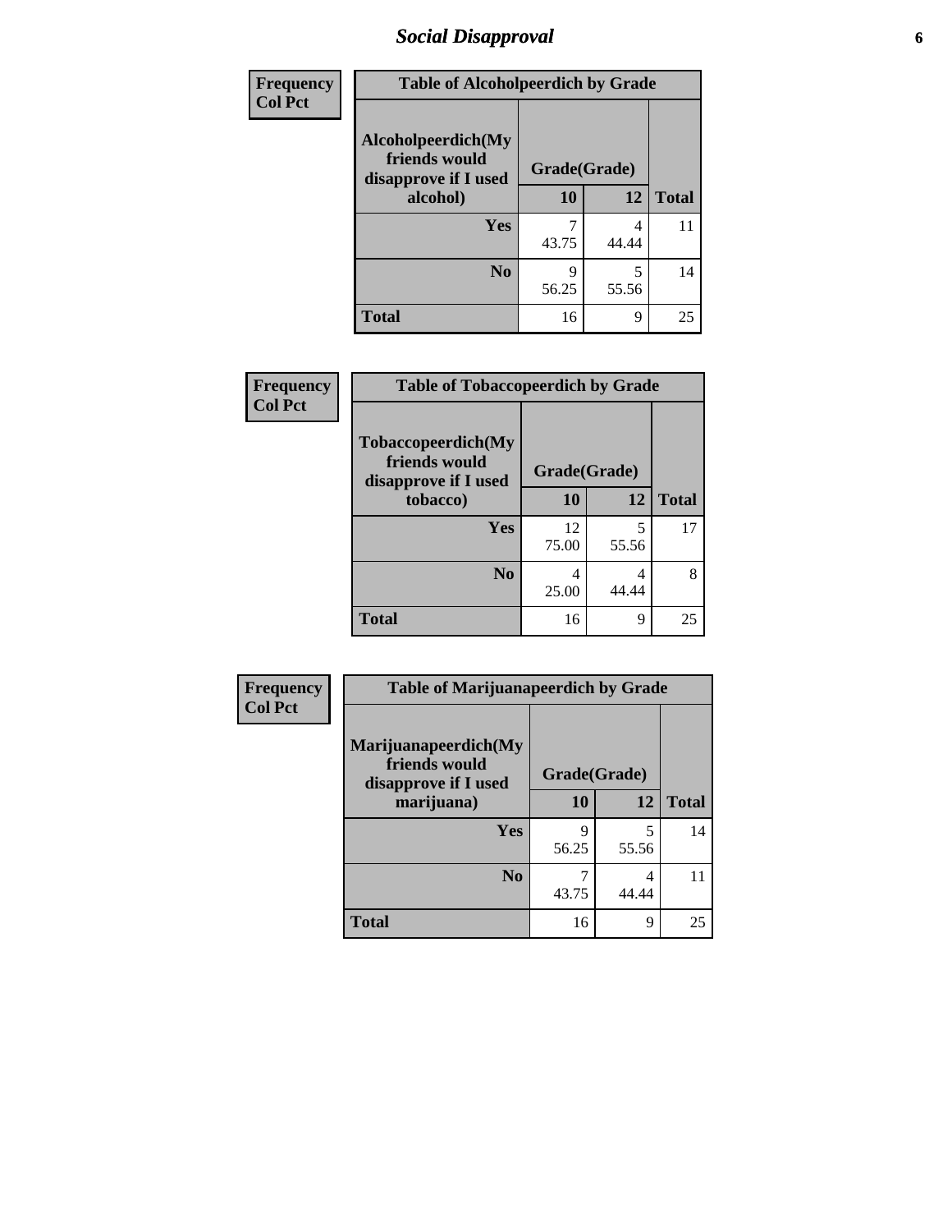## Social Disapproval

| Frequency Col Pct | | | |
|---|---|---|---|
| **Table of Alcoholpeerdich by Grade** | | | |
| **Alcoholpeerdich(My friends would disapprove if I used alcohol)** | **Grade(Grade)** | | |
| | **10** | **12** | **Total** |
| **Yes** | 7<br>43.75 | 4<br>44.44 | 11 |
| **No** | 9<br>56.25 | 5<br>55.56 | 14 |
| **Total** | 16 | 9 | 25 |

| Frequency Col Pct | | | |
|---|---|---|---|
| **Table of Tobaccopeerdich by Grade** | | | |
| **Tobaccopeerdich(My friends would disapprove if I used tobacco)** | **Grade(Grade)** | | |
| | **10** | **12** | **Total** |
| **Yes** | 12<br>75.00 | 5<br>55.56 | 17 |
| **No** | 4<br>25.00 | 4<br>44.44 | 8 |
| **Total** | 16 | 9 | 25 |

| Frequency Col Pct | | | |
|---|---|---|---|
| **Table of Marijuanapeerdich by Grade** | | | |
| **Marijuanapeerdich(My friends would disapprove if I used marijuana)** | **Grade(Grade)** | | |
| | **10** | **12** | **Total** |
| **Yes** | 9<br>56.25 | 5<br>55.56 | 14 |
| **No** | 7<br>43.75 | 4<br>44.44 | 11 |
| **Total** | 16 | 9 | 25 |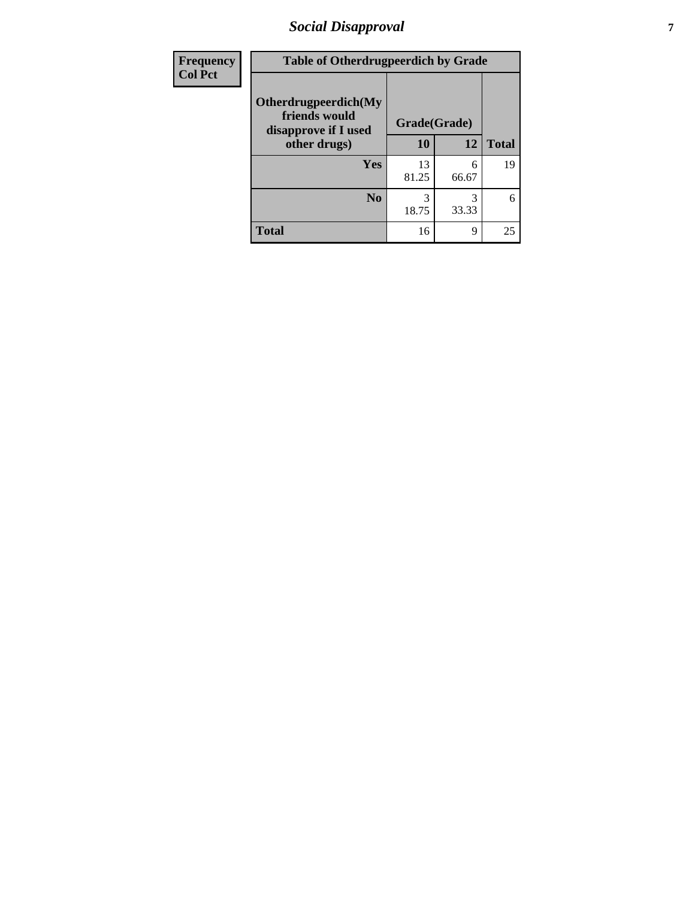| Frequency<br>Col Pct | Table of Otherdrugpeerdich by Grade | | |
|---|---|---|---|
| | Grade(Grade) | | |
| Otherdrugpeerdich(My friends would disapprove if I used other drugs) | 10 | 12 | Total |
| Yes | 13<br>81.25 | 6<br>66.67 | 19 |
| No | 3<br>18.75 | 3<br>33.33 | 6 |
| Total | 16 | 9 | 25 |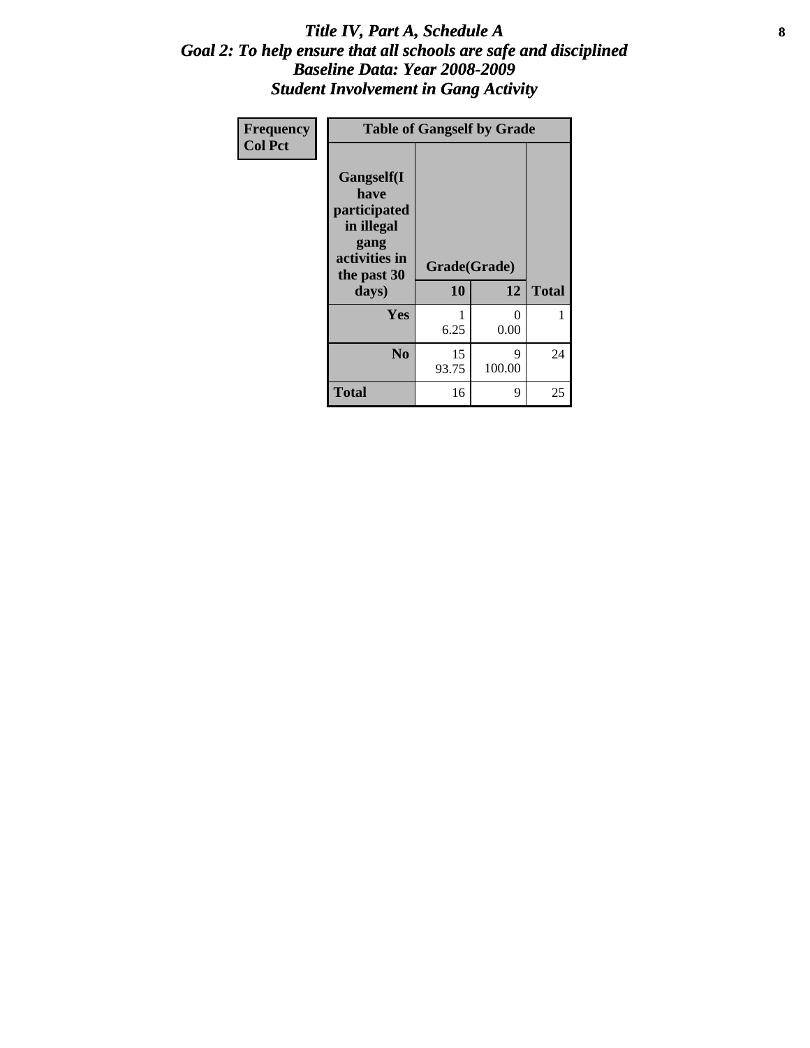# *Title IV, Part A, Schedule A*
## *Goal 2: To help ensure that all schools are safe and disciplined*
## *Baseline Data: Year 2008-2009*
## *Student Involvement in Gang Activity*

| Frequency<br>Col Pct | Table of Gangself by Grade | | |
|---|---|---|---|
| Gangself(I have participated in illegal gang activities in the past 30 days) | Grade(Grade) | | |
| | 10 | 12 | Total |
| Yes | 1<br>6.25 | 0<br>0.00 | 1 |
| No | 15<br>93.75 | 9<br>100.00 | 24 |
| Total | 16 | 9 | 25 |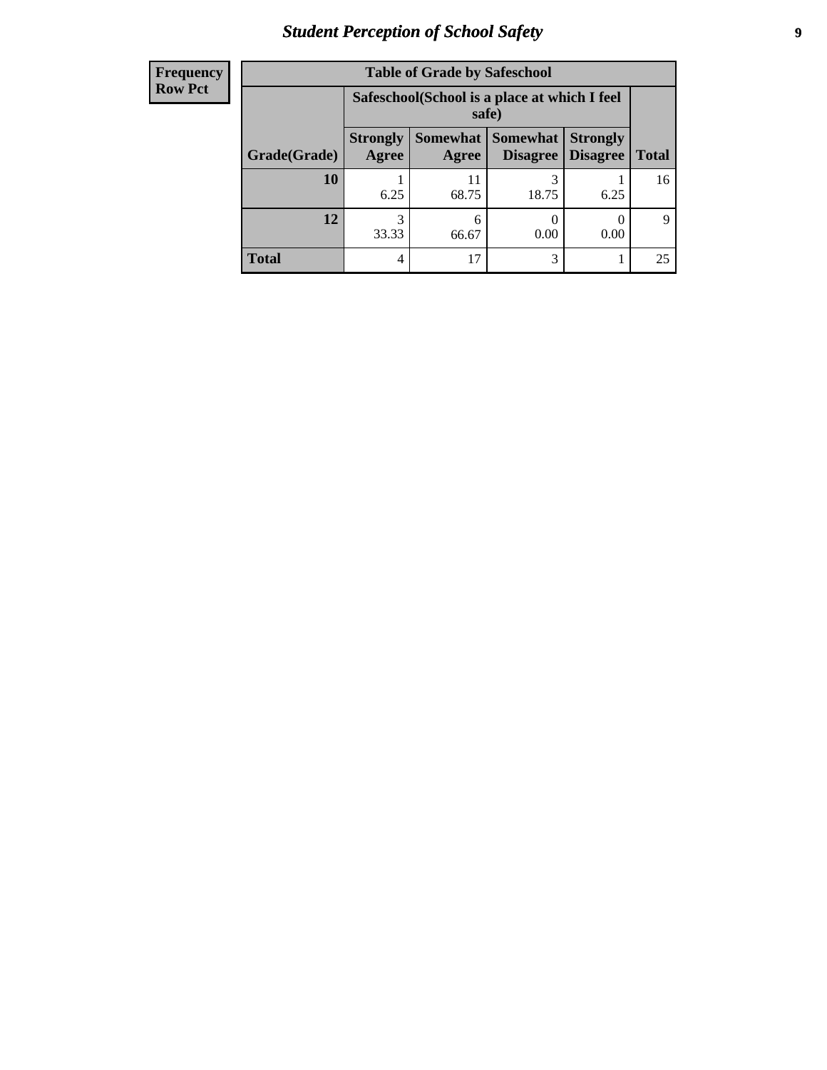## Student Perception of School Safety

| Frequency Row Pct |
|---|

| Table of Grade by Safeschool | | | | | |
|---|---|---|---|---|---|
| | Safeschool(School is a place at which I feel safe) | | | | |
| Grade(Grade) | Strongly Agree | Somewhat Agree | Somewhat Disagree | Strongly Disagree | Total |
| 10 | 1<br>6.25 | 11<br>68.75 | 3<br>18.75 | 1<br>6.25 | 16 |
| 12 | 3<br>33.33 | 6<br>66.67 | 0<br>0.00 | 0<br>0.00 | 9 |
| Total | 4 | 17 | 3 | 1 | 25 |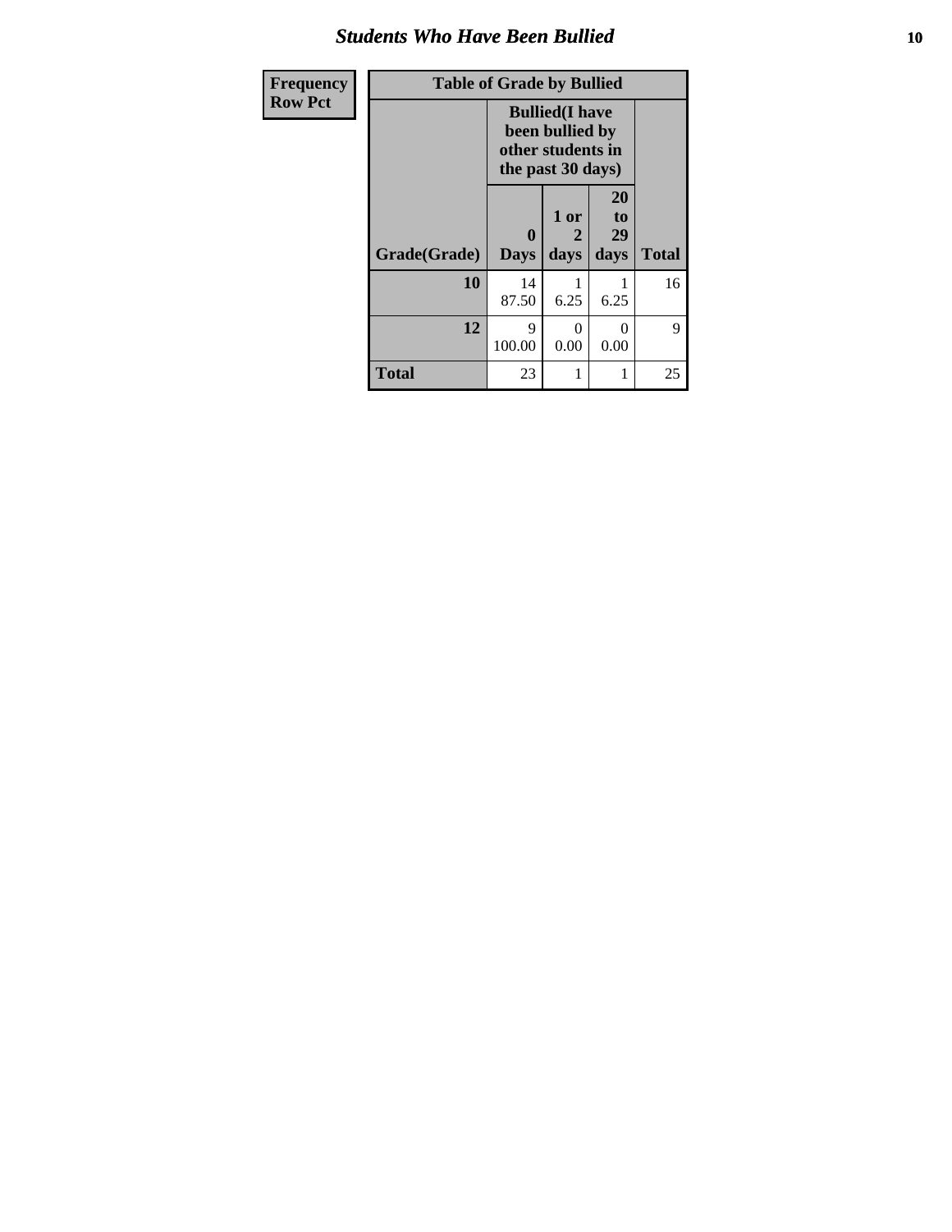| Frequency Row Pct | Table of Grade by Bullied | | | |
|---|---|---|---|---|
| | Bullied(I have been bullied by other students in the past 30 days) | | | |
| Grade(Grade) | 0 Days | 1 or 2 days | 20 to 29 days | Total |
| 10 | 14<br>87.50 | 1<br>6.25 | 1<br>6.25 | 16 |
| 12 | 9<br>100.00 | 0<br>0.00 | 0<br>0.00 | 9 |
| Total | 23 | 1 | 1 | 25 |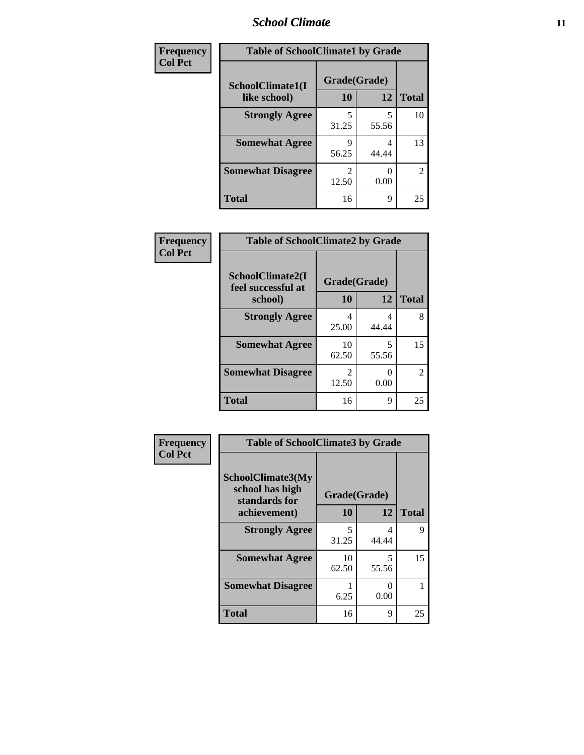| Frequency Col Pct | Table of SchoolClimate1 by Grade | | |
|---|---|---|---|
| SchoolClimate1(I like school) | Grade(Grade) | | |
| | 10 | 12 | Total |
| Strongly Agree | 5<br>31.25 | 5<br>55.56 | 10 |
| Somewhat Agree | 9<br>56.25 | 4<br>44.44 | 13 |
| Somewhat Disagree | 2<br>12.50 | 0<br>0.00 | 2 |
| Total | 16 | 9 | 25 |

| Frequency Col Pct | Table of SchoolClimate2 by Grade | | |
|---|---|---|---|
| SchoolClimate2(I feel successful at school) | Grade(Grade) | | |
| | 10 | 12 | Total |
| Strongly Agree | 4<br>25.00 | 4<br>44.44 | 8 |
| Somewhat Agree | 10<br>62.50 | 5<br>55.56 | 15 |
| Somewhat Disagree | 2<br>12.50 | 0<br>0.00 | 2 |
| Total | 16 | 9 | 25 |

| Frequency Col Pct | Table of SchoolClimate3 by Grade | | |
|---|---|---|---|
| SchoolClimate3(My school has high standards for achievement) | Grade(Grade) | | |
| | 10 | 12 | Total |
| Strongly Agree | 5<br>31.25 | 4<br>44.44 | 9 |
| Somewhat Agree | 10<br>62.50 | 5<br>55.56 | 15 |
| Somewhat Disagree | 1<br>6.25 | 0<br>0.00 | 1 |
| Total | 16 | 9 | 25 |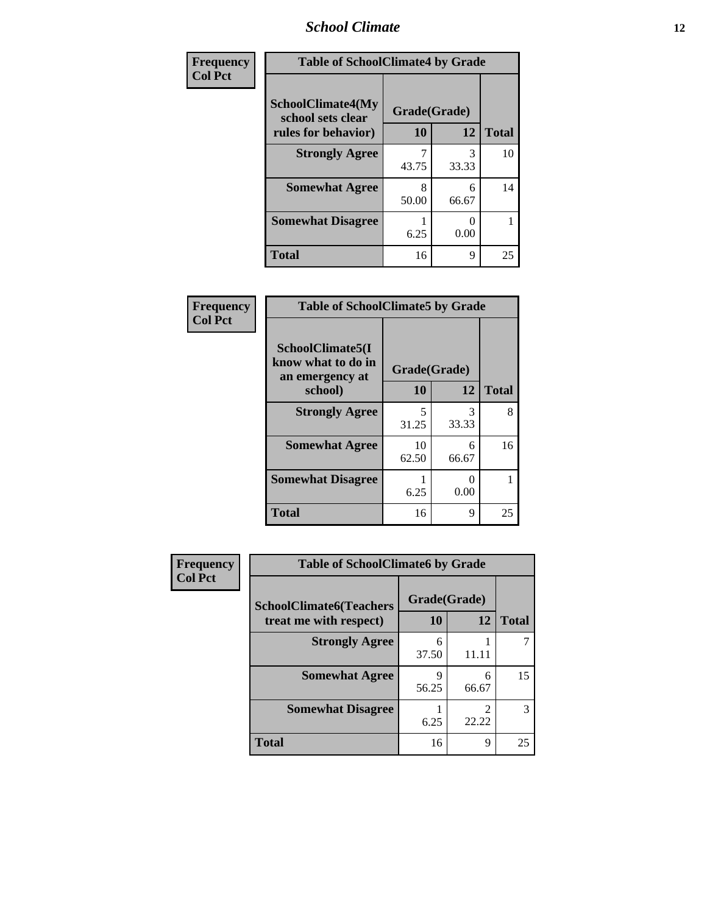| Frequency<br>Col Pct | Table of SchoolClimate4 by Grade | | |
|---|---|---|---|
| SchoolClimate4(My school sets clear rules for behavior) | Grade(Grade) | | |
| | 10 | 12 | Total |
| Strongly Agree | 7<br>43.75 | 3<br>33.33 | 10 |
| Somewhat Agree | 8<br>50.00 | 6<br>66.67 | 14 |
| Somewhat Disagree | 1<br>6.25 | 0<br>0.00 | 1 |
| Total | 16 | 9 | 25 |

| Frequency<br>Col Pct | Table of SchoolClimate5 by Grade | | |
|---|---|---|---|
| SchoolClimate5(I know what to do in an emergency at school) | Grade(Grade) | | |
| | 10 | 12 | Total |
| Strongly Agree | 5<br>31.25 | 3<br>33.33 | 8 |
| Somewhat Agree | 10<br>62.50 | 6<br>66.67 | 16 |
| Somewhat Disagree | 1<br>6.25 | 0<br>0.00 | 1 |
| Total | 16 | 9 | 25 |

| Frequency<br>Col Pct | Table of SchoolClimate6 by Grade | | |
|---|---|---|---|
| SchoolClimate6(Teachers treat me with respect) | Grade(Grade) | | |
| | 10 | 12 | Total |
| Strongly Agree | 6<br>37.50 | 1<br>11.11 | 7 |
| Somewhat Agree | 9<br>56.25 | 6<br>66.67 | 15 |
| Somewhat Disagree | 1<br>6.25 | 2<br>22.22 | 3 |
| Total | 16 | 9 | 25 |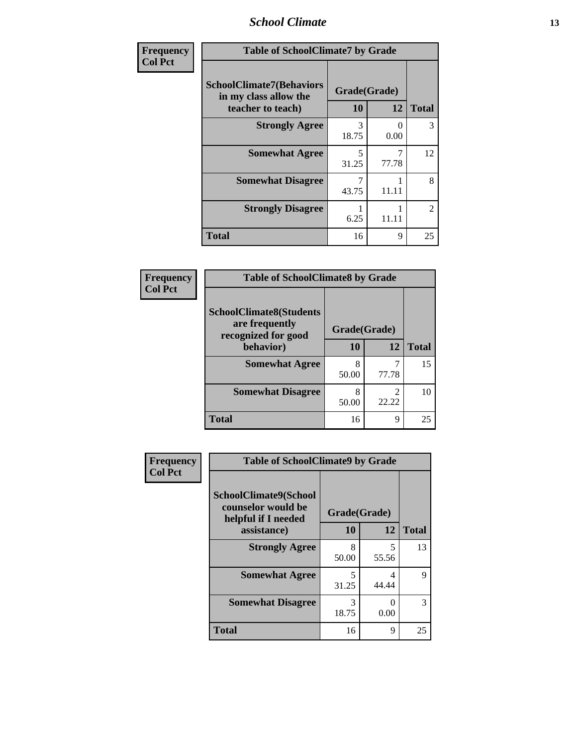| Frequency Col Pct | Table of SchoolClimate7 by Grade | | |
|---|---|---|---|
| SchoolClimate7(Behaviors in my class allow the teacher to teach) | Grade(Grade) | | |
| | 10 | 12 | Total |
| Strongly Agree | 3<br>18.75 | 0<br>0.00 | 3 |
| Somewhat Agree | 5<br>31.25 | 7<br>77.78 | 12 |
| Somewhat Disagree | 7<br>43.75 | 1<br>11.11 | 8 |
| Strongly Disagree | 1<br>6.25 | 1<br>11.11 | 2 |
| Total | 16 | 9 | 25 |

| Frequency Col Pct | Table of SchoolClimate8 by Grade | | |
|---|---|---|---|
| SchoolClimate8(Students are frequently recognized for good behavior) | Grade(Grade) | | |
| | 10 | 12 | Total |
| Somewhat Agree | 8<br>50.00 | 7<br>77.78 | 15 |
| Somewhat Disagree | 8<br>50.00 | 2<br>22.22 | 10 |
| Total | 16 | 9 | 25 |

| Frequency Col Pct | Table of SchoolClimate9 by Grade | | |
|---|---|---|---|
| SchoolClimate9(School counselor would be helpful if I needed assistance) | Grade(Grade) | | |
| | 10 | 12 | Total |
| Strongly Agree | 8<br>50.00 | 5<br>55.56 | 13 |
| Somewhat Agree | 5<br>31.25 | 4<br>44.44 | 9 |
| Somewhat Disagree | 3<br>18.75 | 0<br>0.00 | 3 |
| Total | 16 | 9 | 25 |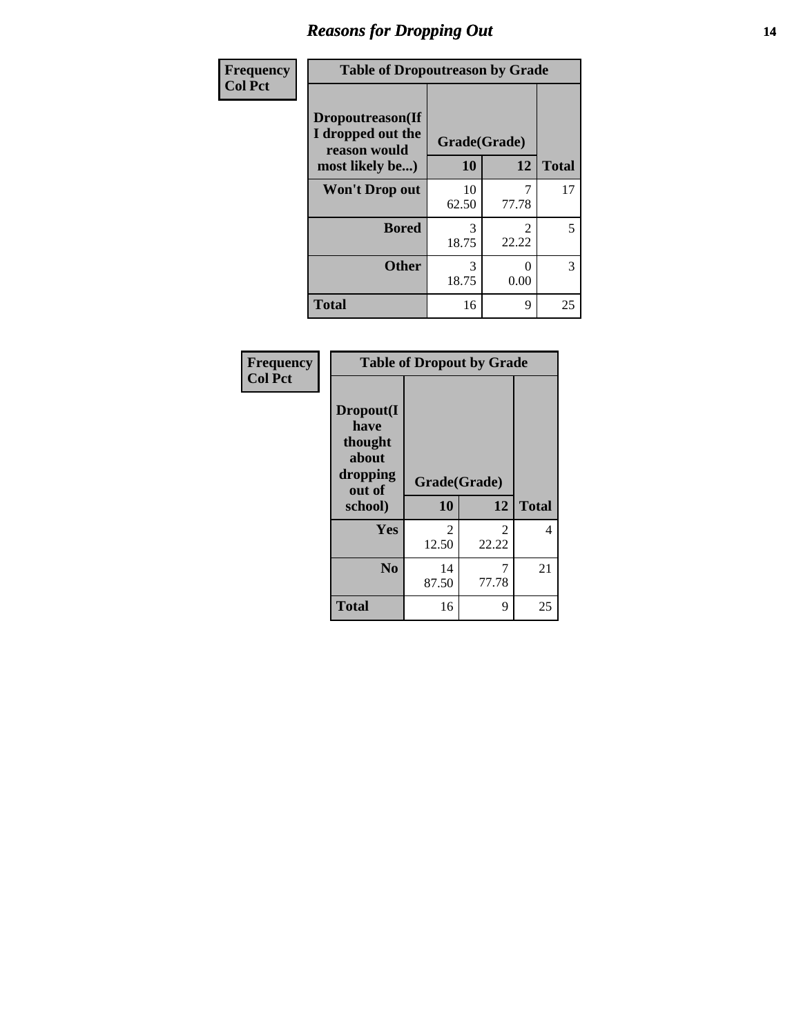# Reasons for Dropping Out

| Frequency<br>Col Pct | Table of Dropoutreason by Grade | | |
|---|---|---|---|
| **Dropoutreason(If I dropped out the reason would most likely be...)** | **Grade(Grade)** | | |
| | **10** | **12** | **Total** |
| **Won't Drop out** | 10<br>62.50 | 7<br>77.78 | 17 |
| **Bored** | 3<br>18.75 | 2<br>22.22 | 5 |
| **Other** | 3<br>18.75 | 0<br>0.00 | 3 |
| **Total** | 16 | 9 | 25 |

| Frequency<br>Col Pct | Table of Dropout by Grade | | |
|---|---|---|---|
| **Dropout(I have thought about dropping out of school)** | **Grade(Grade)** | | |
| | **10** | **12** | **Total** |
| **Yes** | 2<br>12.50 | 2<br>22.22 | 4 |
| **No** | 14<br>87.50 | 7<br>77.78 | 21 |
| **Total** | 16 | 9 | 25 |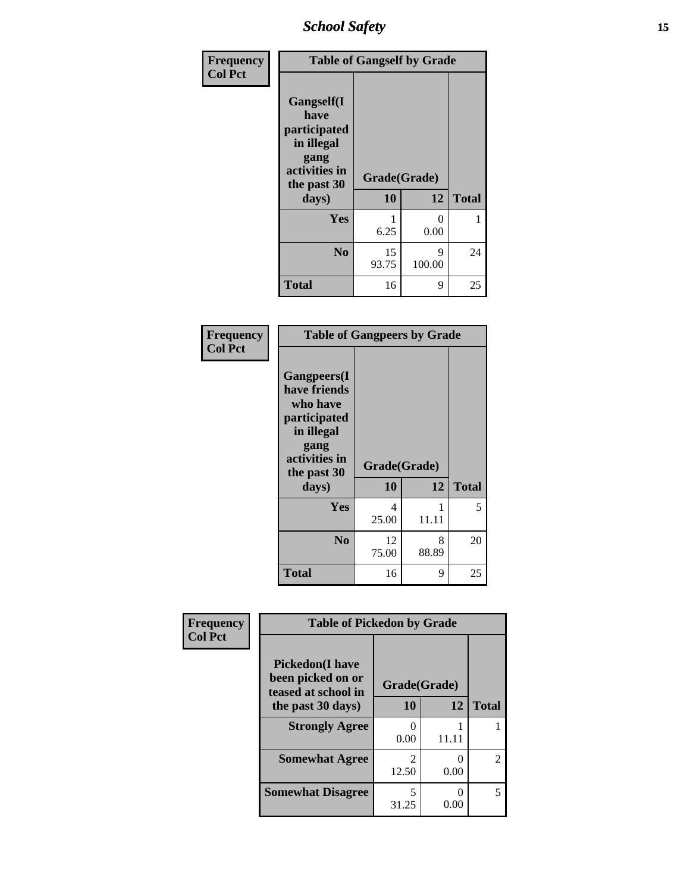| Frequency Col Pct | Table of Gangself by Grade | | |
|---|---|---|---|
| Gangself(I have participated in illegal gang activities in the past 30 days) | Grade(Grade) | | |
| | 10 | 12 | Total |
| Yes | 1<br>6.25 | 0<br>0.00 | 1 |
| No | 15<br>93.75 | 9<br>100.00 | 24 |
| Total | 16 | 9 | 25 |

| Frequency Col Pct | Table of Gangpeers by Grade | | |
|---|---|---|---|
| Gangpeers(I have friends who have participated in illegal gang activities in the past 30 days) | Grade(Grade) | | |
| | 10 | 12 | Total |
| Yes | 4<br>25.00 | 1<br>11.11 | 5 |
| No | 12<br>75.00 | 8<br>88.89 | 20 |
| Total | 16 | 9 | 25 |

| Frequency Col Pct | Table of Pickedon by Grade | | |
|---|---|---|---|
| Pickedon(I have been picked on or teased at school in the past 30 days) | Grade(Grade) | | |
| | 10 | 12 | Total |
| Strongly Agree | 0<br>0.00 | 1<br>11.11 | 1 |
| Somewhat Agree | 2<br>12.50 | 0<br>0.00 | 2 |
| Somewhat Disagree | 5<br>31.25 | 0<br>0.00 | 5 |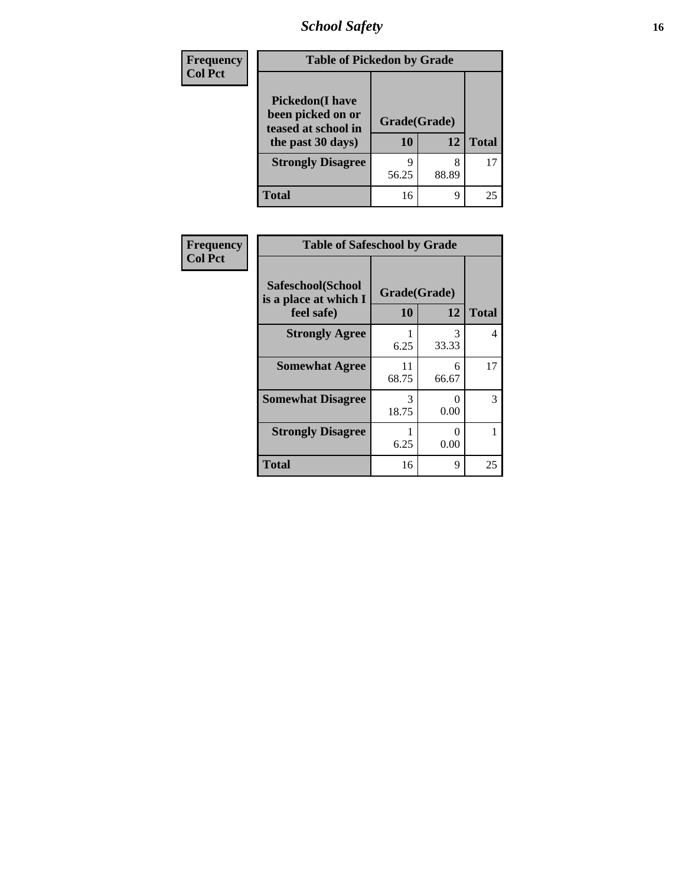| Frequency<br>Col Pct |
|---|

**Table of Pickedon by Grade**

| Pickedon(I have been picked on or teased at school in the past 30 days) | Grade(Grade) | | Total |
|---|---|---|---|
| | 10 | 12 | |
| Strongly Disagree | 9<br>56.25 | 8<br>88.89 | 17 |
| Total | 16 | 9 | 25 |

| Frequency<br>Col Pct |
|---|

**Table of Safeschool by Grade**

| Safeschool(School is a place at which I feel safe) | Grade(Grade) | | Total |
|---|---|---|---|
| | 10 | 12 | |
| Strongly Agree | 1<br>6.25 | 3<br>33.33 | 4 |
| Somewhat Agree | 11<br>68.75 | 6<br>66.67 | 17 |
| Somewhat Disagree | 3<br>18.75 | 0<br>0.00 | 3 |
| Strongly Disagree | 1<br>6.25 | 0<br>0.00 | 1 |
| Total | 16 | 9 | 25 |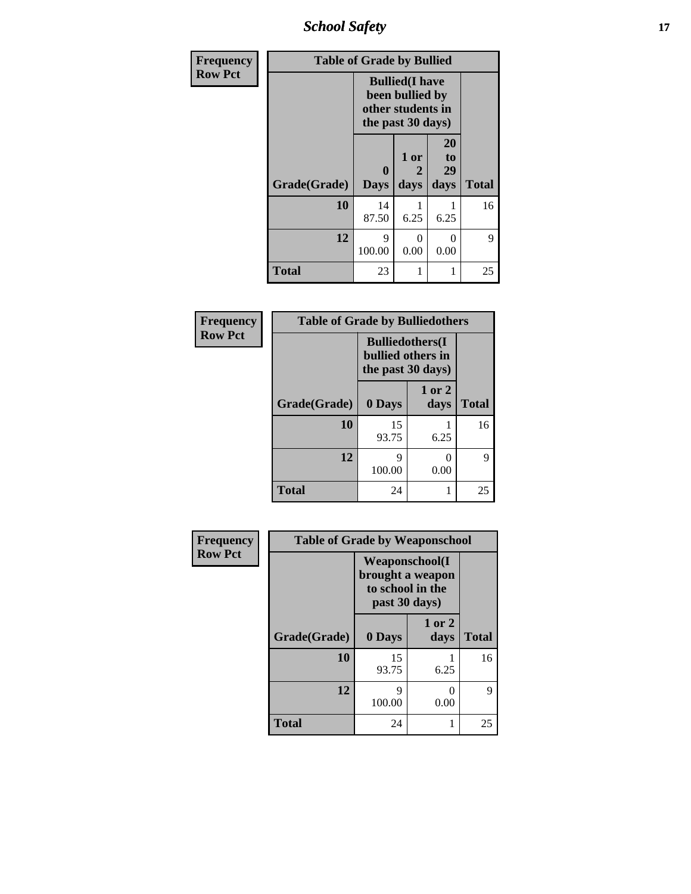| Frequency<br>Row Pct | Table of Grade by Bullied | | | |
|---|---|---|---|---|
| | Bullied(I have been bullied by other students in the past 30 days) | | | |
| Grade(Grade) | 0 Days | 1 or 2 days | 20 to 29 days | Total |
| 10 | 14<br>87.50 | 1<br>6.25 | 1<br>6.25 | 16 |
| 12 | 9<br>100.00 | 0<br>0.00 | 0<br>0.00 | 9 |
| Total | 23 | 1 | 1 | 25 |

| Frequency<br>Row Pct | Table of Grade by Bulliedothers | | |
|---|---|---|---|
| | Bulliedothers(I bullied others in the past 30 days) | | |
| Grade(Grade) | 0 Days | 1 or 2 days | Total |
| 10 | 15<br>93.75 | 1<br>6.25 | 16 |
| 12 | 9<br>100.00 | 0<br>0.00 | 9 |
| Total | 24 | 1 | 25 |

| Frequency<br>Row Pct | Table of Grade by Weaponschool | | |
|---|---|---|---|
| | Weaponschool(I brought a weapon to school in the past 30 days) | | |
| Grade(Grade) | 0 Days | 1 or 2 days | Total |
| 10 | 15<br>93.75 | 1<br>6.25 | 16 |
| 12 | 9<br>100.00 | 0<br>0.00 | 9 |
| Total | 24 | 1 | 25 |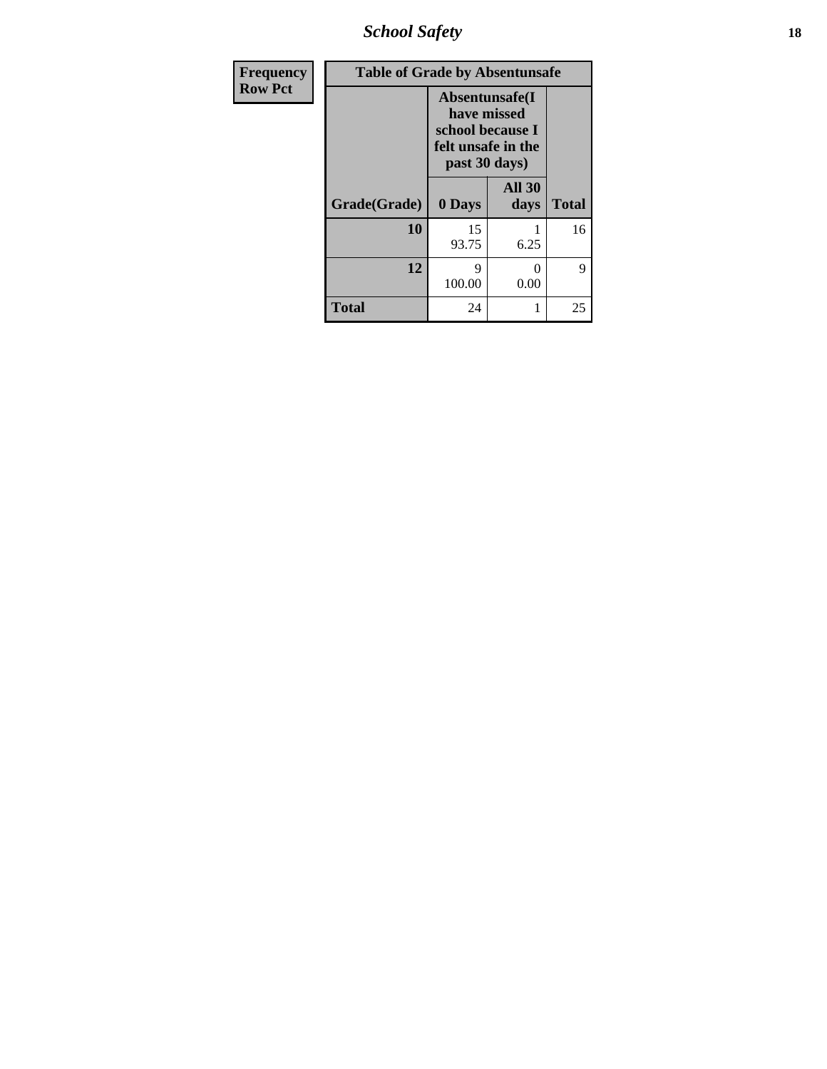| Frequency Row Pct | Table of Grade by Absentunsafe | | |
|---|---|---|---|
| | Absentunsafe(I have missed school because I felt unsafe in the past 30 days) | | |
| Grade(Grade) | 0 Days | All 30 days | Total |
| 10 | 15<br>93.75 | 1<br>6.25 | 16 |
| 12 | 9<br>100.00 | 0<br>0.00 | 9 |
| Total | 24 | 1 | 25 |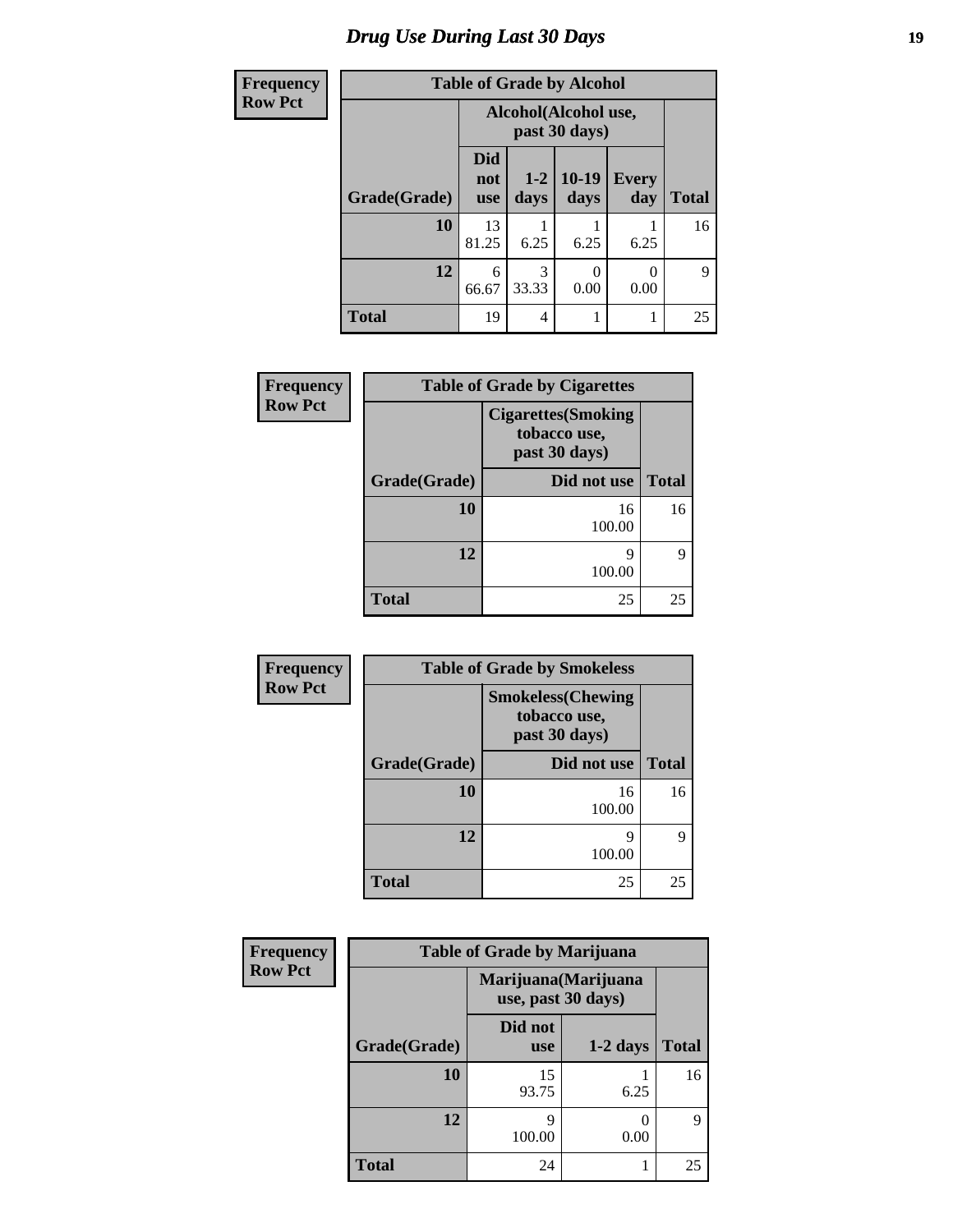# Drug Use During Last 30 Days

**Frequency**
**Row Pct**

| Table of Grade by Alcohol | | | | | |
|---|---|---|---|---|---|
| | Alcohol(Alcohol use, past 30 days) | | | | |
| Grade(Grade) | Did not use | 1-2 days | 10-19 days | Every day | Total |
| 10 | 13<br>81.25 | 1<br>6.25 | 1<br>6.25 | 1<br>6.25 | 16 |
| 12 | 6<br>66.67 | 3<br>33.33 | 0<br>0.00 | 0<br>0.00 | 9 |
| Total | 19 | 4 | 1 | 1 | 25 |

**Frequency**
**Row Pct**

| Table of Grade by Cigarettes | | |
|---|---|---|
| | Cigarettes(Smoking tobacco use, past 30 days) | |
| Grade(Grade) | Did not use | Total |
| 10 | 16<br>100.00 | 16 |
| 12 | 9<br>100.00 | 9 |
| Total | 25 | 25 |

**Frequency**
**Row Pct**

| Table of Grade by Smokeless | | |
|---|---|---|
| | Smokeless(Chewing tobacco use, past 30 days) | |
| Grade(Grade) | Did not use | Total |
| 10 | 16<br>100.00 | 16 |
| 12 | 9<br>100.00 | 9 |
| Total | 25 | 25 |

**Frequency**
**Row Pct**

| Table of Grade by Marijuana | | | |
|---|---|---|---|
| | Marijuana(Marijuana use, past 30 days) | | |
| Grade(Grade) | Did not use | 1-2 days | Total |
| 10 | 15<br>93.75 | 1<br>6.25 | 16 |
| 12 | 9<br>100.00 | 0<br>0.00 | 9 |
| Total | 24 | 1 | 25 |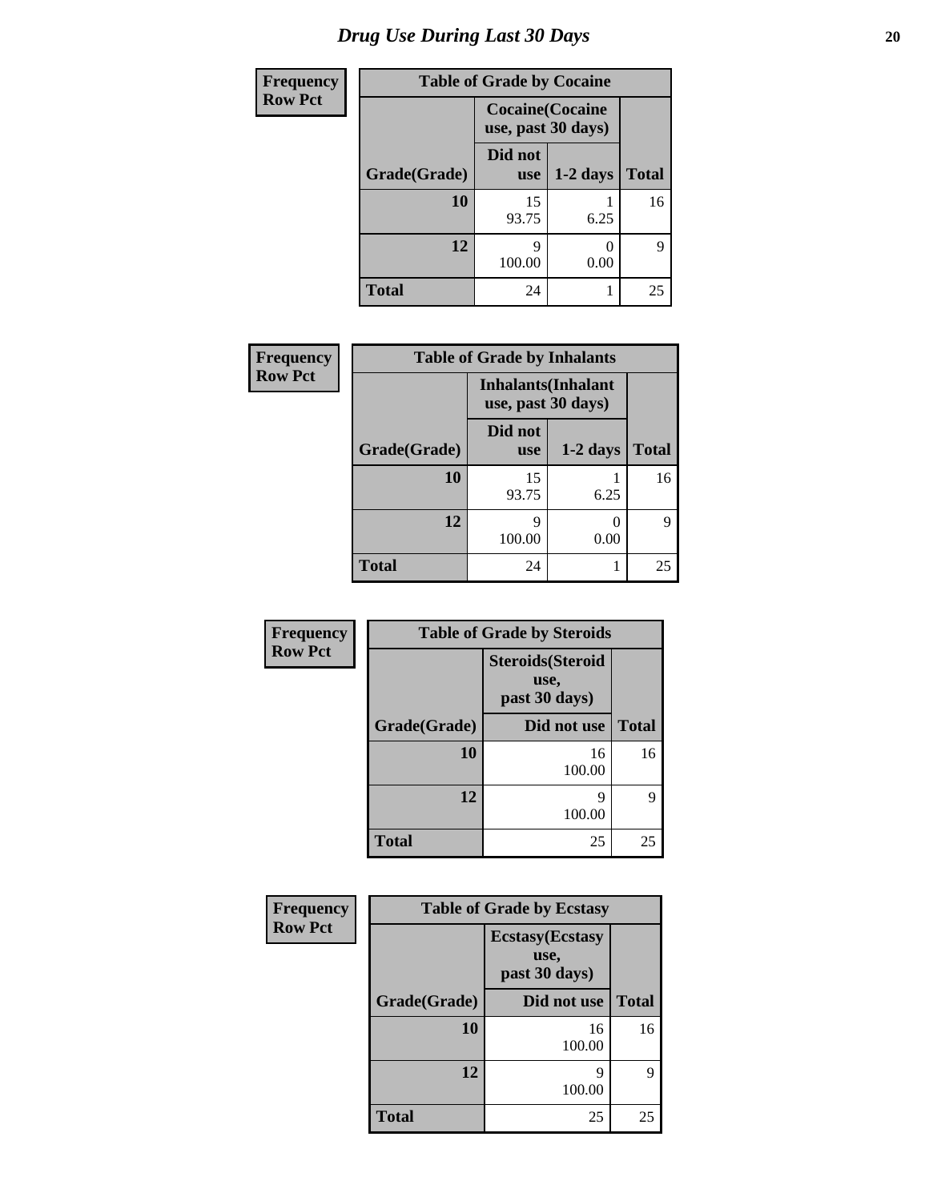# Drug Use During Last 30 Days

| Frequency<br>Row Pct | | | |
|---|---|---|---|
| **Table of Grade by Cocaine** | | | |
| | **Cocaine(Cocaine use, past 30 days)** | | |
| **Grade(Grade)** | **Did not use** | **1-2 days** | **Total** |
| **10** | 15<br>93.75 | 1<br>6.25 | 16 |
| **12** | 9<br>100.00 | 0<br>0.00 | 9 |
| **Total** | 24 | 1 | 25 |

| Frequency<br>Row Pct | | | |
|---|---|---|---|
| **Table of Grade by Inhalants** | | | |
| | **Inhalants(Inhalant use, past 30 days)** | | |
| **Grade(Grade)** | **Did not use** | **1-2 days** | **Total** |
| **10** | 15<br>93.75 | 1<br>6.25 | 16 |
| **12** | 9<br>100.00 | 0<br>0.00 | 9 |
| **Total** | 24 | 1 | 25 |

| Frequency<br>Row Pct | | |
|---|---|---|
| **Table of Grade by Steroids** | | |
| | **Steroids(Steroid use, past 30 days)** | |
| **Grade(Grade)** | **Did not use** | **Total** |
| **10** | 16<br>100.00 | 16 |
| **12** | 9<br>100.00 | 9 |
| **Total** | 25 | 25 |

| Frequency<br>Row Pct | | |
|---|---|---|
| **Table of Grade by Ecstasy** | | |
| | **Ecstasy(Ecstasy use, past 30 days)** | |
| **Grade(Grade)** | **Did not use** | **Total** |
| **10** | 16<br>100.00 | 16 |
| **12** | 9<br>100.00 | 9 |
| **Total** | 25 | 25 |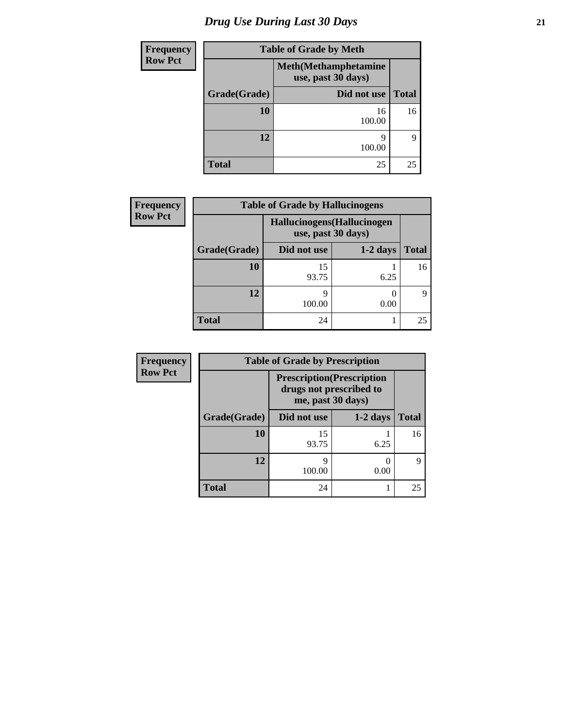# Drug Use During Last 30 Days

**Frequency**
**Row Pct**

| Table of Grade by Meth | | |
|---|---|---|
| | Meth(Methamphetamine use, past 30 days) | |
| Grade(Grade) | Did not use | Total |
| 10 | 16<br>100.00 | 16 |
| 12 | 9<br>100.00 | 9 |
| Total | 25 | 25 |

**Frequency**
**Row Pct**

| Table of Grade by Hallucinogens | | | |
|---|---|---|---|
| | Hallucinogens(Hallucinogen use, past 30 days) | | |
| Grade(Grade) | Did not use | 1-2 days | Total |
| 10 | 15<br>93.75 | 1<br>6.25 | 16 |
| 12 | 9<br>100.00 | 0<br>0.00 | 9 |
| Total | 24 | 1 | 25 |

**Frequency**
**Row Pct**

| Table of Grade by Prescription | | | |
|---|---|---|---|
| | Prescription(Prescription drugs not prescribed to me, past 30 days) | | |
| Grade(Grade) | Did not use | 1-2 days | Total |
| 10 | 15<br>93.75 | 1<br>6.25 | 16 |
| 12 | 9<br>100.00 | 0<br>0.00 | 9 |
| Total | 24 | 1 | 25 |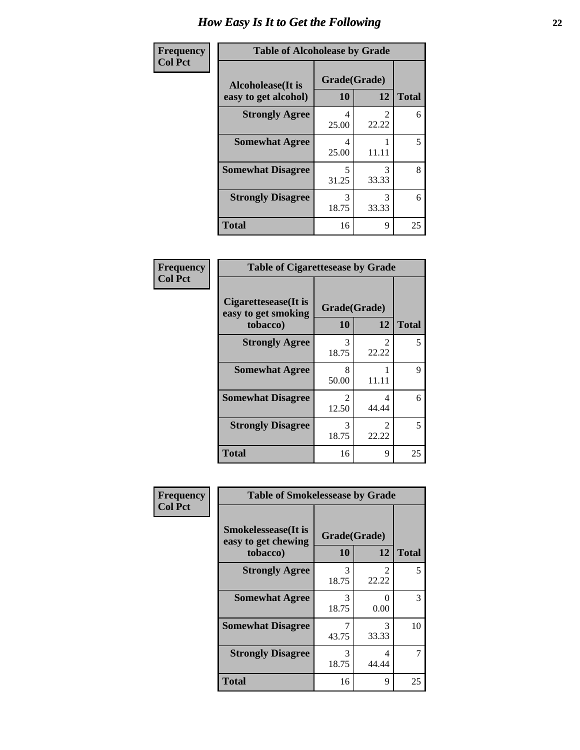# How Easy Is It to Get the Following

**Frequency**
**Col Pct**

**Table of Alcoholease by Grade**

| Alcoholease(It is easy to get alcohol) | Grade(Grade) | | Total |
|---|---|---|---|
| | 10 | 12 | |
| **Strongly Agree** | 4<br>25.00 | 2<br>22.22 | 6 |
| **Somewhat Agree** | 4<br>25.00 | 1<br>11.11 | 5 |
| **Somewhat Disagree** | 5<br>31.25 | 3<br>33.33 | 8 |
| **Strongly Disagree** | 3<br>18.75 | 3<br>33.33 | 6 |
| **Total** | 16 | 9 | 25 |

**Frequency**
**Col Pct**

**Table of Cigarettesease by Grade**

| Cigarettesease(It is easy to get smoking tobacco) | Grade(Grade) | | Total |
|---|---|---|---|
| | 10 | 12 | |
| **Strongly Agree** | 3<br>18.75 | 2<br>22.22 | 5 |
| **Somewhat Agree** | 8<br>50.00 | 1<br>11.11 | 9 |
| **Somewhat Disagree** | 2<br>12.50 | 4<br>44.44 | 6 |
| **Strongly Disagree** | 3<br>18.75 | 2<br>22.22 | 5 |
| **Total** | 16 | 9 | 25 |

**Frequency**
**Col Pct**

**Table of Smokelessease by Grade**

| Smokelessease(It is easy to get chewing tobacco) | Grade(Grade) | | Total |
|---|---|---|---|
| | 10 | 12 | |
| **Strongly Agree** | 3<br>18.75 | 2<br>22.22 | 5 |
| **Somewhat Agree** | 3<br>18.75 | 0<br>0.00 | 3 |
| **Somewhat Disagree** | 7<br>43.75 | 3<br>33.33 | 10 |
| **Strongly Disagree** | 3<br>18.75 | 4<br>44.44 | 7 |
| **Total** | 16 | 9 | 25 |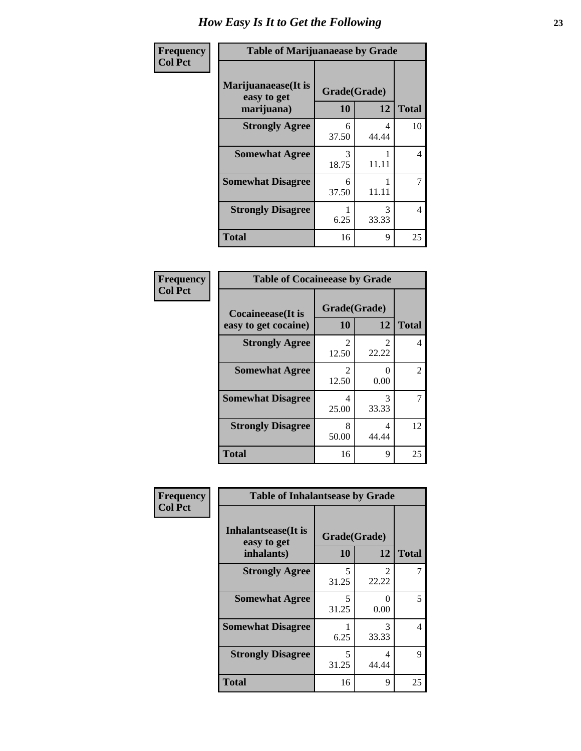# How Easy Is It to Get the Following

**Frequency**
**Col Pct**

**Table of Marijuanaease by Grade**

| Marijuanaease(It is easy to get marijuana) | Grade(Grade) 10 | 12 | Total |
|---|---|---|---|
| **Strongly Agree** | 6<br>37.50 | 4<br>44.44 | 10 |
| **Somewhat Agree** | 3<br>18.75 | 1<br>11.11 | 4 |
| **Somewhat Disagree** | 6<br>37.50 | 1<br>11.11 | 7 |
| **Strongly Disagree** | 1<br>6.25 | 3<br>33.33 | 4 |
| **Total** | 16 | 9 | 25 |

**Frequency**
**Col Pct**

**Table of Cocaineease by Grade**

| Cocaineease(It is easy to get cocaine) | Grade(Grade) 10 | 12 | Total |
|---|---|---|---|
| **Strongly Agree** | 2<br>12.50 | 2<br>22.22 | 4 |
| **Somewhat Agree** | 2<br>12.50 | 0<br>0.00 | 2 |
| **Somewhat Disagree** | 4<br>25.00 | 3<br>33.33 | 7 |
| **Strongly Disagree** | 8<br>50.00 | 4<br>44.44 | 12 |
| **Total** | 16 | 9 | 25 |

**Frequency**
**Col Pct**

**Table of Inhalantsease by Grade**

| Inhalantsease(It is easy to get inhalants) | Grade(Grade) 10 | 12 | Total |
|---|---|---|---|
| **Strongly Agree** | 5<br>31.25 | 2<br>22.22 | 7 |
| **Somewhat Agree** | 5<br>31.25 | 0<br>0.00 | 5 |
| **Somewhat Disagree** | 1<br>6.25 | 3<br>33.33 | 4 |
| **Strongly Disagree** | 5<br>31.25 | 4<br>44.44 | 9 |
| **Total** | 16 | 9 | 25 |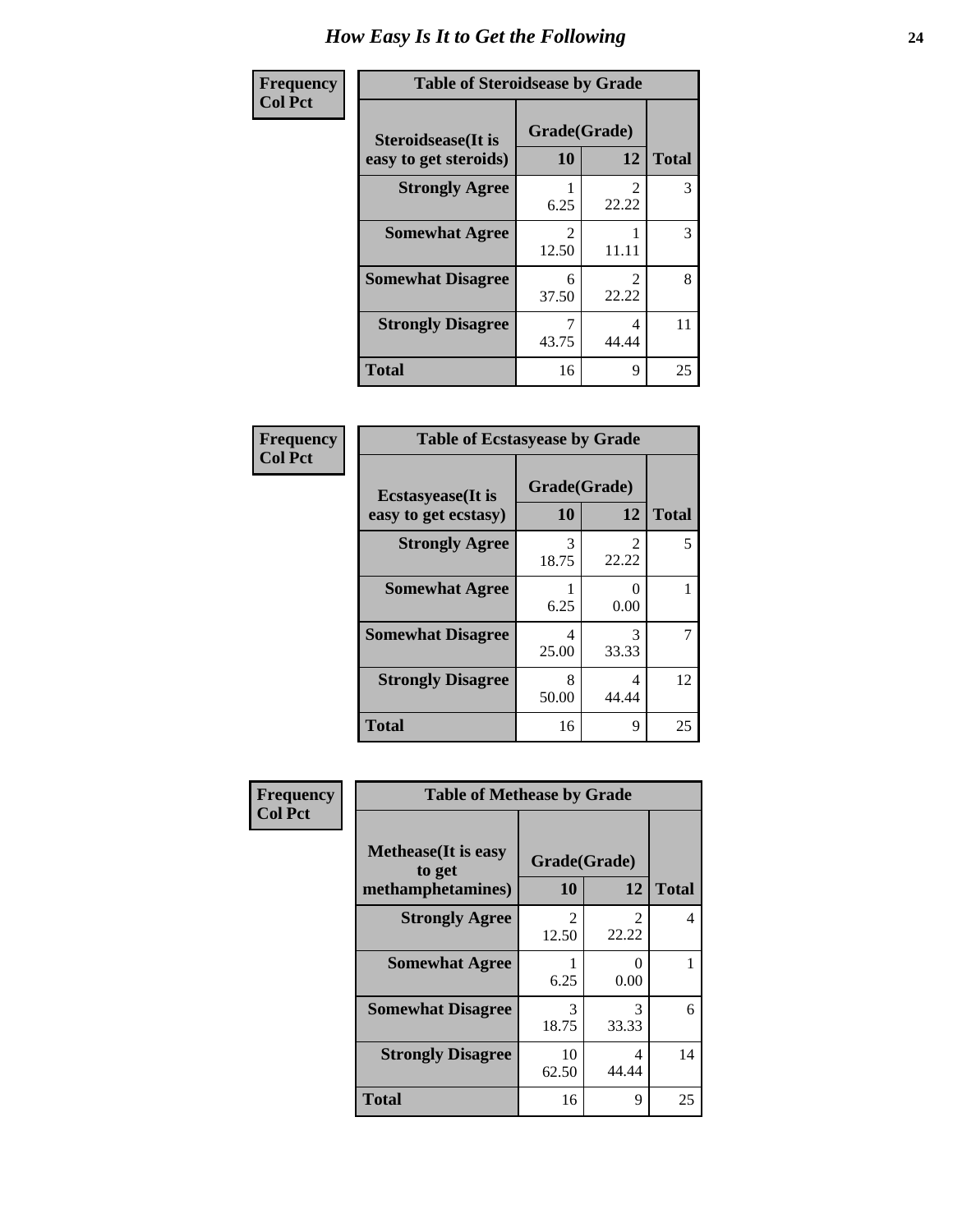# How Easy Is It to Get the Following

**Frequency Col Pct**

**Table of Steroidsease by Grade**

| Steroidsease(It is easy to get steroids) | Grade(Grade) | | Total |
|---|---|---|---|
| | 10 | 12 | |
| **Strongly Agree** | 1<br>6.25 | 2<br>22.22 | 3 |
| **Somewhat Agree** | 2<br>12.50 | 1<br>11.11 | 3 |
| **Somewhat Disagree** | 6<br>37.50 | 2<br>22.22 | 8 |
| **Strongly Disagree** | 7<br>43.75 | 4<br>44.44 | 11 |
| **Total** | 16 | 9 | 25 |

**Frequency Col Pct**

**Table of Ecstasyease by Grade**

| Ecstasyease(It is easy to get ecstasy) | Grade(Grade) | | Total |
|---|---|---|---|
| | 10 | 12 | |
| **Strongly Agree** | 3<br>18.75 | 2<br>22.22 | 5 |
| **Somewhat Agree** | 1<br>6.25 | 0<br>0.00 | 1 |
| **Somewhat Disagree** | 4<br>25.00 | 3<br>33.33 | 7 |
| **Strongly Disagree** | 8<br>50.00 | 4<br>44.44 | 12 |
| **Total** | 16 | 9 | 25 |

**Frequency Col Pct**

**Table of Methease by Grade**

| Methease(It is easy to get methamphetamines) | Grade(Grade) | | Total |
|---|---|---|---|
| | 10 | 12 | |
| **Strongly Agree** | 2<br>12.50 | 2<br>22.22 | 4 |
| **Somewhat Agree** | 1<br>6.25 | 0<br>0.00 | 1 |
| **Somewhat Disagree** | 3<br>18.75 | 3<br>33.33 | 6 |
| **Strongly Disagree** | 10<br>62.50 | 4<br>44.44 | 14 |
| **Total** | 16 | 9 | 25 |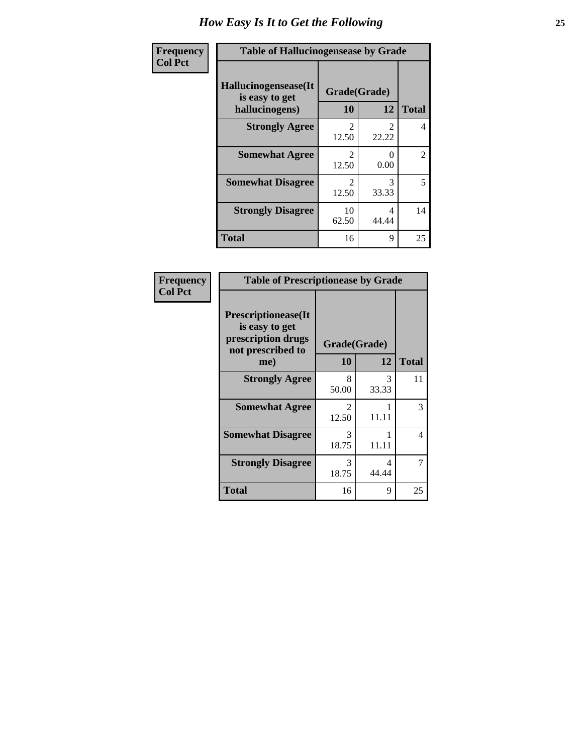# How Easy Is It to Get the Following

| Frequency<br>Col Pct |
|---|

**Table of Hallucinogensease by Grade**

| Hallucinogensease(It is easy to get hallucinogens) | Grade(Grade) 10 | 12 | Total |
|---|---|---|---|
| **Strongly Agree** | 2<br>12.50 | 2<br>22.22 | 4 |
| **Somewhat Agree** | 2<br>12.50 | 0<br>0.00 | 2 |
| **Somewhat Disagree** | 2<br>12.50 | 3<br>33.33 | 5 |
| **Strongly Disagree** | 10<br>62.50 | 4<br>44.44 | 14 |
| **Total** | 16 | 9 | 25 |

| Frequency<br>Col Pct |
|---|

**Table of Prescriptionease by Grade**

| Prescriptionease(It is easy to get prescription drugs not prescribed to me) | Grade(Grade) 10 | 12 | Total |
|---|---|---|---|
| **Strongly Agree** | 8<br>50.00 | 3<br>33.33 | 11 |
| **Somewhat Agree** | 2<br>12.50 | 1<br>11.11 | 3 |
| **Somewhat Disagree** | 3<br>18.75 | 1<br>11.11 | 4 |
| **Strongly Disagree** | 3<br>18.75 | 4<br>44.44 | 7 |
| **Total** | 16 | 9 | 25 |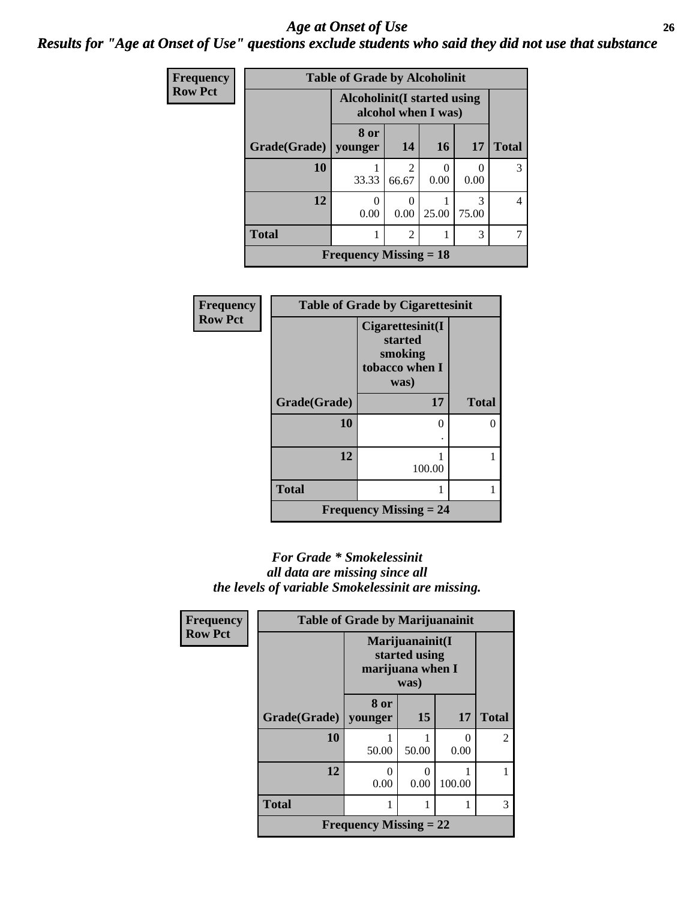# *Age at Onset of Use*

***Results for "Age at Onset of Use" questions exclude students who said they did not use that substance***

**Frequency**
**Row Pct**

| Table of Grade by Alcoholinit | | | | | |
|---|---|---|---|---|---|
| | Alcoholinit(I started using alcohol when I was) | | | | |
| Grade(Grade) | 8 or younger | 14 | 16 | 17 | Total |
| **10** | 1<br>33.33 | 2<br>66.67 | 0<br>0.00 | 0<br>0.00 | 3 |
| **12** | 0<br>0.00 | 0<br>0.00 | 1<br>25.00 | 3<br>75.00 | 4 |
| **Total** | 1 | 2 | 1 | 3 | 7 |
| **Frequency Missing = 18** | | | | | |

**Frequency**
**Row Pct**

| Table of Grade by Cigarettesinit | | |
|---|---|---|
| | Cigarettesinit(I started smoking tobacco when I was) | |
| Grade(Grade) | 17 | Total |
| **10** | 0<br>. | 0 |
| **12** | 1<br>100.00 | 1 |
| **Total** | 1 | 1 |
| **Frequency Missing = 24** | | |

***For Grade * Smokelessinit all data are missing since all the levels of variable Smokelessinit are missing.***

**Frequency**
**Row Pct**

| Table of Grade by Marijuanainit | | | | |
|---|---|---|---|---|
| | Marijuanainit(I started using marijuana when I was) | | | |
| Grade(Grade) | 8 or younger | 15 | 17 | Total |
| **10** | 1<br>50.00 | 1<br>50.00 | 0<br>0.00 | 2 |
| **12** | 0<br>0.00 | 0<br>0.00 | 1<br>100.00 | 1 |
| **Total** | 1 | 1 | 1 | 3 |
| **Frequency Missing = 22** | | | | |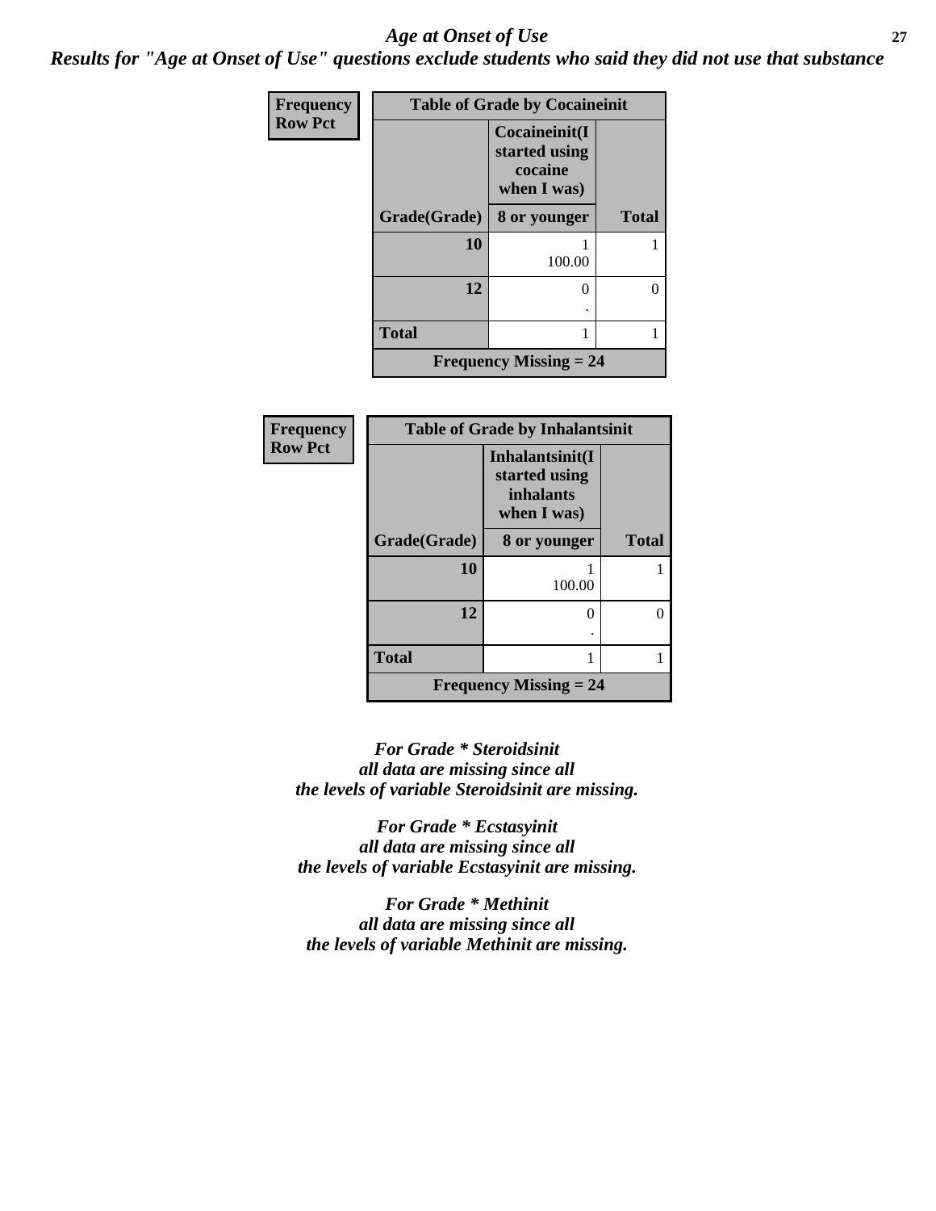# *Age at Onset of Use*

***Results for "Age at Onset of Use" questions exclude students who said they did not use that substance***

| Frequency<br>Row Pct | Table of Grade by Cocaineinit | |
|---|---|---|
| | **Cocaineinit(I started using cocaine when I was)** | |
| **Grade(Grade)** | **8 or younger** | **Total** |
| **10** | 1<br>100.00 | 1 |
| **12** | 0<br>. | 0 |
| **Total** | 1 | 1 |
| **Frequency Missing = 24** | | |

| Frequency<br>Row Pct | Table of Grade by Inhalantsinit | |
|---|---|---|
| | **Inhalantsinit(I started using inhalants when I was)** | |
| **Grade(Grade)** | **8 or younger** | **Total** |
| **10** | 1<br>100.00 | 1 |
| **12** | 0<br>. | 0 |
| **Total** | 1 | 1 |
| **Frequency Missing = 24** | | |

***For Grade * Steroidsinit all data are missing since all the levels of variable Steroidsinit are missing.***

***For Grade * Ecstasyinit all data are missing since all the levels of variable Ecstasyinit are missing.***

***For Grade * Methinit all data are missing since all the levels of variable Methinit are missing.***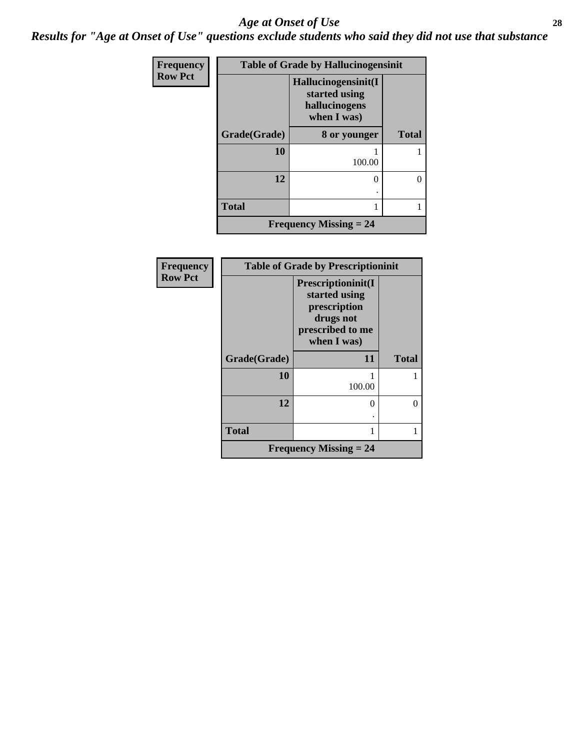## *Age at Onset of Use*

***Results for "Age at Onset of Use" questions exclude students who said they did not use that substance***

**Frequency**
**Row Pct**

| Table of Grade by Hallucinogensinit | | |
|---|---|---|
| | **Hallucinogensinit(I started using hallucinogens when I was)** | |
| **Grade(Grade)** | **8 or younger** | **Total** |
| **10** | 1<br>100.00 | 1 |
| **12** | 0<br>. | 0 |
| **Total** | 1 | 1 |
| **Frequency Missing = 24** | | |

**Frequency**
**Row Pct**

| Table of Grade by Prescriptioninit | | |
|---|---|---|
| | **Prescriptioninit(I started using prescription drugs not prescribed to me when I was)** | |
| **Grade(Grade)** | **11** | **Total** |
| **10** | 1<br>100.00 | 1 |
| **12** | 0<br>. | 0 |
| **Total** | 1 | 1 |
| **Frequency Missing = 24** | | |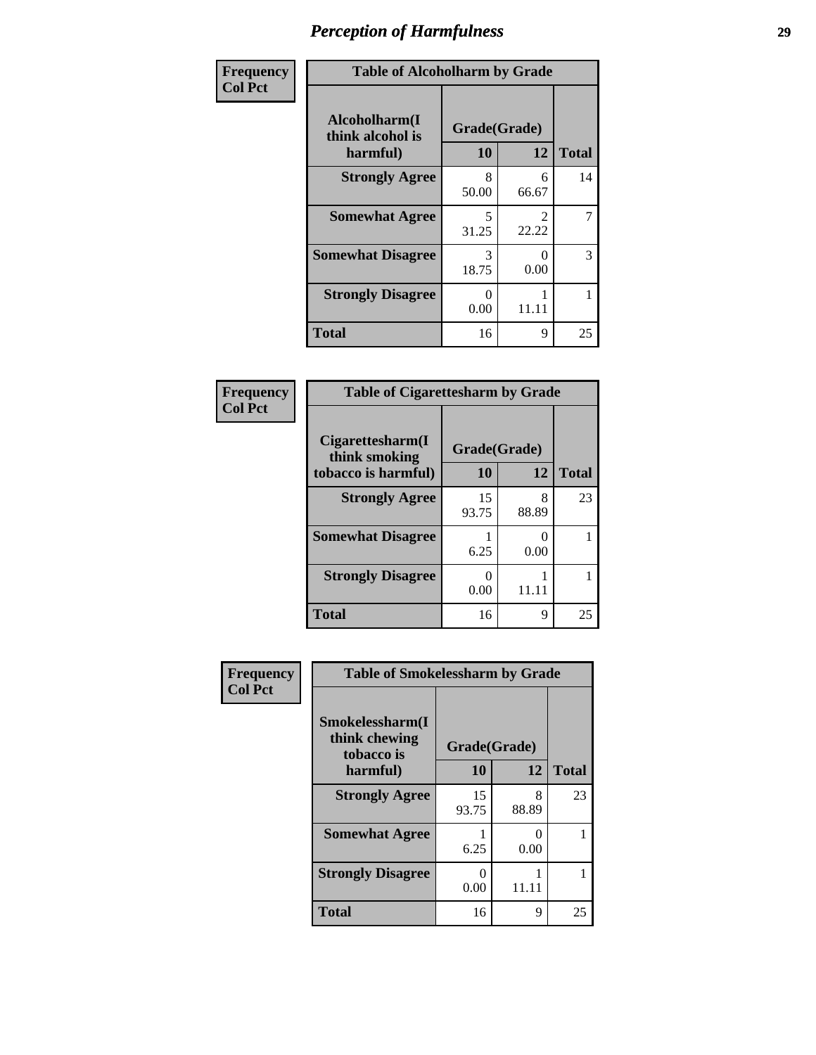# Perception of Harmfulness

| Frequency<br>Col Pct | Table of Alcoholharm by Grade | | |
|---|---|---|---|
| Alcoholharm(I think alcohol is harmful) | Grade(Grade) | | |
| | 10 | 12 | Total |
| Strongly Agree | 8<br>50.00 | 6<br>66.67 | 14 |
| Somewhat Agree | 5<br>31.25 | 2<br>22.22 | 7 |
| Somewhat Disagree | 3<br>18.75 | 0<br>0.00 | 3 |
| Strongly Disagree | 0<br>0.00 | 1<br>11.11 | 1 |
| Total | 16 | 9 | 25 |

| Frequency<br>Col Pct | Table of Cigarettesharm by Grade | | |
|---|---|---|---|
| Cigarettesharm(I think smoking tobacco is harmful) | Grade(Grade) | | |
| | 10 | 12 | Total |
| Strongly Agree | 15<br>93.75 | 8<br>88.89 | 23 |
| Somewhat Disagree | 1<br>6.25 | 0<br>0.00 | 1 |
| Strongly Disagree | 0<br>0.00 | 1<br>11.11 | 1 |
| Total | 16 | 9 | 25 |

| Frequency<br>Col Pct | Table of Smokelessharm by Grade | | |
|---|---|---|---|
| Smokelessharm(I think chewing tobacco is harmful) | Grade(Grade) | | |
| | 10 | 12 | Total |
| Strongly Agree | 15<br>93.75 | 8<br>88.89 | 23 |
| Somewhat Agree | 1<br>6.25 | 0<br>0.00 | 1 |
| Strongly Disagree | 0<br>0.00 | 1<br>11.11 | 1 |
| Total | 16 | 9 | 25 |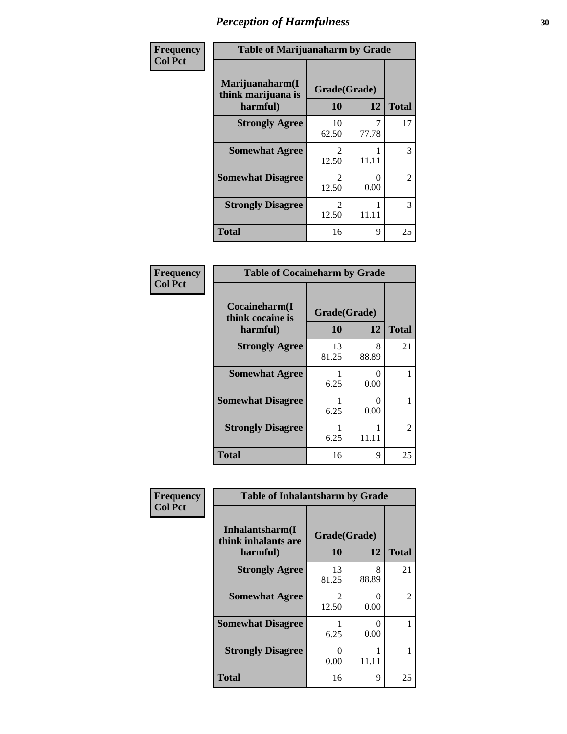# Perception of Harmfulness

| Frequency<br>Col Pct | Table of Marijuanaharm by Grade | | |
|---|---|---|---|
| Marijuanaharm(I think marijuana is harmful) | Grade(Grade) | | |
| | 10 | 12 | Total |
| Strongly Agree | 10<br>62.50 | 7<br>77.78 | 17 |
| Somewhat Agree | 2<br>12.50 | 1<br>11.11 | 3 |
| Somewhat Disagree | 2<br>12.50 | 0<br>0.00 | 2 |
| Strongly Disagree | 2<br>12.50 | 1<br>11.11 | 3 |
| Total | 16 | 9 | 25 |

| Frequency<br>Col Pct | Table of Cocaineharm by Grade | | |
|---|---|---|---|
| Cocaineharm(I think cocaine is harmful) | Grade(Grade) | | |
| | 10 | 12 | Total |
| Strongly Agree | 13<br>81.25 | 8<br>88.89 | 21 |
| Somewhat Agree | 1<br>6.25 | 0<br>0.00 | 1 |
| Somewhat Disagree | 1<br>6.25 | 0<br>0.00 | 1 |
| Strongly Disagree | 1<br>6.25 | 1<br>11.11 | 2 |
| Total | 16 | 9 | 25 |

| Frequency<br>Col Pct | Table of Inhalantsharm by Grade | | |
|---|---|---|---|
| Inhalantsharm(I think inhalants are harmful) | Grade(Grade) | | |
| | 10 | 12 | Total |
| Strongly Agree | 13<br>81.25 | 8<br>88.89 | 21 |
| Somewhat Agree | 2<br>12.50 | 0<br>0.00 | 2 |
| Somewhat Disagree | 1<br>6.25 | 0<br>0.00 | 1 |
| Strongly Disagree | 0<br>0.00 | 1<br>11.11 | 1 |
| Total | 16 | 9 | 25 |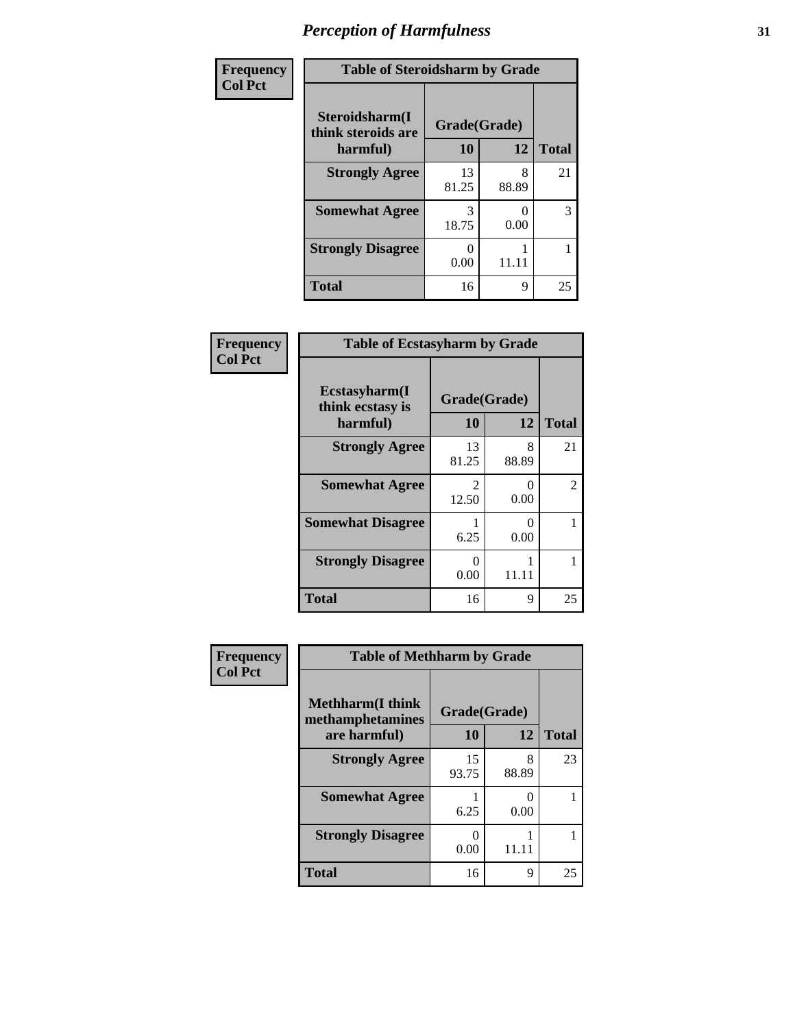## Perception of Harmfulness

**Frequency**
**Col Pct**

| Table of Steroidsharm by Grade | | | |
|---|---|---|---|
| **Steroidsharm(I think steroids are harmful)** | **Grade(Grade)** | | |
| | **10** | **12** | **Total** |
| **Strongly Agree** | 13<br>81.25 | 8<br>88.89 | 21 |
| **Somewhat Agree** | 3<br>18.75 | 0<br>0.00 | 3 |
| **Strongly Disagree** | 0<br>0.00 | 1<br>11.11 | 1 |
| **Total** | 16 | 9 | 25 |

**Frequency**
**Col Pct**

| Table of Ecstasyharm by Grade | | | |
|---|---|---|---|
| **Ecstasyharm(I think ecstasy is harmful)** | **Grade(Grade)** | | |
| | **10** | **12** | **Total** |
| **Strongly Agree** | 13<br>81.25 | 8<br>88.89 | 21 |
| **Somewhat Agree** | 2<br>12.50 | 0<br>0.00 | 2 |
| **Somewhat Disagree** | 1<br>6.25 | 0<br>0.00 | 1 |
| **Strongly Disagree** | 0<br>0.00 | 1<br>11.11 | 1 |
| **Total** | 16 | 9 | 25 |

**Frequency**
**Col Pct**

| Table of Methharm by Grade | | | |
|---|---|---|---|
| **Methharm(I think methamphetamines are harmful)** | **Grade(Grade)** | | |
| | **10** | **12** | **Total** |
| **Strongly Agree** | 15<br>93.75 | 8<br>88.89 | 23 |
| **Somewhat Agree** | 1<br>6.25 | 0<br>0.00 | 1 |
| **Strongly Disagree** | 0<br>0.00 | 1<br>11.11 | 1 |
| **Total** | 16 | 9 | 25 |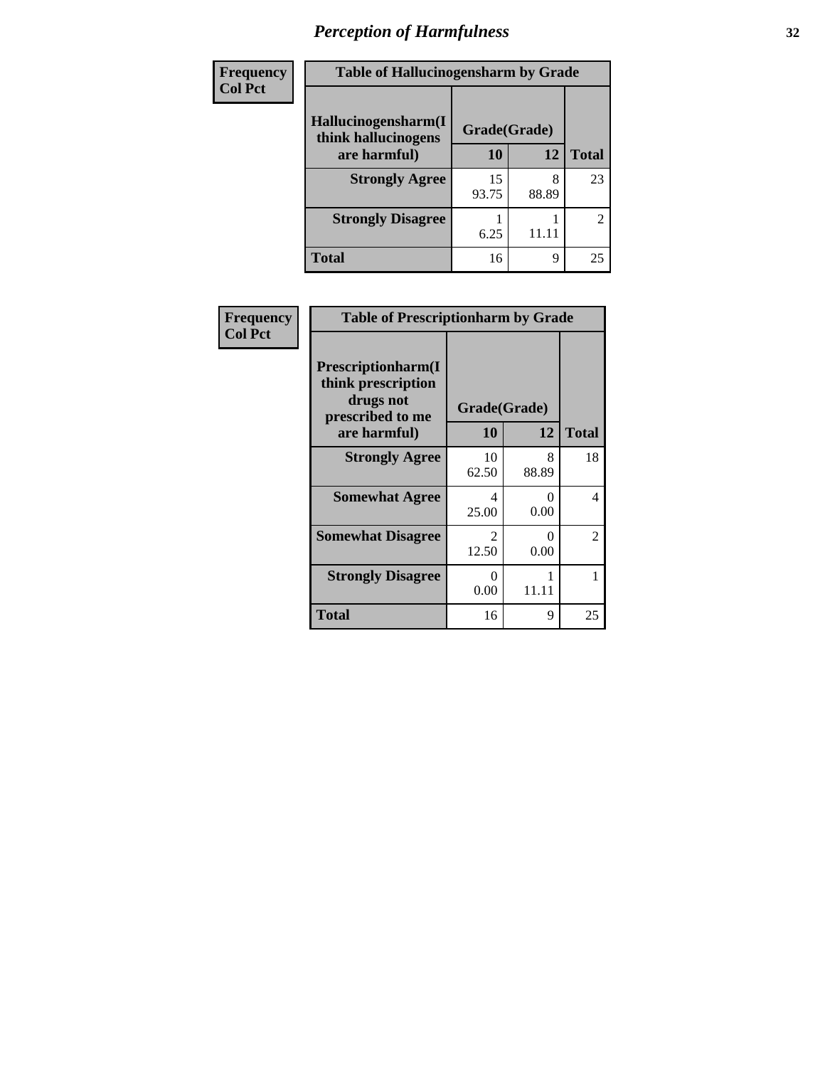# Perception of Harmfulness

| Frequency Col Pct | Table of Hallucinogensharm by Grade | | |
|---|---|---|---|
| Hallucinogensharm(I think hallucinogens are harmful) | Grade(Grade) | | |
| | 10 | 12 | Total |
| Strongly Agree | 15<br>93.75 | 8<br>88.89 | 23 |
| Strongly Disagree | 1<br>6.25 | 1<br>11.11 | 2 |
| Total | 16 | 9 | 25 |

| Frequency Col Pct | Table of Prescriptionharm by Grade | | |
|---|---|---|---|
| Prescriptionharm(I think prescription drugs not prescribed to me are harmful) | Grade(Grade) | | |
| | 10 | 12 | Total |
| Strongly Agree | 10<br>62.50 | 8<br>88.89 | 18 |
| Somewhat Agree | 4<br>25.00 | 0<br>0.00 | 4 |
| Somewhat Disagree | 2<br>12.50 | 0<br>0.00 | 2 |
| Strongly Disagree | 0<br>0.00 | 1<br>11.11 | 1 |
| Total | 16 | 9 | 25 |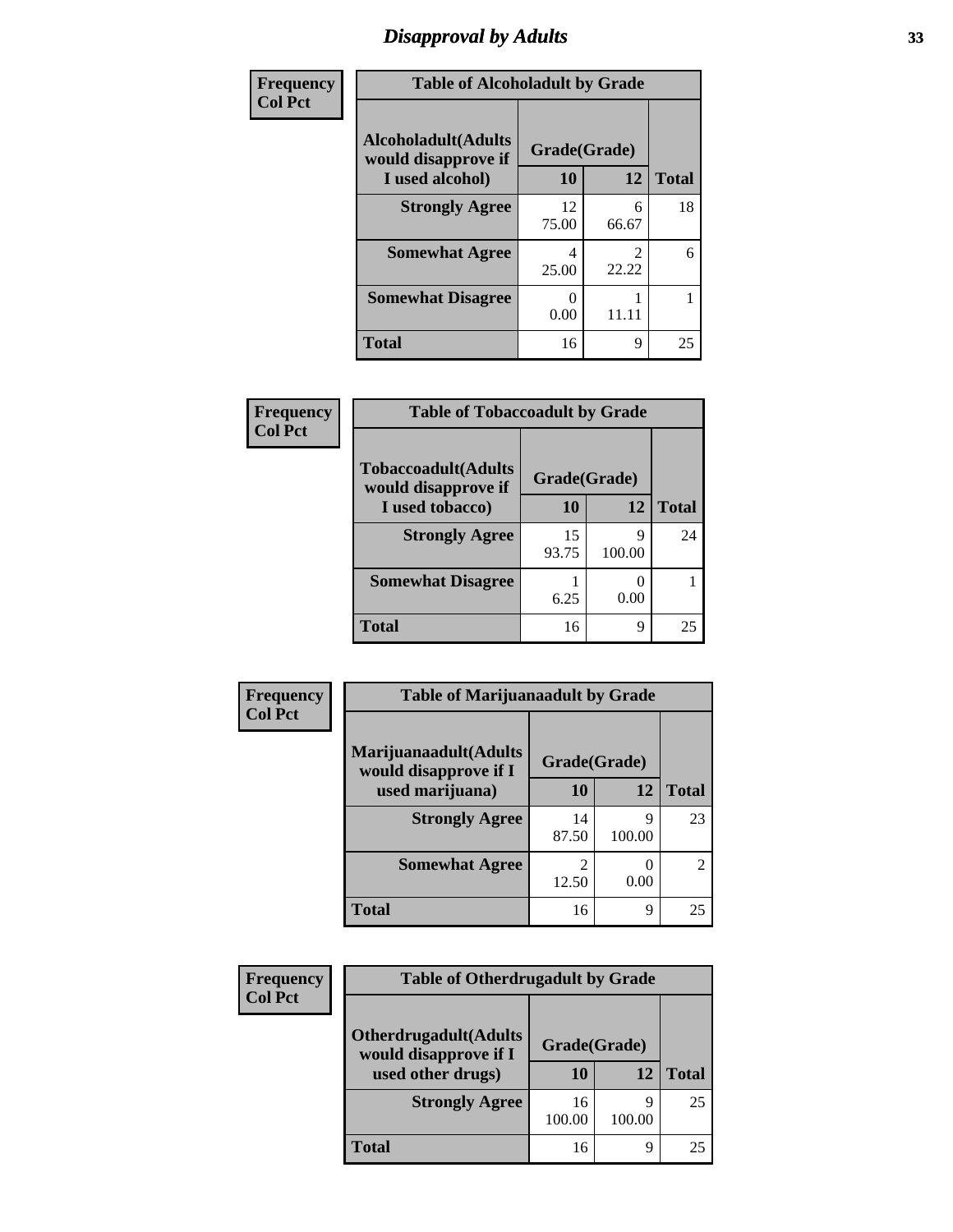# Disapproval by Adults

| Frequency Col Pct | | | |
|---|---|---|---|
| **Table of Alcoholadult by Grade** | | | |
| **Alcoholadult(Adults would disapprove if I used alcohol)** | **Grade(Grade)** | | **Total** |
| | **10** | **12** | |
| **Strongly Agree** | 12<br>75.00 | 6<br>66.67 | 18 |
| **Somewhat Agree** | 4<br>25.00 | 2<br>22.22 | 6 |
| **Somewhat Disagree** | 0<br>0.00 | 1<br>11.11 | 1 |
| **Total** | 16 | 9 | 25 |

| Frequency Col Pct | | | |
|---|---|---|---|
| **Table of Tobaccoadult by Grade** | | | |
| **Tobaccoadult(Adults would disapprove if I used tobacco)** | **Grade(Grade)** | | **Total** |
| | **10** | **12** | |
| **Strongly Agree** | 15<br>93.75 | 9<br>100.00 | 24 |
| **Somewhat Disagree** | 1<br>6.25 | 0<br>0.00 | 1 |
| **Total** | 16 | 9 | 25 |

| Frequency Col Pct | | | |
|---|---|---|---|
| **Table of Marijuanaadult by Grade** | | | |
| **Marijuanaadult(Adults would disapprove if I used marijuana)** | **Grade(Grade)** | | **Total** |
| | **10** | **12** | |
| **Strongly Agree** | 14<br>87.50 | 9<br>100.00 | 23 |
| **Somewhat Agree** | 2<br>12.50 | 0<br>0.00 | 2 |
| **Total** | 16 | 9 | 25 |

| Frequency Col Pct | | | |
|---|---|---|---|
| **Table of Otherdrugadult by Grade** | | | |
| **Otherdrugadult(Adults would disapprove if I used other drugs)** | **Grade(Grade)** | | **Total** |
| | **10** | **12** | |
| **Strongly Agree** | 16<br>100.00 | 9<br>100.00 | 25 |
| **Total** | 16 | 9 | 25 |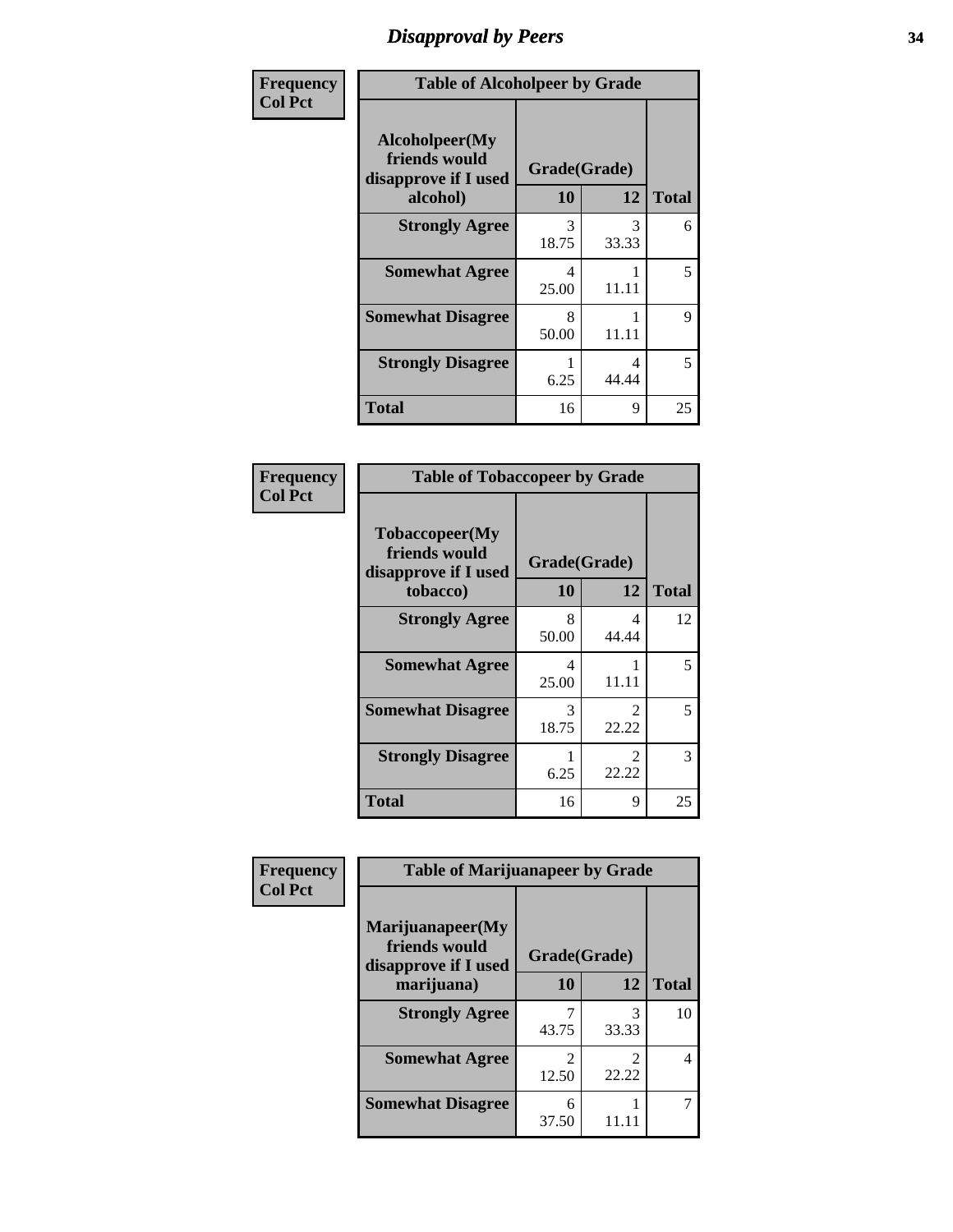# Disapproval by Peers

**Frequency**
**Col Pct**

| Table of Alcoholpeer by Grade | | | |
|---|---|---|---|
| **Alcoholpeer(My friends would disapprove if I used alcohol)** | **Grade(Grade)** | | |
| | **10** | **12** | **Total** |
| **Strongly Agree** | 3<br>18.75 | 3<br>33.33 | 6 |
| **Somewhat Agree** | 4<br>25.00 | 1<br>11.11 | 5 |
| **Somewhat Disagree** | 8<br>50.00 | 1<br>11.11 | 9 |
| **Strongly Disagree** | 1<br>6.25 | 4<br>44.44 | 5 |
| **Total** | 16 | 9 | 25 |

**Frequency**
**Col Pct**

| Table of Tobaccopeer by Grade | | | |
|---|---|---|---|
| **Tobaccopeer(My friends would disapprove if I used tobacco)** | **Grade(Grade)** | | |
| | **10** | **12** | **Total** |
| **Strongly Agree** | 8<br>50.00 | 4<br>44.44 | 12 |
| **Somewhat Agree** | 4<br>25.00 | 1<br>11.11 | 5 |
| **Somewhat Disagree** | 3<br>18.75 | 2<br>22.22 | 5 |
| **Strongly Disagree** | 1<br>6.25 | 2<br>22.22 | 3 |
| **Total** | 16 | 9 | 25 |

**Frequency**
**Col Pct**

| Table of Marijuanapeer by Grade | | | |
|---|---|---|---|
| **Marijuanapeer(My friends would disapprove if I used marijuana)** | **Grade(Grade)** | | |
| | **10** | **12** | **Total** |
| **Strongly Agree** | 7<br>43.75 | 3<br>33.33 | 10 |
| **Somewhat Agree** | 2<br>12.50 | 2<br>22.22 | 4 |
| **Somewhat Disagree** | 6<br>37.50 | 1<br>11.11 | 7 |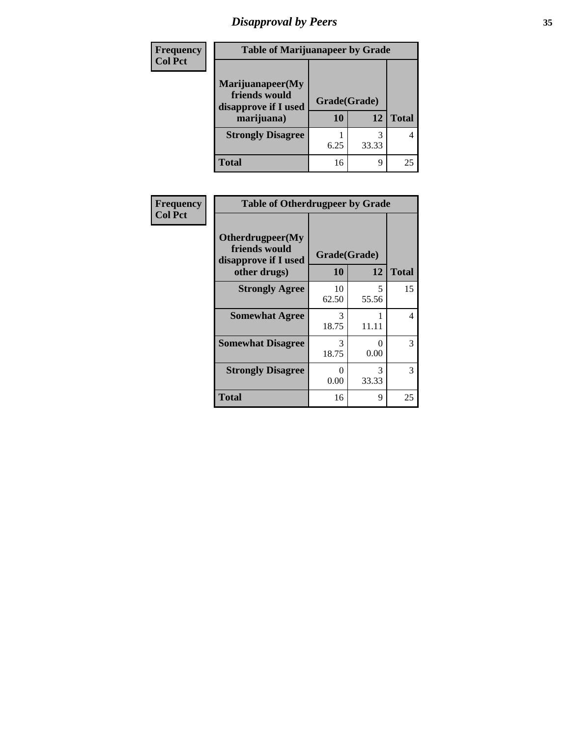# Disapproval by Peers

| Frequency<br>Col Pct | Table of Marijuanapeer by Grade | | |
|---|---|---|---|
| Marijuanapeer(My friends would disapprove if I used marijuana) | Grade(Grade) | | |
| | 10 | 12 | Total |
| Strongly Disagree | 1<br>6.25 | 3<br>33.33 | 4 |
| Total | 16 | 9 | 25 |

| Frequency<br>Col Pct | Table of Otherdrugpeer by Grade | | |
|---|---|---|---|
| Otherdrugpeer(My friends would disapprove if I used other drugs) | Grade(Grade) | | |
| | 10 | 12 | Total |
| Strongly Agree | 10<br>62.50 | 5<br>55.56 | 15 |
| Somewhat Agree | 3<br>18.75 | 1<br>11.11 | 4 |
| Somewhat Disagree | 3<br>18.75 | 0<br>0.00 | 3 |
| Strongly Disagree | 0<br>0.00 | 3<br>33.33 | 3 |
| Total | 16 | 9 | 25 |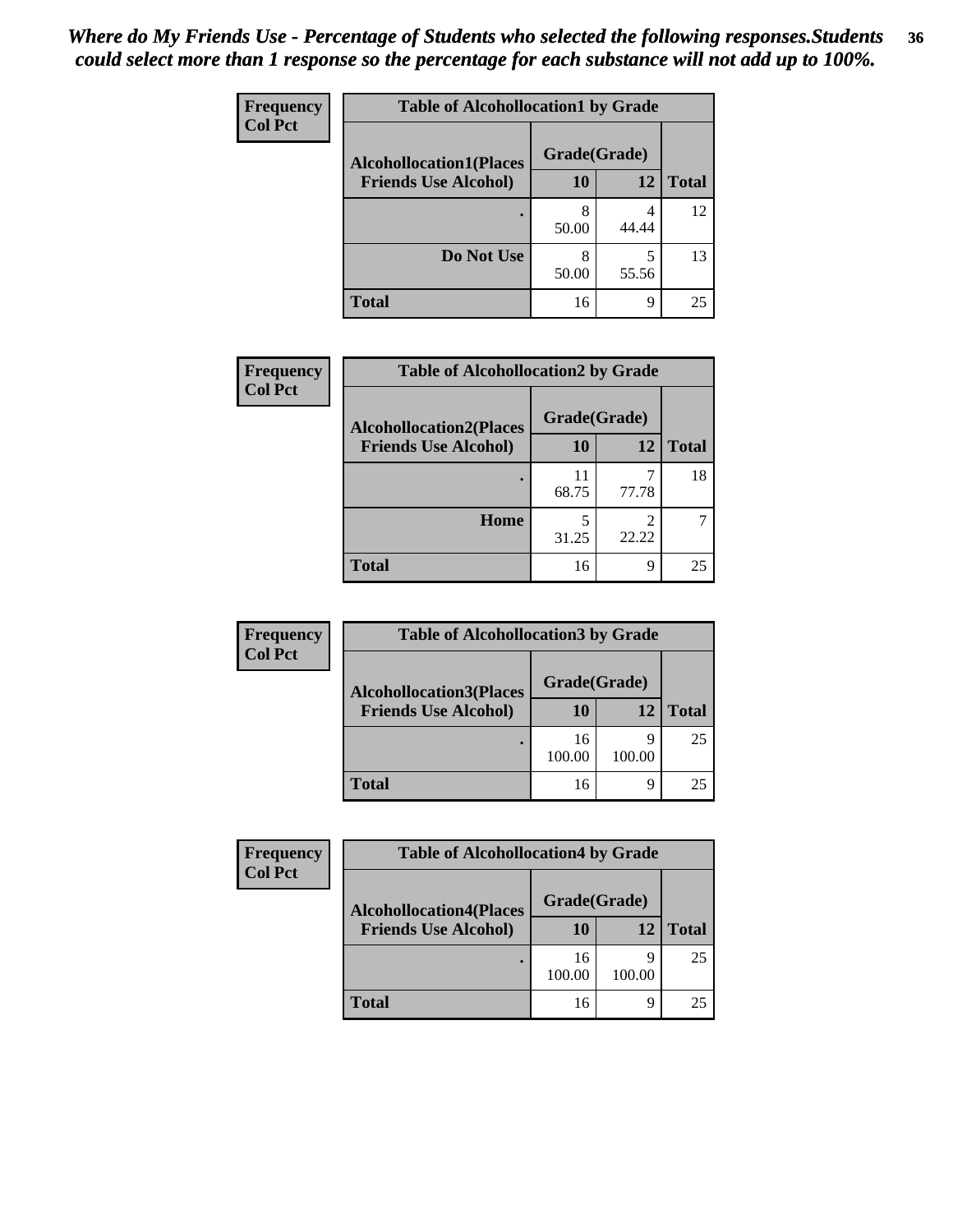*Where do My Friends Use - Percentage of Students who selected the following responses.Students could select more than 1 response so the percentage for each substance will not add up to 100%.*

**Frequency**
**Col Pct**

| Table of Alcohollocation1 by Grade | | | |
|---|---|---|---|
| **Alcohollocation1(Places Friends Use Alcohol)** | **Grade(Grade)** | | |
| | **10** | **12** | **Total** |
| **.** | 8<br>50.00 | 4<br>44.44 | 12 |
| **Do Not Use** | 8<br>50.00 | 5<br>55.56 | 13 |
| **Total** | 16 | 9 | 25 |

**Frequency**
**Col Pct**

| Table of Alcohollocation2 by Grade | | | |
|---|---|---|---|
| **Alcohollocation2(Places Friends Use Alcohol)** | **Grade(Grade)** | | |
| | **10** | **12** | **Total** |
| **.** | 11<br>68.75 | 7<br>77.78 | 18 |
| **Home** | 5<br>31.25 | 2<br>22.22 | 7 |
| **Total** | 16 | 9 | 25 |

**Frequency**
**Col Pct**

| Table of Alcohollocation3 by Grade | | | |
|---|---|---|---|
| **Alcohollocation3(Places Friends Use Alcohol)** | **Grade(Grade)** | | |
| | **10** | **12** | **Total** |
| **.** | 16<br>100.00 | 9<br>100.00 | 25 |
| **Total** | 16 | 9 | 25 |

**Frequency**
**Col Pct**

| Table of Alcohollocation4 by Grade | | | |
|---|---|---|---|
| **Alcohollocation4(Places Friends Use Alcohol)** | **Grade(Grade)** | | |
| | **10** | **12** | **Total** |
| **.** | 16<br>100.00 | 9<br>100.00 | 25 |
| **Total** | 16 | 9 | 25 |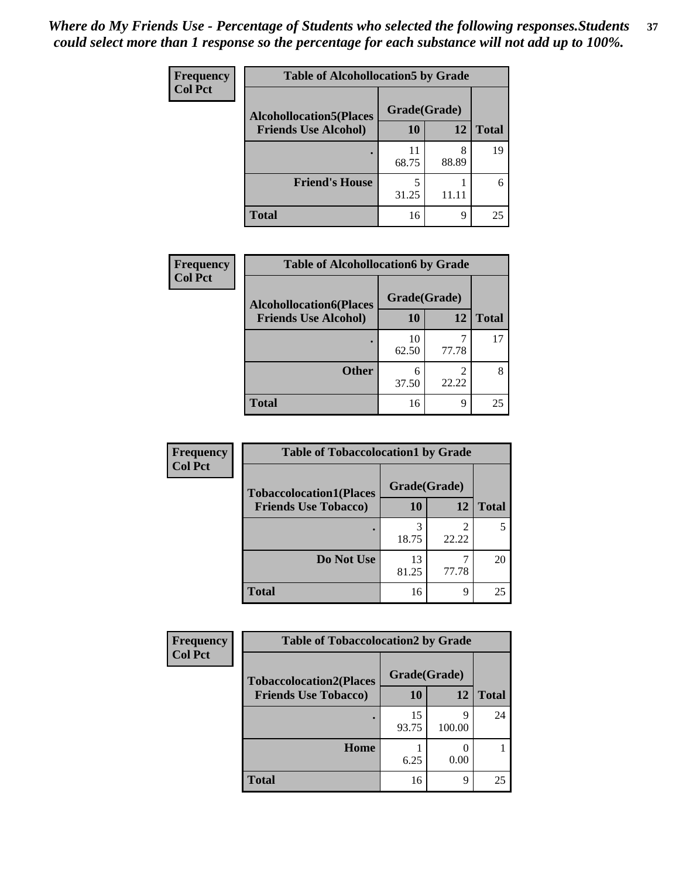*Where do My Friends Use - Percentage of Students who selected the following responses.Students could select more than 1 response so the percentage for each substance will not add up to 100%.*

**Frequency**
**Col Pct**

| Table of Alcohollocation5 by Grade | | | |
|---|---|---|---|
| **Alcohollocation5(Places Friends Use Alcohol)** | **Grade(Grade)** | | |
| | **10** | **12** | **Total** |
| **.** | 11<br>68.75 | 8<br>88.89 | 19 |
| **Friend's House** | 5<br>31.25 | 1<br>11.11 | 6 |
| **Total** | 16 | 9 | 25 |

**Frequency**
**Col Pct**

| Table of Alcohollocation6 by Grade | | | |
|---|---|---|---|
| **Alcohollocation6(Places Friends Use Alcohol)** | **Grade(Grade)** | | |
| | **10** | **12** | **Total** |
| **.** | 10<br>62.50 | 7<br>77.78 | 17 |
| **Other** | 6<br>37.50 | 2<br>22.22 | 8 |
| **Total** | 16 | 9 | 25 |

**Frequency**
**Col Pct**

| Table of Tobaccolocation1 by Grade | | | |
|---|---|---|---|
| **Tobaccolocation1(Places Friends Use Tobacco)** | **Grade(Grade)** | | |
| | **10** | **12** | **Total** |
| **.** | 3<br>18.75 | 2<br>22.22 | 5 |
| **Do Not Use** | 13<br>81.25 | 7<br>77.78 | 20 |
| **Total** | 16 | 9 | 25 |

**Frequency**
**Col Pct**

| Table of Tobaccolocation2 by Grade | | | |
|---|---|---|---|
| **Tobaccolocation2(Places Friends Use Tobacco)** | **Grade(Grade)** | | |
| | **10** | **12** | **Total** |
| **.** | 15<br>93.75 | 9<br>100.00 | 24 |
| **Home** | 1<br>6.25 | 0<br>0.00 | 1 |
| **Total** | 16 | 9 | 25 |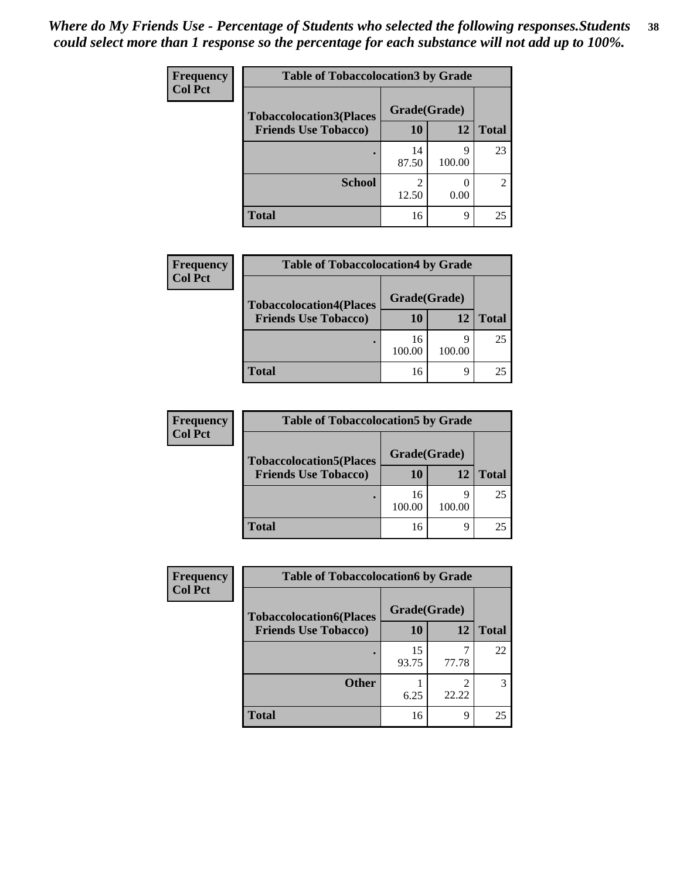*Where do My Friends Use - Percentage of Students who selected the following responses.Students could select more than 1 response so the percentage for each substance will not add up to 100%.*

| Frequency Col Pct | Table of Tobaccolocation3 by Grade | | |
|---|---|---|---|
| Tobaccolocation3(Places Friends Use Tobacco) | Grade(Grade) | | |
| | 10 | 12 | Total |
| . | 14<br>87.50 | 9<br>100.00 | 23 |
| School | 2<br>12.50 | 0<br>0.00 | 2 |
| Total | 16 | 9 | 25 |

| Frequency Col Pct | Table of Tobaccolocation4 by Grade | | |
|---|---|---|---|
| Tobaccolocation4(Places Friends Use Tobacco) | Grade(Grade) | | |
| | 10 | 12 | Total |
| . | 16<br>100.00 | 9<br>100.00 | 25 |
| Total | 16 | 9 | 25 |

| Frequency Col Pct | Table of Tobaccolocation5 by Grade | | |
|---|---|---|---|
| Tobaccolocation5(Places Friends Use Tobacco) | Grade(Grade) | | |
| | 10 | 12 | Total |
| . | 16<br>100.00 | 9<br>100.00 | 25 |
| Total | 16 | 9 | 25 |

| Frequency Col Pct | Table of Tobaccolocation6 by Grade | | |
|---|---|---|---|
| Tobaccolocation6(Places Friends Use Tobacco) | Grade(Grade) | | |
| | 10 | 12 | Total |
| . | 15<br>93.75 | 7<br>77.78 | 22 |
| Other | 1<br>6.25 | 2<br>22.22 | 3 |
| Total | 16 | 9 | 25 |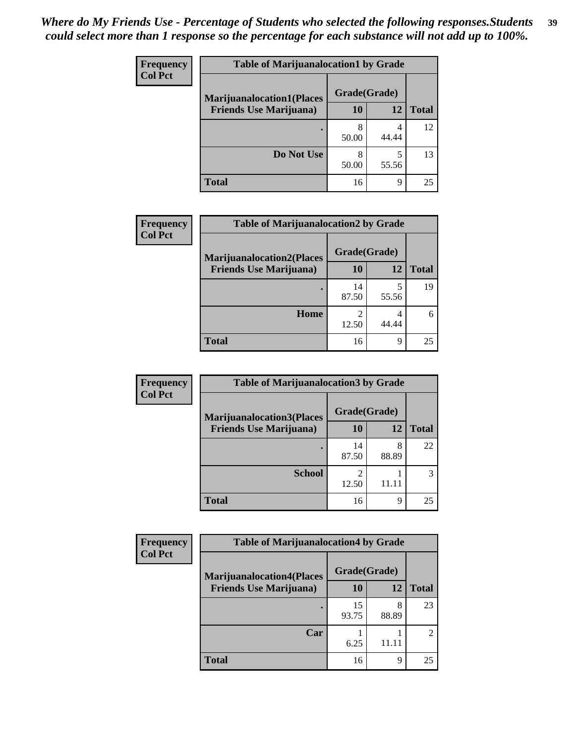*Where do My Friends Use - Percentage of Students who selected the following responses.Students could select more than 1 response so the percentage for each substance will not add up to 100%.*

**Frequency**
**Col Pct**

| Table of Marijuanalocation1 by Grade | | | |
|---|---|---|---|
| **Marijuanalocation1(Places Friends Use Marijuana)** | **Grade(Grade)** | | |
| | **10** | **12** | **Total** |
| **.** | 8<br>50.00 | 4<br>44.44 | 12 |
| **Do Not Use** | 8<br>50.00 | 5<br>55.56 | 13 |
| **Total** | 16 | 9 | 25 |

**Frequency**
**Col Pct**

| Table of Marijuanalocation2 by Grade | | | |
|---|---|---|---|
| **Marijuanalocation2(Places Friends Use Marijuana)** | **Grade(Grade)** | | |
| | **10** | **12** | **Total** |
| **.** | 14<br>87.50 | 5<br>55.56 | 19 |
| **Home** | 2<br>12.50 | 4<br>44.44 | 6 |
| **Total** | 16 | 9 | 25 |

**Frequency**
**Col Pct**

| Table of Marijuanalocation3 by Grade | | | |
|---|---|---|---|
| **Marijuanalocation3(Places Friends Use Marijuana)** | **Grade(Grade)** | | |
| | **10** | **12** | **Total** |
| **.** | 14<br>87.50 | 8<br>88.89 | 22 |
| **School** | 2<br>12.50 | 1<br>11.11 | 3 |
| **Total** | 16 | 9 | 25 |

**Frequency**
**Col Pct**

| Table of Marijuanalocation4 by Grade | | | |
|---|---|---|---|
| **Marijuanalocation4(Places Friends Use Marijuana)** | **Grade(Grade)** | | |
| | **10** | **12** | **Total** |
| **.** | 15<br>93.75 | 8<br>88.89 | 23 |
| **Car** | 1<br>6.25 | 1<br>11.11 | 2 |
| **Total** | 16 | 9 | 25 |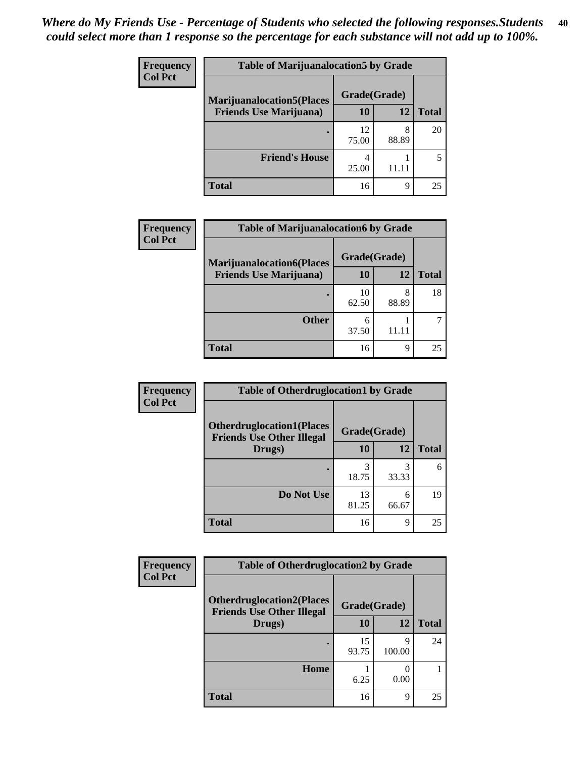*Where do My Friends Use - Percentage of Students who selected the following responses.Students could select more than 1 response so the percentage for each substance will not add up to 100%.*

**Frequency**
**Col Pct**

| Table of Marijuanalocation5 by Grade | | | |
|---|---|---|---|
| **Marijuanalocation5(Places Friends Use Marijuana)** | **Grade(Grade)** | | |
| | **10** | **12** | **Total** |
| **.** | 12<br>75.00 | 8<br>88.89 | 20 |
| **Friend's House** | 4<br>25.00 | 1<br>11.11 | 5 |
| **Total** | 16 | 9 | 25 |

**Frequency**
**Col Pct**

| Table of Marijuanalocation6 by Grade | | | |
|---|---|---|---|
| **Marijuanalocation6(Places Friends Use Marijuana)** | **Grade(Grade)** | | |
| | **10** | **12** | **Total** |
| **.** | 10<br>62.50 | 8<br>88.89 | 18 |
| **Other** | 6<br>37.50 | 1<br>11.11 | 7 |
| **Total** | 16 | 9 | 25 |

**Frequency**
**Col Pct**

| Table of Otherdruglocation1 by Grade | | | |
|---|---|---|---|
| **Otherdruglocation1(Places Friends Use Other Illegal Drugs)** | **Grade(Grade)** | | |
| | **10** | **12** | **Total** |
| **.** | 3<br>18.75 | 3<br>33.33 | 6 |
| **Do Not Use** | 13<br>81.25 | 6<br>66.67 | 19 |
| **Total** | 16 | 9 | 25 |

**Frequency**
**Col Pct**

| Table of Otherdruglocation2 by Grade | | | |
|---|---|---|---|
| **Otherdruglocation2(Places Friends Use Other Illegal Drugs)** | **Grade(Grade)** | | |
| | **10** | **12** | **Total** |
| **.** | 15<br>93.75 | 9<br>100.00 | 24 |
| **Home** | 1<br>6.25 | 0<br>0.00 | 1 |
| **Total** | 16 | 9 | 25 |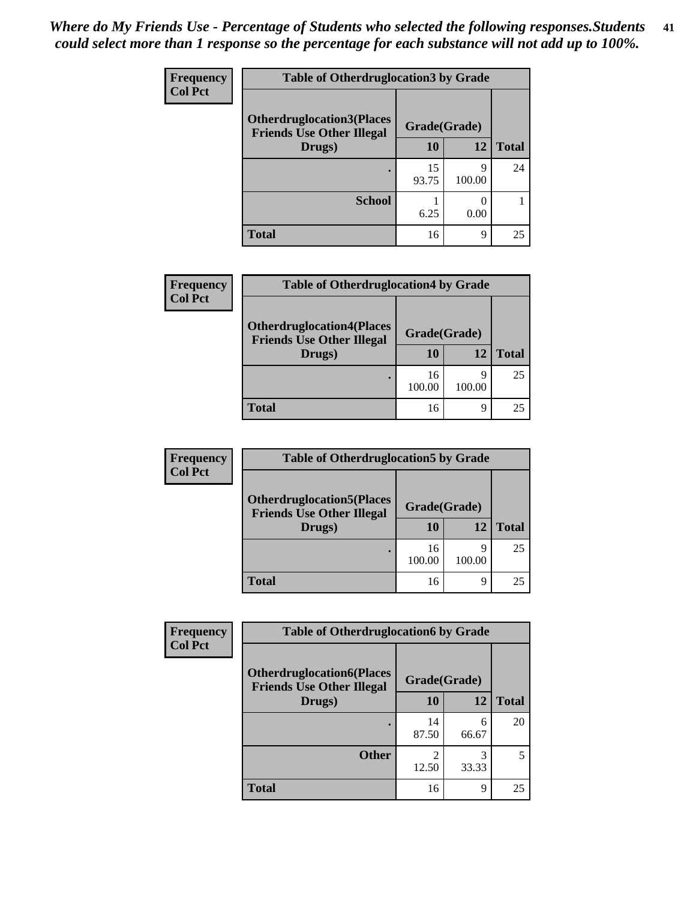*Where do My Friends Use - Percentage of Students who selected the following responses.Students could select more than 1 response so the percentage for each substance will not add up to 100%.*

**Frequency**
**Col Pct**

| Table of Otherdruglocation3 by Grade | | | |
|---|---|---|---|
| **Otherdruglocation3(Places Friends Use Other Illegal Drugs)** | **Grade(Grade)** | | **Total** |
| | **10** | **12** | |
| . | 15<br>93.75 | 9<br>100.00 | 24 |
| **School** | 1<br>6.25 | 0<br>0.00 | 1 |
| **Total** | 16 | 9 | 25 |

**Frequency**
**Col Pct**

| Table of Otherdruglocation4 by Grade | | | |
|---|---|---|---|
| **Otherdruglocation4(Places Friends Use Other Illegal Drugs)** | **Grade(Grade)** | | **Total** |
| | **10** | **12** | |
| . | 16<br>100.00 | 9<br>100.00 | 25 |
| **Total** | 16 | 9 | 25 |

**Frequency**
**Col Pct**

| Table of Otherdruglocation5 by Grade | | | |
|---|---|---|---|
| **Otherdruglocation5(Places Friends Use Other Illegal Drugs)** | **Grade(Grade)** | | **Total** |
| | **10** | **12** | |
| . | 16<br>100.00 | 9<br>100.00 | 25 |
| **Total** | 16 | 9 | 25 |

**Frequency**
**Col Pct**

| Table of Otherdruglocation6 by Grade | | | |
|---|---|---|---|
| **Otherdruglocation6(Places Friends Use Other Illegal Drugs)** | **Grade(Grade)** | | **Total** |
| | **10** | **12** | |
| . | 14<br>87.50 | 6<br>66.67 | 20 |
| **Other** | 2<br>12.50 | 3<br>33.33 | 5 |
| **Total** | 16 | 9 | 25 |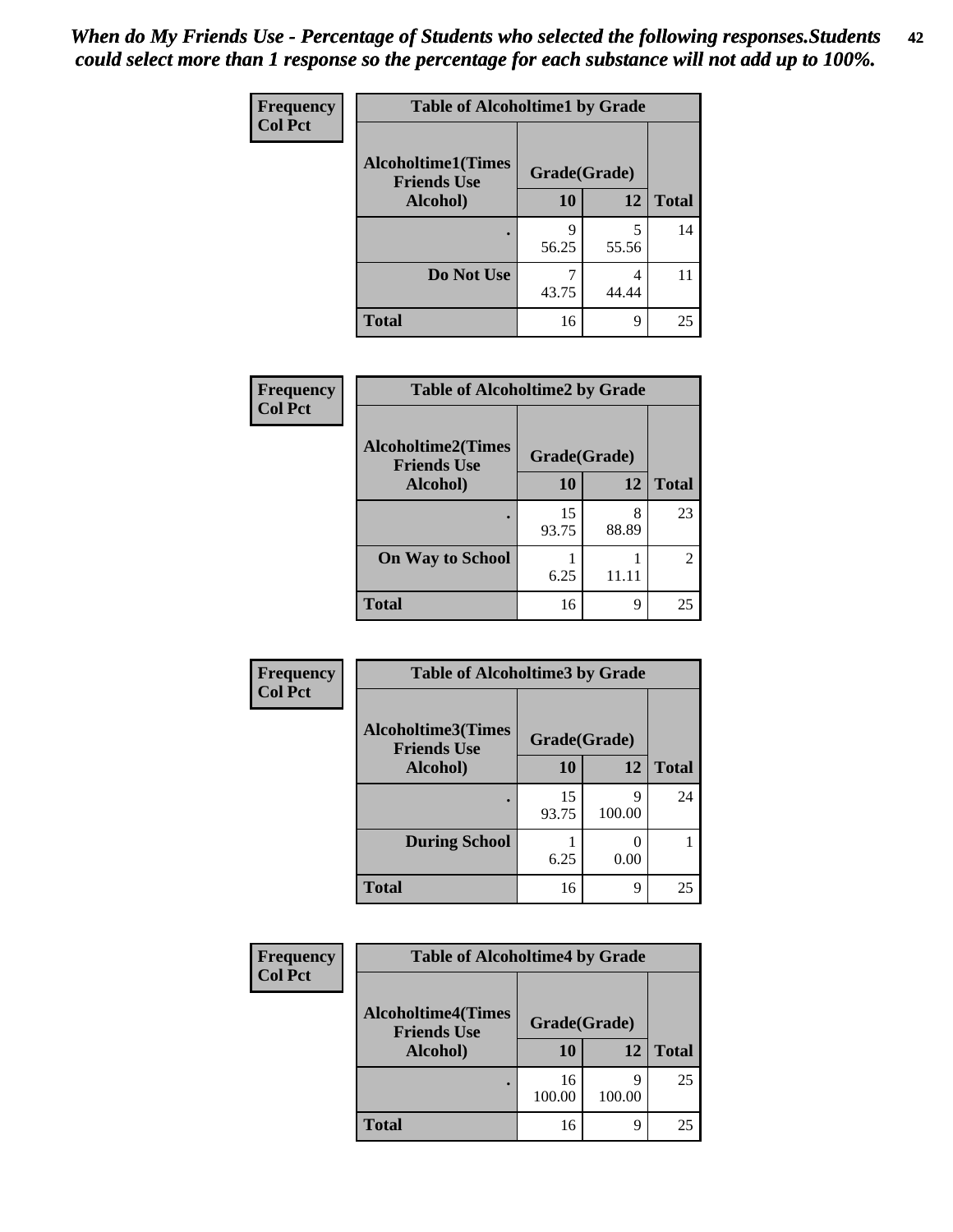*When do My Friends Use - Percentage of Students who selected the following responses.Students could select more than 1 response so the percentage for each substance will not add up to 100%.*

**Frequency**
**Col Pct**

**Table of Alcoholtime1 by Grade**

| Alcoholtime1(Times Friends Use Alcohol) | Grade(Grade) | | Total |
|---|---|---|---|
| | 10 | 12 | |
| . | 9<br>56.25 | 5<br>55.56 | 14 |
| Do Not Use | 7<br>43.75 | 4<br>44.44 | 11 |
| Total | 16 | 9 | 25 |

**Frequency**
**Col Pct**

**Table of Alcoholtime2 by Grade**

| Alcoholtime2(Times Friends Use Alcohol) | Grade(Grade) | | Total |
|---|---|---|---|
| | 10 | 12 | |
| . | 15<br>93.75 | 8<br>88.89 | 23 |
| On Way to School | 1<br>6.25 | 1<br>11.11 | 2 |
| Total | 16 | 9 | 25 |

**Frequency**
**Col Pct**

**Table of Alcoholtime3 by Grade**

| Alcoholtime3(Times Friends Use Alcohol) | Grade(Grade) | | Total |
|---|---|---|---|
| | 10 | 12 | |
| . | 15<br>93.75 | 9<br>100.00 | 24 |
| During School | 1<br>6.25 | 0<br>0.00 | 1 |
| Total | 16 | 9 | 25 |

**Frequency**
**Col Pct**

**Table of Alcoholtime4 by Grade**

| Alcoholtime4(Times Friends Use Alcohol) | Grade(Grade) | | Total |
|---|---|---|---|
| | 10 | 12 | |
| . | 16<br>100.00 | 9<br>100.00 | 25 |
| Total | 16 | 9 | 25 |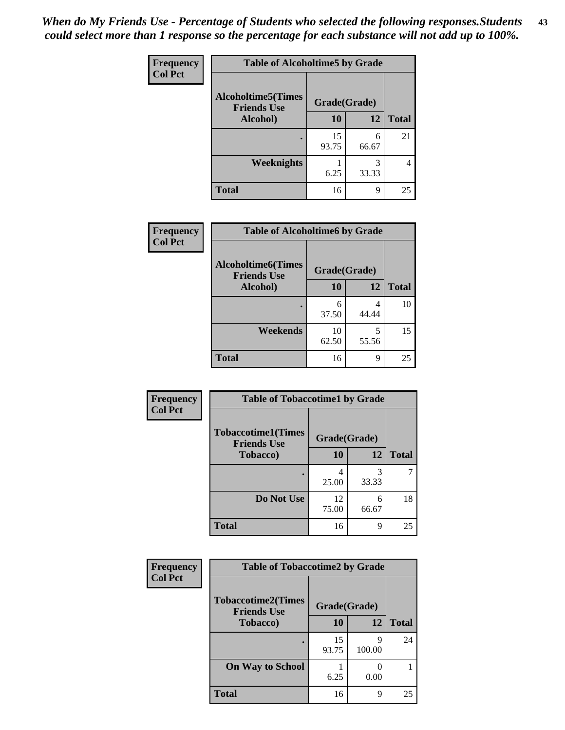***When do My Friends Use - Percentage of Students who selected the following responses.Students could select more than 1 response so the percentage for each substance will not add up to 100%.***

**Frequency**
**Col Pct**

| Table of Alcoholtime5 by Grade | | | |
|---|---|---|---|
| **Alcoholtime5(Times Friends Use Alcohol)** | **Grade(Grade)** | | **Total** |
| | **10** | **12** | |
| **.** | 15<br>93.75 | 6<br>66.67 | 21 |
| **Weeknights** | 1<br>6.25 | 3<br>33.33 | 4 |
| **Total** | 16 | 9 | 25 |

**Frequency**
**Col Pct**

| Table of Alcoholtime6 by Grade | | | |
|---|---|---|---|
| **Alcoholtime6(Times Friends Use Alcohol)** | **Grade(Grade)** | | **Total** |
| | **10** | **12** | |
| **.** | 6<br>37.50 | 4<br>44.44 | 10 |
| **Weekends** | 10<br>62.50 | 5<br>55.56 | 15 |
| **Total** | 16 | 9 | 25 |

**Frequency**
**Col Pct**

| Table of Tobaccotime1 by Grade | | | |
|---|---|---|---|
| **Tobaccotime1(Times Friends Use Tobacco)** | **Grade(Grade)** | | **Total** |
| | **10** | **12** | |
| **.** | 4<br>25.00 | 3<br>33.33 | 7 |
| **Do Not Use** | 12<br>75.00 | 6<br>66.67 | 18 |
| **Total** | 16 | 9 | 25 |

**Frequency**
**Col Pct**

| Table of Tobaccotime2 by Grade | | | |
|---|---|---|---|
| **Tobaccotime2(Times Friends Use Tobacco)** | **Grade(Grade)** | | **Total** |
| | **10** | **12** | |
| **.** | 15<br>93.75 | 9<br>100.00 | 24 |
| **On Way to School** | 1<br>6.25 | 0<br>0.00 | 1 |
| **Total** | 16 | 9 | 25 |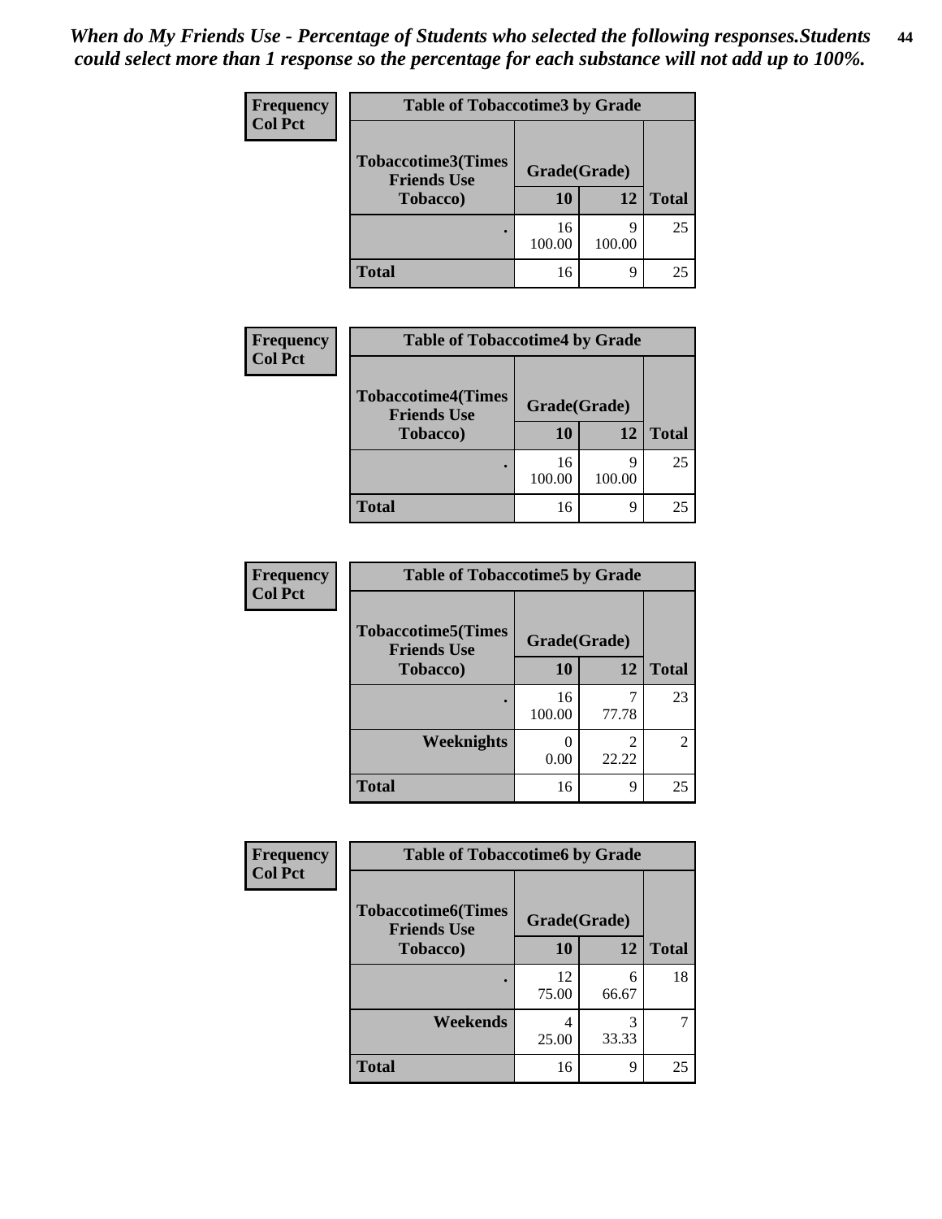*When do My Friends Use - Percentage of Students who selected the following responses.Students could select more than 1 response so the percentage for each substance will not add up to 100%.*

**Frequency**
**Col Pct**

| Table of Tobaccotime3 by Grade | | | |
|---|---|---|---|
| Tobaccotime3(Times Friends Use Tobacco) | Grade(Grade) | | Total |
| | 10 | 12 | |
| . | 16<br>100.00 | 9<br>100.00 | 25 |
| Total | 16 | 9 | 25 |

**Frequency**
**Col Pct**

| Table of Tobaccotime4 by Grade | | | |
|---|---|---|---|
| Tobaccotime4(Times Friends Use Tobacco) | Grade(Grade) | | Total |
| | 10 | 12 | |
| . | 16<br>100.00 | 9<br>100.00 | 25 |
| Total | 16 | 9 | 25 |

**Frequency**
**Col Pct**

| Table of Tobaccotime5 by Grade | | | |
|---|---|---|---|
| Tobaccotime5(Times Friends Use Tobacco) | Grade(Grade) | | Total |
| | 10 | 12 | |
| . | 16<br>100.00 | 7<br>77.78 | 23 |
| Weeknights | 0<br>0.00 | 2<br>22.22 | 2 |
| Total | 16 | 9 | 25 |

**Frequency**
**Col Pct**

| Table of Tobaccotime6 by Grade | | | |
|---|---|---|---|
| Tobaccotime6(Times Friends Use Tobacco) | Grade(Grade) | | Total |
| | 10 | 12 | |
| . | 12<br>75.00 | 6<br>66.67 | 18 |
| Weekends | 4<br>25.00 | 3<br>33.33 | 7 |
| Total | 16 | 9 | 25 |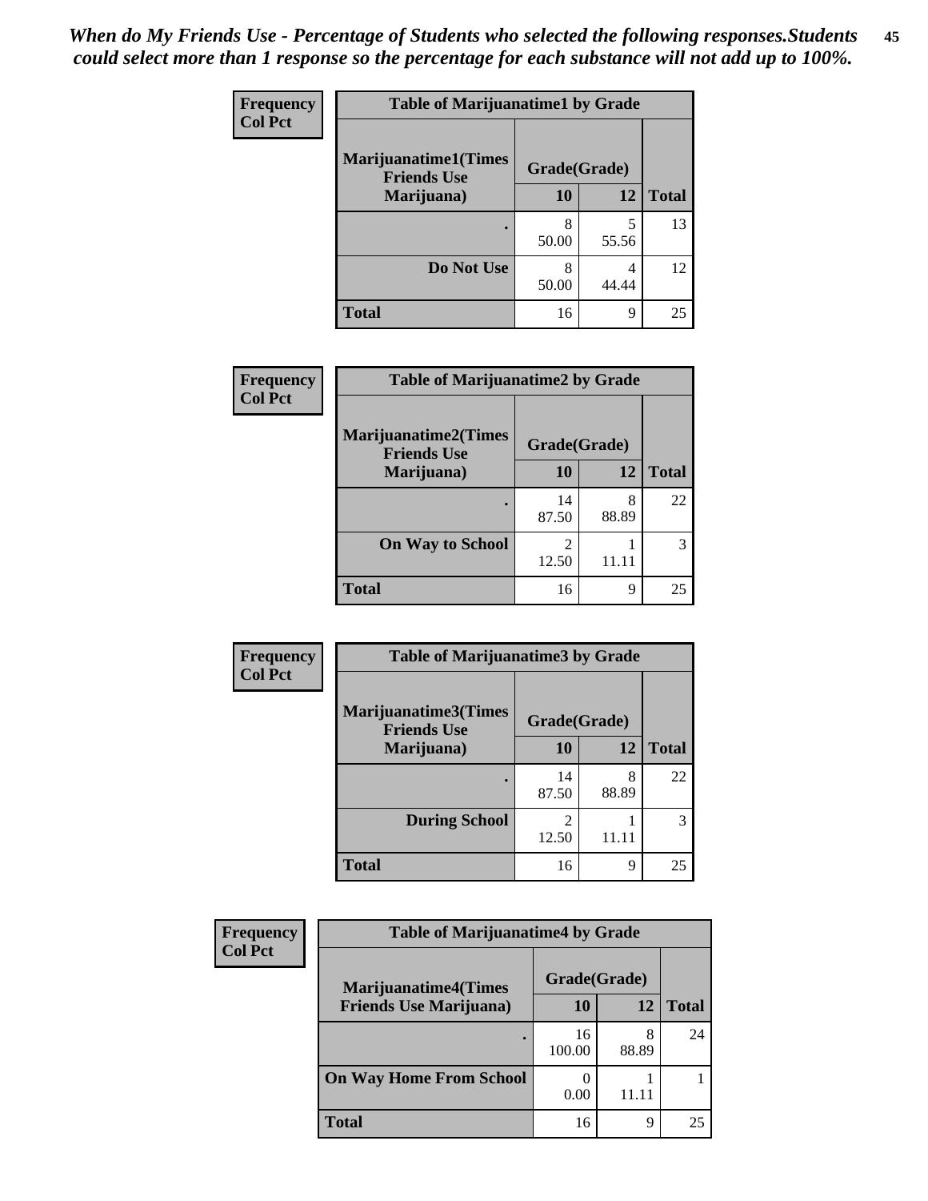*When do My Friends Use - Percentage of Students who selected the following responses.Students could select more than 1 response so the percentage for each substance will not add up to 100%.*

**Frequency**
**Col Pct**

| Table of Marijuanatime1 by Grade | | | |
|---|---|---|---|
| **Marijuanatime1(Times Friends Use Marijuana)** | **Grade(Grade)** | | |
| | **10** | **12** | **Total** |
| . | 8<br>50.00 | 5<br>55.56 | 13 |
| **Do Not Use** | 8<br>50.00 | 4<br>44.44 | 12 |
| **Total** | 16 | 9 | 25 |

**Frequency**
**Col Pct**

| Table of Marijuanatime2 by Grade | | | |
|---|---|---|---|
| **Marijuanatime2(Times Friends Use Marijuana)** | **Grade(Grade)** | | |
| | **10** | **12** | **Total** |
| . | 14<br>87.50 | 8<br>88.89 | 22 |
| **On Way to School** | 2<br>12.50 | 1<br>11.11 | 3 |
| **Total** | 16 | 9 | 25 |

**Frequency**
**Col Pct**

| Table of Marijuanatime3 by Grade | | | |
|---|---|---|---|
| **Marijuanatime3(Times Friends Use Marijuana)** | **Grade(Grade)** | | |
| | **10** | **12** | **Total** |
| . | 14<br>87.50 | 8<br>88.89 | 22 |
| **During School** | 2<br>12.50 | 1<br>11.11 | 3 |
| **Total** | 16 | 9 | 25 |

**Frequency**
**Col Pct**

| Table of Marijuanatime4 by Grade | | | |
|---|---|---|---|
| **Marijuanatime4(Times Friends Use Marijuana)** | **Grade(Grade)** | | |
| | **10** | **12** | **Total** |
| . | 16<br>100.00 | 8<br>88.89 | 24 |
| **On Way Home From School** | 0<br>0.00 | 1<br>11.11 | 1 |
| **Total** | 16 | 9 | 25 |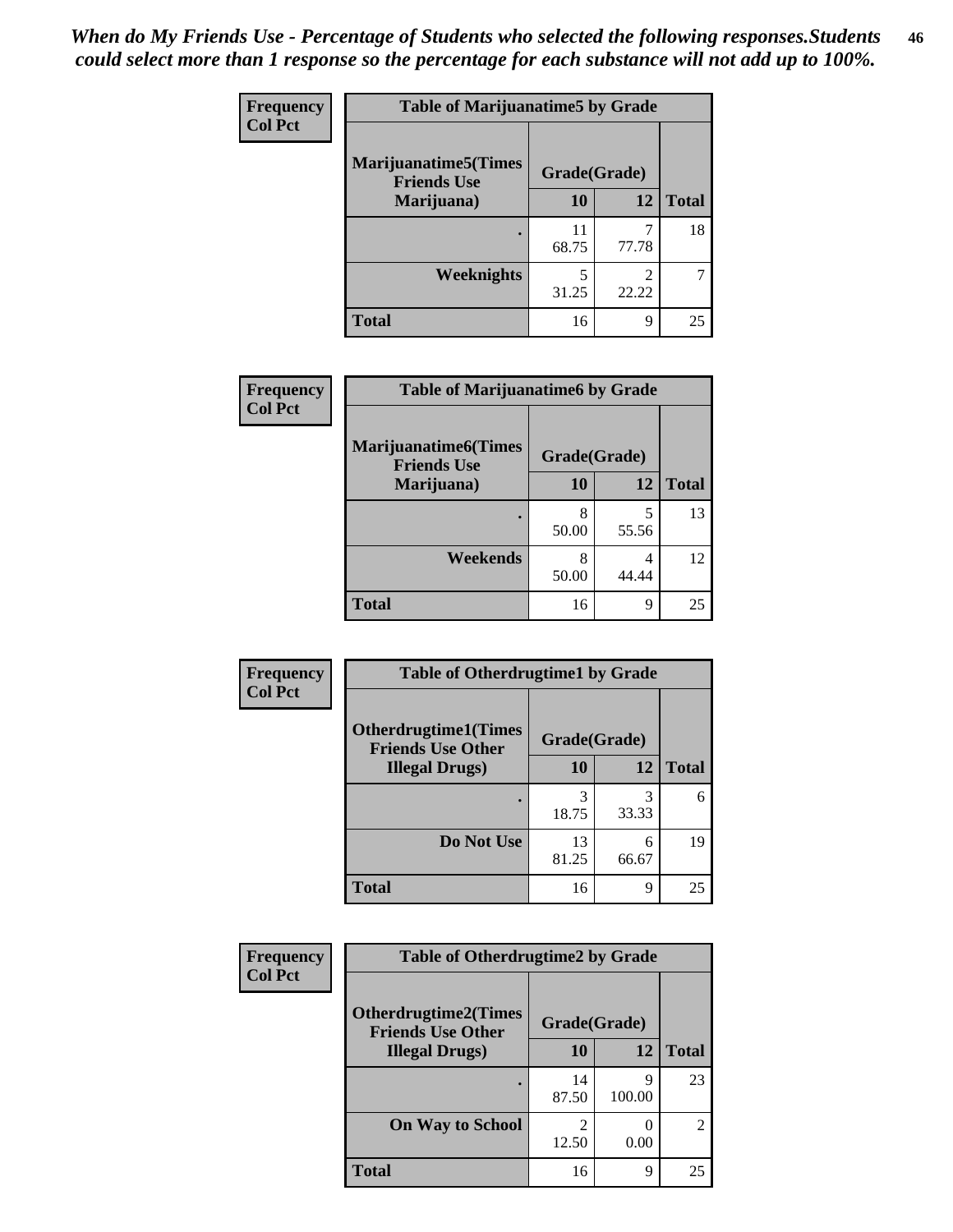*When do My Friends Use - Percentage of Students who selected the following responses.Students could select more than 1 response so the percentage for each substance will not add up to 100%.*

**Frequency**
**Col Pct**

| Table of Marijuanatime5 by Grade | | | |
|---|---|---|---|
| **Marijuanatime5(Times Friends Use Marijuana)** | **Grade(Grade)** | | |
| | **10** | **12** | **Total** |
| **.** | 11<br>68.75 | 7<br>77.78 | 18 |
| **Weeknights** | 5<br>31.25 | 2<br>22.22 | 7 |
| **Total** | 16 | 9 | 25 |

**Frequency**
**Col Pct**

| Table of Marijuanatime6 by Grade | | | |
|---|---|---|---|
| **Marijuanatime6(Times Friends Use Marijuana)** | **Grade(Grade)** | | |
| | **10** | **12** | **Total** |
| **.** | 8<br>50.00 | 5<br>55.56 | 13 |
| **Weekends** | 8<br>50.00 | 4<br>44.44 | 12 |
| **Total** | 16 | 9 | 25 |

**Frequency**
**Col Pct**

| Table of Otherdrugtime1 by Grade | | | |
|---|---|---|---|
| **Otherdrugtime1(Times Friends Use Other Illegal Drugs)** | **Grade(Grade)** | | |
| | **10** | **12** | **Total** |
| **.** | 3<br>18.75 | 3<br>33.33 | 6 |
| **Do Not Use** | 13<br>81.25 | 6<br>66.67 | 19 |
| **Total** | 16 | 9 | 25 |

**Frequency**
**Col Pct**

| Table of Otherdrugtime2 by Grade | | | |
|---|---|---|---|
| **Otherdrugtime2(Times Friends Use Other Illegal Drugs)** | **Grade(Grade)** | | |
| | **10** | **12** | **Total** |
| **.** | 14<br>87.50 | 9<br>100.00 | 23 |
| **On Way to School** | 2<br>12.50 | 0<br>0.00 | 2 |
| **Total** | 16 | 9 | 25 |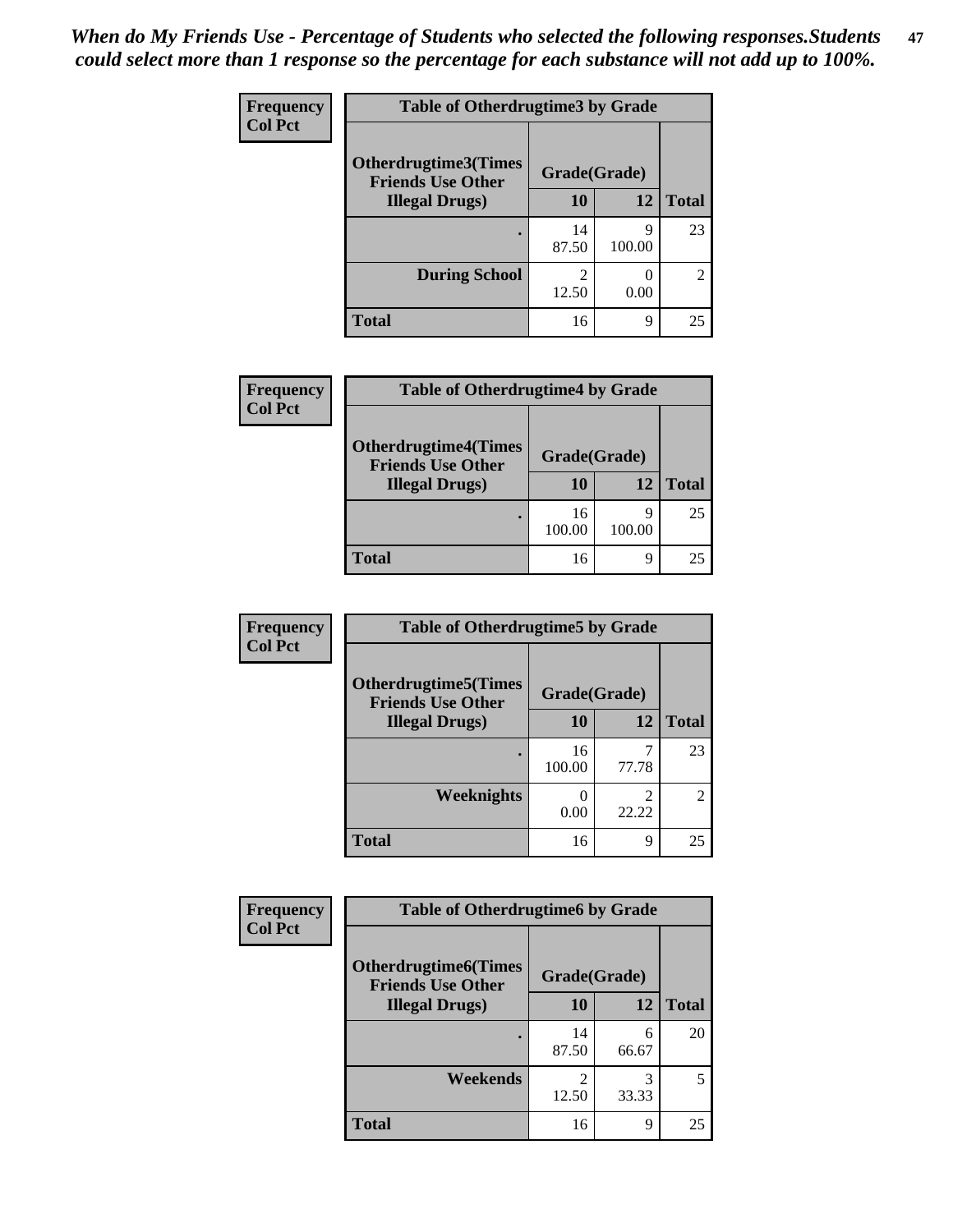*When do My Friends Use - Percentage of Students who selected the following responses.Students could select more than 1 response so the percentage for each substance will not add up to 100%.*

**Frequency**
**Col Pct**

| Table of Otherdrugtime3 by Grade | | | |
|---|---|---|---|
| Otherdrugtime3(Times Friends Use Other Illegal Drugs) | Grade(Grade) | | |
| | 10 | 12 | Total |
| . | 14<br>87.50 | 9<br>100.00 | 23 |
| During School | 2<br>12.50 | 0<br>0.00 | 2 |
| Total | 16 | 9 | 25 |

**Frequency**
**Col Pct**

| Table of Otherdrugtime4 by Grade | | | |
|---|---|---|---|
| Otherdrugtime4(Times Friends Use Other Illegal Drugs) | Grade(Grade) | | |
| | 10 | 12 | Total |
| . | 16<br>100.00 | 9<br>100.00 | 25 |
| Total | 16 | 9 | 25 |

**Frequency**
**Col Pct**

| Table of Otherdrugtime5 by Grade | | | |
|---|---|---|---|
| Otherdrugtime5(Times Friends Use Other Illegal Drugs) | Grade(Grade) | | |
| | 10 | 12 | Total |
| . | 16<br>100.00 | 7<br>77.78 | 23 |
| Weeknights | 0<br>0.00 | 2<br>22.22 | 2 |
| Total | 16 | 9 | 25 |

**Frequency**
**Col Pct**

| Table of Otherdrugtime6 by Grade | | | |
|---|---|---|---|
| Otherdrugtime6(Times Friends Use Other Illegal Drugs) | Grade(Grade) | | |
| | 10 | 12 | Total |
| . | 14<br>87.50 | 6<br>66.67 | 20 |
| Weekends | 2<br>12.50 | 3<br>33.33 | 5 |
| Total | 16 | 9 | 25 |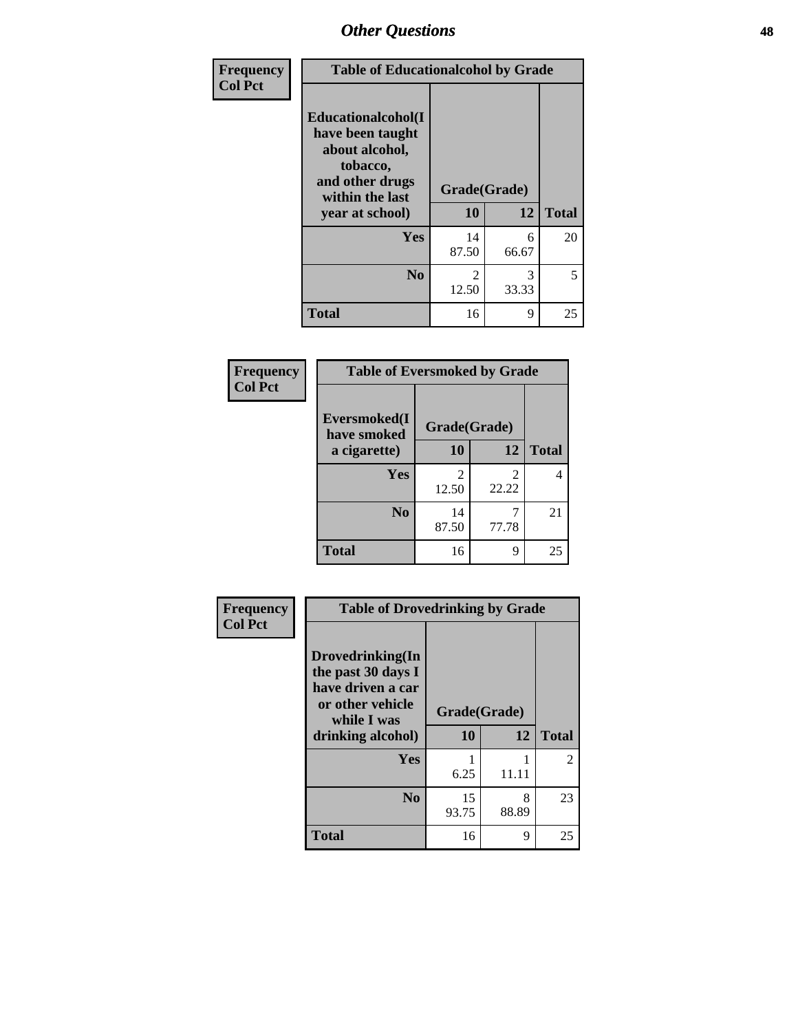## Other Questions

| Frequency<br>Col Pct | Table of Educationalcohol by Grade | | |
|---|---|---|---|
| **Educationalcohol(I have been taught about alcohol, tobacco, and other drugs within the last year at school)** | **Grade(Grade)** | | |
| | **10** | **12** | **Total** |
| **Yes** | 14<br>87.50 | 6<br>66.67 | 20 |
| **No** | 2<br>12.50 | 3<br>33.33 | 5 |
| **Total** | 16 | 9 | 25 |

| Frequency<br>Col Pct | Table of Eversmoked by Grade | | |
|---|---|---|---|
| **Eversmoked(I have smoked a cigarette)** | **Grade(Grade)** | | |
| | **10** | **12** | **Total** |
| **Yes** | 2<br>12.50 | 2<br>22.22 | 4 |
| **No** | 14<br>87.50 | 7<br>77.78 | 21 |
| **Total** | 16 | 9 | 25 |

| Frequency<br>Col Pct | Table of Drovedrinking by Grade | | |
|---|---|---|---|
| **Drovedrinking(In the past 30 days I have driven a car or other vehicle while I was drinking alcohol)** | **Grade(Grade)** | | |
| | **10** | **12** | **Total** |
| **Yes** | 1<br>6.25 | 1<br>11.11 | 2 |
| **No** | 15<br>93.75 | 8<br>88.89 | 23 |
| **Total** | 16 | 9 | 25 |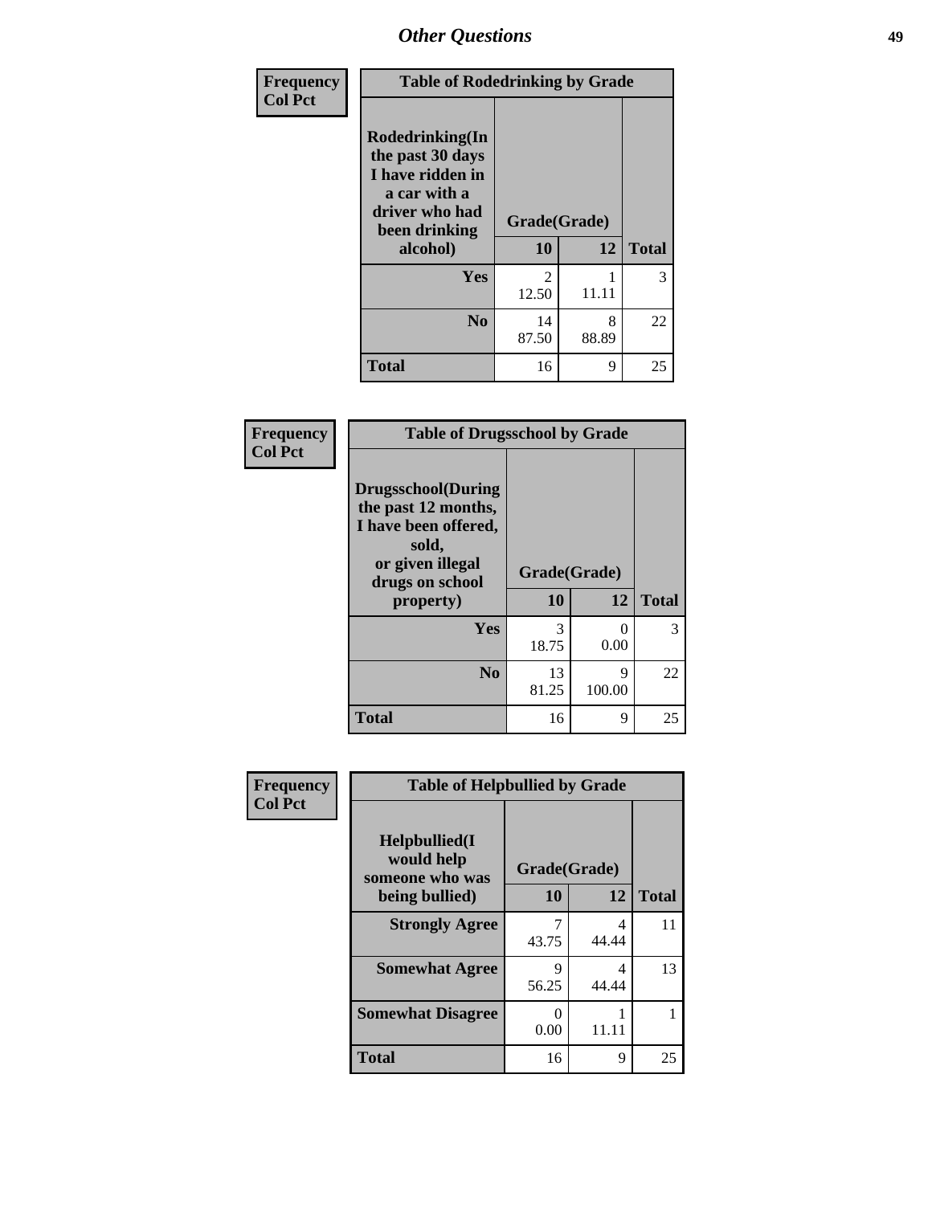| Frequency<br>Col Pct | Table of Rodedrinking by Grade | | |
|---|---|---|---|
| Rodedrinking(In the past 30 days I have ridden in a car with a driver who had been drinking alcohol) | Grade(Grade) | | |
| | 10 | 12 | Total |
| Yes | 2<br>12.50 | 1<br>11.11 | 3 |
| No | 14<br>87.50 | 8<br>88.89 | 22 |
| Total | 16 | 9 | 25 |

| Frequency<br>Col Pct | Table of Drugsschool by Grade | | |
|---|---|---|---|
| Drugsschool(During the past 12 months, I have been offered, sold, or given illegal drugs on school property) | Grade(Grade) | | |
| | 10 | 12 | Total |
| Yes | 3<br>18.75 | 0<br>0.00 | 3 |
| No | 13<br>81.25 | 9<br>100.00 | 22 |
| Total | 16 | 9 | 25 |

| Frequency<br>Col Pct | Table of Helpbullied by Grade | | |
|---|---|---|---|
| Helpbullied(I would help someone who was being bullied) | Grade(Grade) | | |
| | 10 | 12 | Total |
| Strongly Agree | 7<br>43.75 | 4<br>44.44 | 11 |
| Somewhat Agree | 9<br>56.25 | 4<br>44.44 | 13 |
| Somewhat Disagree | 0<br>0.00 | 1<br>11.11 | 1 |
| Total | 16 | 9 | 25 |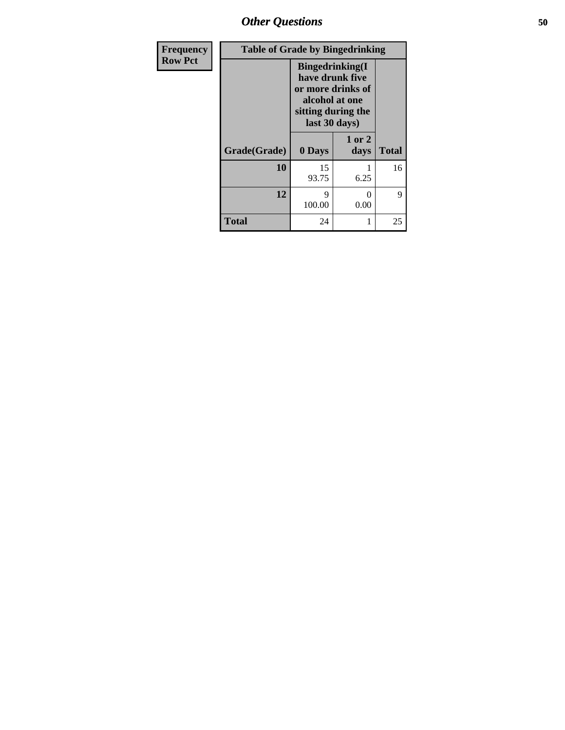| Frequency Row Pct |
|---|

**Table of Grade by Bingedrinking**

| Grade(Grade) | Bingedrinking(I have drunk five or more drinks of alcohol at one sitting during the last 30 days) 0 Days | 1 or 2 days | Total |
|---|---|---|---|
| **10** | 15<br>93.75 | 1<br>6.25 | 16 |
| **12** | 9<br>100.00 | 0<br>0.00 | 9 |
| **Total** | 24 | 1 | 25 |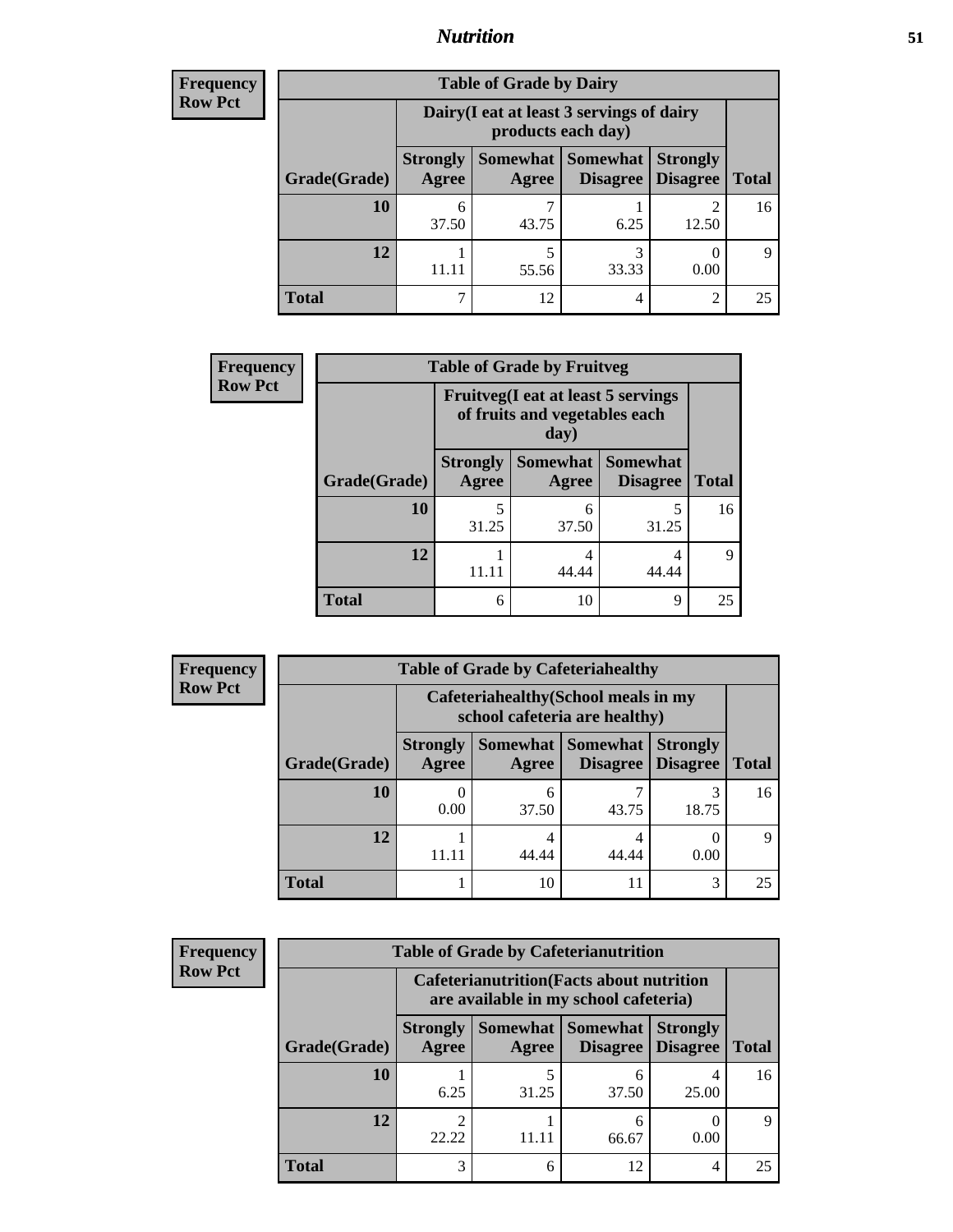## Nutrition

**Frequency / Row Pct**

| Table of Grade by Dairy | | | | | |
|---|---|---|---|---|---|
| | Dairy(I eat at least 3 servings of dairy products each day) | | | | |
| Grade(Grade) | Strongly Agree | Somewhat Agree | Somewhat Disagree | Strongly Disagree | Total |
| 10 | 6<br>37.50 | 7<br>43.75 | 1<br>6.25 | 2<br>12.50 | 16 |
| 12 | 1<br>11.11 | 5<br>55.56 | 3<br>33.33 | 0<br>0.00 | 9 |
| Total | 7 | 12 | 4 | 2 | 25 |

**Frequency / Row Pct**

| Table of Grade by Fruitveg | | | | |
|---|---|---|---|---|
| | Fruitveg(I eat at least 5 servings of fruits and vegetables each day) | | | |
| Grade(Grade) | Strongly Agree | Somewhat Agree | Somewhat Disagree | Total |
| 10 | 5<br>31.25 | 6<br>37.50 | 5<br>31.25 | 16 |
| 12 | 1<br>11.11 | 4<br>44.44 | 4<br>44.44 | 9 |
| Total | 6 | 10 | 9 | 25 |

**Frequency / Row Pct**

| Table of Grade by Cafeteriahealthy | | | | | |
|---|---|---|---|---|---|
| | Cafeteriahealthy(School meals in my school cafeteria are healthy) | | | | |
| Grade(Grade) | Strongly Agree | Somewhat Agree | Somewhat Disagree | Strongly Disagree | Total |
| 10 | 0<br>0.00 | 6<br>37.50 | 7<br>43.75 | 3<br>18.75 | 16 |
| 12 | 1<br>11.11 | 4<br>44.44 | 4<br>44.44 | 0<br>0.00 | 9 |
| Total | 1 | 10 | 11 | 3 | 25 |

**Frequency / Row Pct**

| Table of Grade by Cafeterianutrition | | | | | |
|---|---|---|---|---|---|
| | Cafeterianutrition(Facts about nutrition are available in my school cafeteria) | | | | |
| Grade(Grade) | Strongly Agree | Somewhat Agree | Somewhat Disagree | Strongly Disagree | Total |
| 10 | 1<br>6.25 | 5<br>31.25 | 6<br>37.50 | 4<br>25.00 | 16 |
| 12 | 2<br>22.22 | 1<br>11.11 | 6<br>66.67 | 0<br>0.00 | 9 |
| Total | 3 | 6 | 12 | 4 | 25 |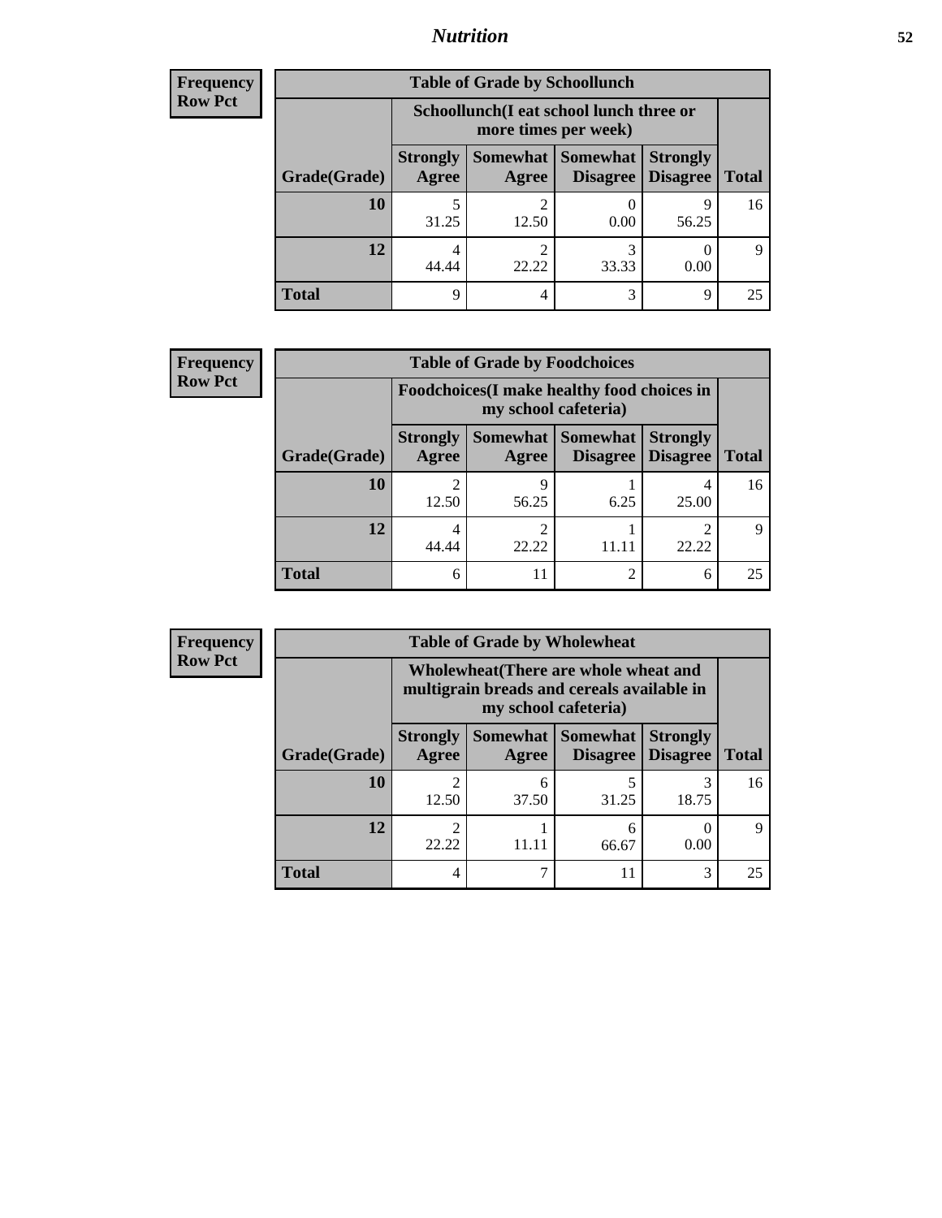| Frequency<br>Row Pct | | | | | |
|---|---|---|---|---|---|
| **Table of Grade by Schoollunch** | | | | | |
| | **Schoollunch(I eat school lunch three or more times per week)** | | | | |
| **Grade(Grade)** | **Strongly Agree** | **Somewhat Agree** | **Somewhat Disagree** | **Strongly Disagree** | **Total** |
| **10** | 5<br>31.25 | 2<br>12.50 | 0<br>0.00 | 9<br>56.25 | 16 |
| **12** | 4<br>44.44 | 2<br>22.22 | 3<br>33.33 | 0<br>0.00 | 9 |
| **Total** | 9 | 4 | 3 | 9 | 25 |

| Frequency<br>Row Pct | | | | | |
|---|---|---|---|---|---|
| **Table of Grade by Foodchoices** | | | | | |
| | **Foodchoices(I make healthy food choices in my school cafeteria)** | | | | |
| **Grade(Grade)** | **Strongly Agree** | **Somewhat Agree** | **Somewhat Disagree** | **Strongly Disagree** | **Total** |
| **10** | 2<br>12.50 | 9<br>56.25 | 1<br>6.25 | 4<br>25.00 | 16 |
| **12** | 4<br>44.44 | 2<br>22.22 | 1<br>11.11 | 2<br>22.22 | 9 |
| **Total** | 6 | 11 | 2 | 6 | 25 |

| Frequency<br>Row Pct | | | | | |
|---|---|---|---|---|---|
| **Table of Grade by Wholewheat** | | | | | |
| | **Wholewheat(There are whole wheat and multigrain breads and cereals available in my school cafeteria)** | | | | |
| **Grade(Grade)** | **Strongly Agree** | **Somewhat Agree** | **Somewhat Disagree** | **Strongly Disagree** | **Total** |
| **10** | 2<br>12.50 | 6<br>37.50 | 5<br>31.25 | 3<br>18.75 | 16 |
| **12** | 2<br>22.22 | 1<br>11.11 | 6<br>66.67 | 0<br>0.00 | 9 |
| **Total** | 4 | 7 | 11 | 3 | 25 |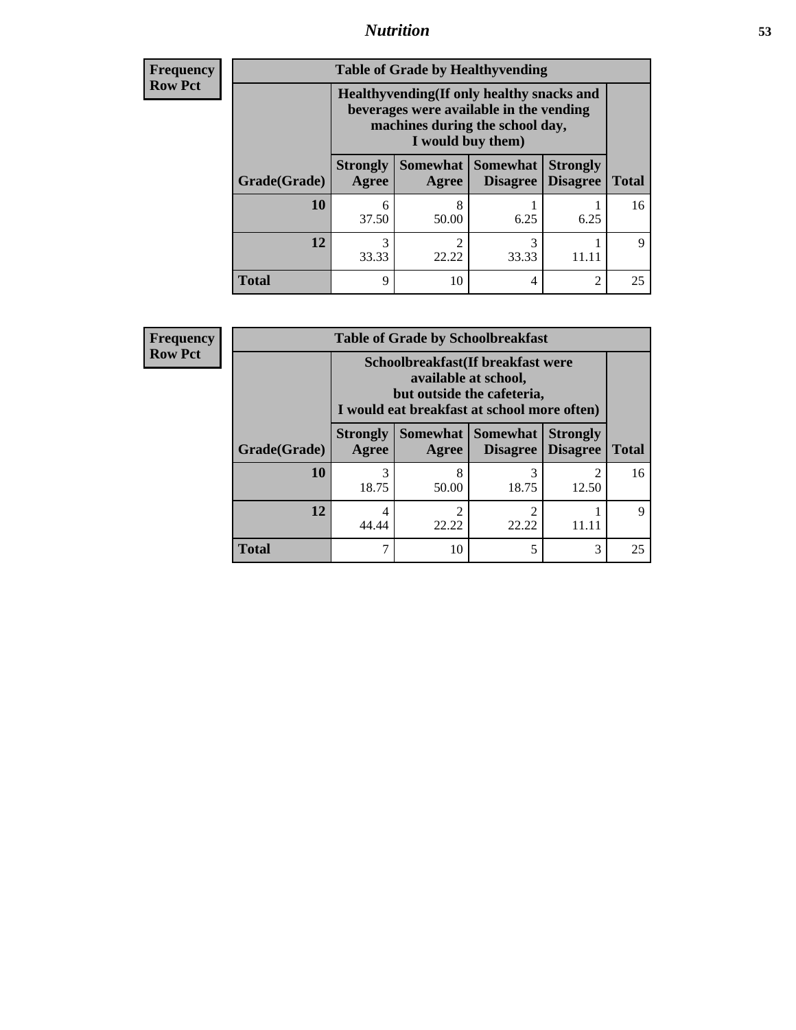| Frequency<br>Row Pct | | | | | |
|---|---|---|---|---|---|
| **Table of Grade by Healthyvending** | | | | | |
| | **Healthyvending(If only healthy snacks and beverages were available in the vending machines during the school day, I would buy them)** | | | | |
| **Grade(Grade)** | **Strongly Agree** | **Somewhat Agree** | **Somewhat Disagree** | **Strongly Disagree** | **Total** |
| **10** | 6<br>37.50 | 8<br>50.00 | 1<br>6.25 | 1<br>6.25 | 16 |
| **12** | 3<br>33.33 | 2<br>22.22 | 3<br>33.33 | 1<br>11.11 | 9 |
| **Total** | 9 | 10 | 4 | 2 | 25 |

| Frequency<br>Row Pct | | | | | |
|---|---|---|---|---|---|
| **Table of Grade by Schoolbreakfast** | | | | | |
| | **Schoolbreakfast(If breakfast were available at school, but outside the cafeteria, I would eat breakfast at school more often)** | | | | |
| **Grade(Grade)** | **Strongly Agree** | **Somewhat Agree** | **Somewhat Disagree** | **Strongly Disagree** | **Total** |
| **10** | 3<br>18.75 | 8<br>50.00 | 3<br>18.75 | 2<br>12.50 | 16 |
| **12** | 4<br>44.44 | 2<br>22.22 | 2<br>22.22 | 1<br>11.11 | 9 |
| **Total** | 7 | 10 | 5 | 3 | 25 |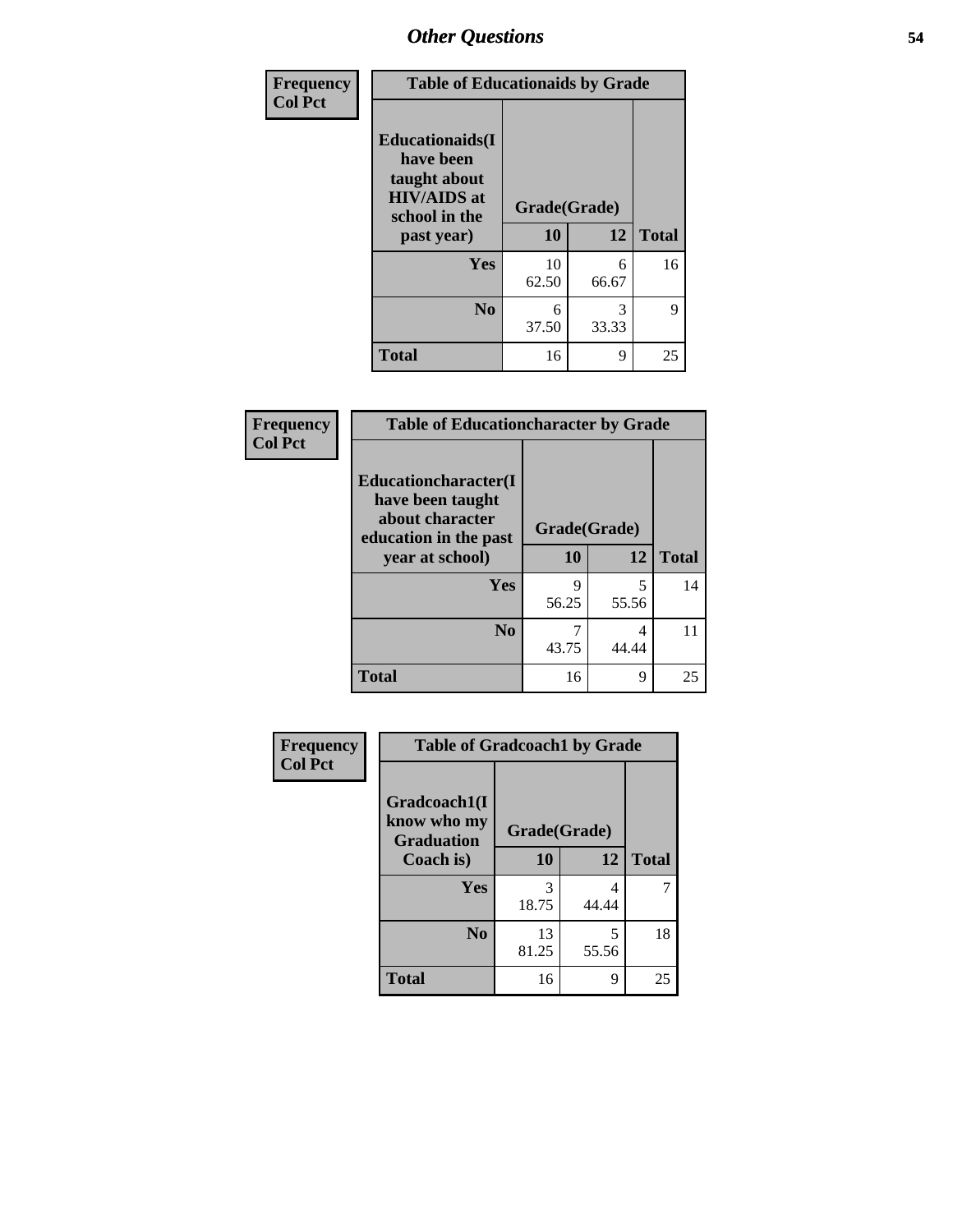## Other Questions

| Frequency Col Pct |
|---|

**Table of Educationaids by Grade**

| Educationaids(I have been taught about HIV/AIDS at school in the past year) | Grade(Grade) 10 | 12 | Total |
|---|---|---|---|
| Yes | 10<br>62.50 | 6<br>66.67 | 16 |
| No | 6<br>37.50 | 3<br>33.33 | 9 |
| Total | 16 | 9 | 25 |

| Frequency Col Pct |
|---|

**Table of Educationcharacter by Grade**

| Educationcharacter(I have been taught about character education in the past year at school) | Grade(Grade) 10 | 12 | Total |
|---|---|---|---|
| Yes | 9<br>56.25 | 5<br>55.56 | 14 |
| No | 7<br>43.75 | 4<br>44.44 | 11 |
| Total | 16 | 9 | 25 |

| Frequency Col Pct |
|---|

**Table of Gradcoach1 by Grade**

| Gradcoach1(I know who my Graduation Coach is) | Grade(Grade) 10 | 12 | Total |
|---|---|---|---|
| Yes | 3<br>18.75 | 4<br>44.44 | 7 |
| No | 13<br>81.25 | 5<br>55.56 | 18 |
| Total | 16 | 9 | 25 |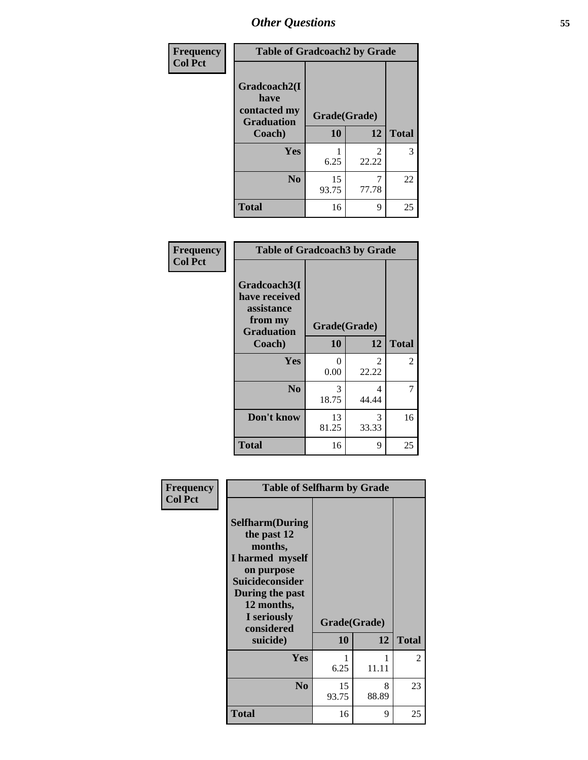# Other Questions

**Frequency / Col Pct**

| Table of Gradcoach2 by Grade | | | |
|---|---|---|---|
| Gradcoach2(I have contacted my Graduation Coach) | Grade(Grade) | | |
| | 10 | 12 | Total |
| Yes | 1<br>6.25 | 2<br>22.22 | 3 |
| No | 15<br>93.75 | 7<br>77.78 | 22 |
| Total | 16 | 9 | 25 |

**Frequency / Col Pct**

| Table of Gradcoach3 by Grade | | | |
|---|---|---|---|
| Gradcoach3(I have received assistance from my Graduation Coach) | Grade(Grade) | | |
| | 10 | 12 | Total |
| Yes | 0<br>0.00 | 2<br>22.22 | 2 |
| No | 3<br>18.75 | 4<br>44.44 | 7 |
| Don't know | 13<br>81.25 | 3<br>33.33 | 16 |
| Total | 16 | 9 | 25 |

**Frequency / Col Pct**

| Table of Selfharm by Grade | | | |
|---|---|---|---|
| Selfharm(During the past 12 months, I harmed myself on purpose Suicideconsider During the past 12 months, I seriously considered suicide) | Grade(Grade) | | |
| | 10 | 12 | Total |
| Yes | 1<br>6.25 | 1<br>11.11 | 2 |
| No | 15<br>93.75 | 8<br>88.89 | 23 |
| Total | 16 | 9 | 25 |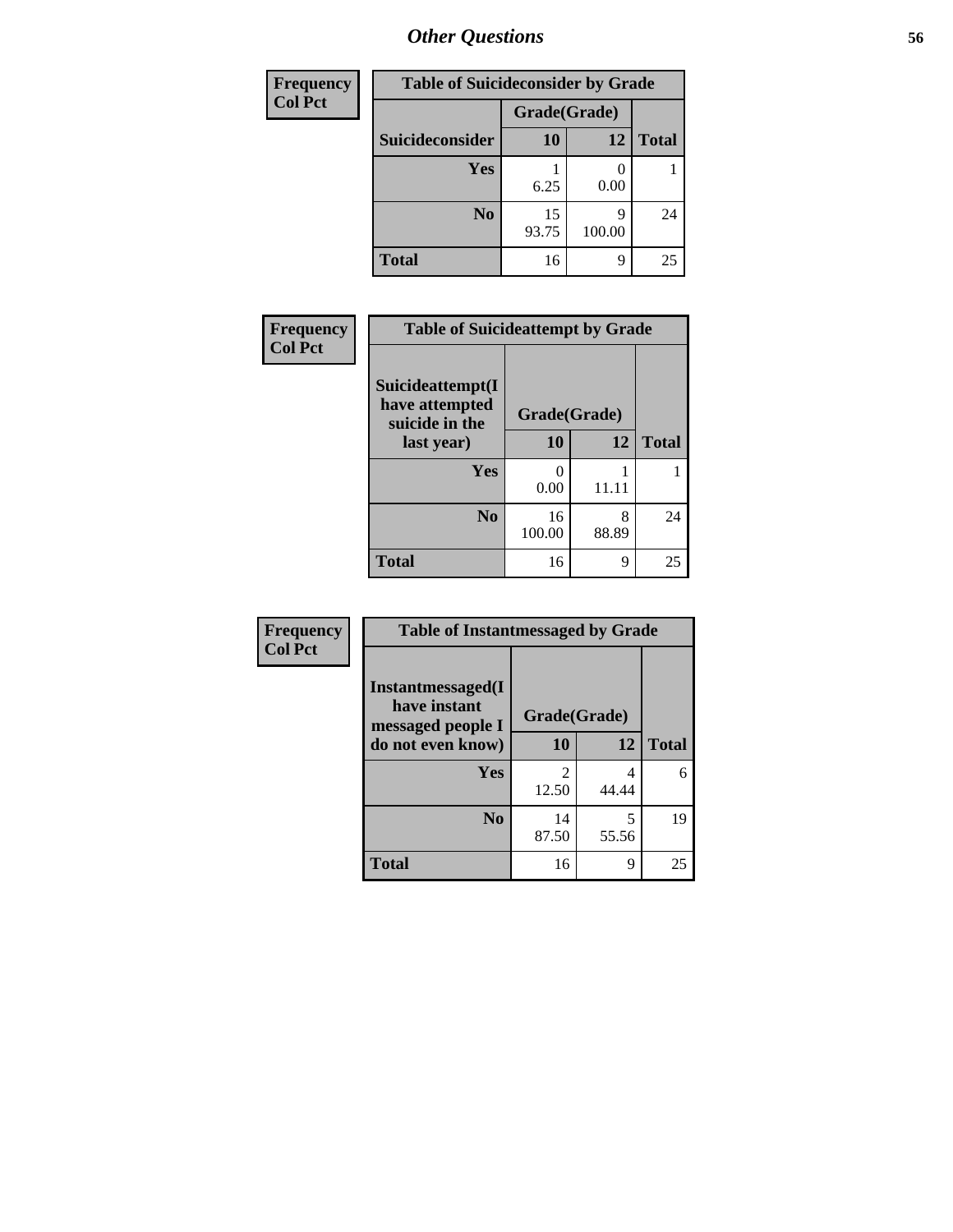# Other Questions

| Frequency<br>Col Pct |
|---|

**Table of Suicideconsider by Grade**

| Suicideconsider | Grade(Grade) 10 | 12 | Total |
|---|---|---|---|
| Yes | 1<br>6.25 | 0<br>0.00 | 1 |
| No | 15<br>93.75 | 9<br>100.00 | 24 |
| Total | 16 | 9 | 25 |

| Frequency<br>Col Pct |
|---|

**Table of Suicideattempt by Grade**

| Suicideattempt(I have attempted suicide in the last year) | Grade(Grade) 10 | 12 | Total |
|---|---|---|---|
| Yes | 0<br>0.00 | 1<br>11.11 | 1 |
| No | 16<br>100.00 | 8<br>88.89 | 24 |
| Total | 16 | 9 | 25 |

| Frequency<br>Col Pct |
|---|

**Table of Instantmessaged by Grade**

| Instantmessaged(I have instant messaged people I do not even know) | Grade(Grade) 10 | 12 | Total |
|---|---|---|---|
| Yes | 2<br>12.50 | 4<br>44.44 | 6 |
| No | 14<br>87.50 | 5<br>55.56 | 19 |
| Total | 16 | 9 | 25 |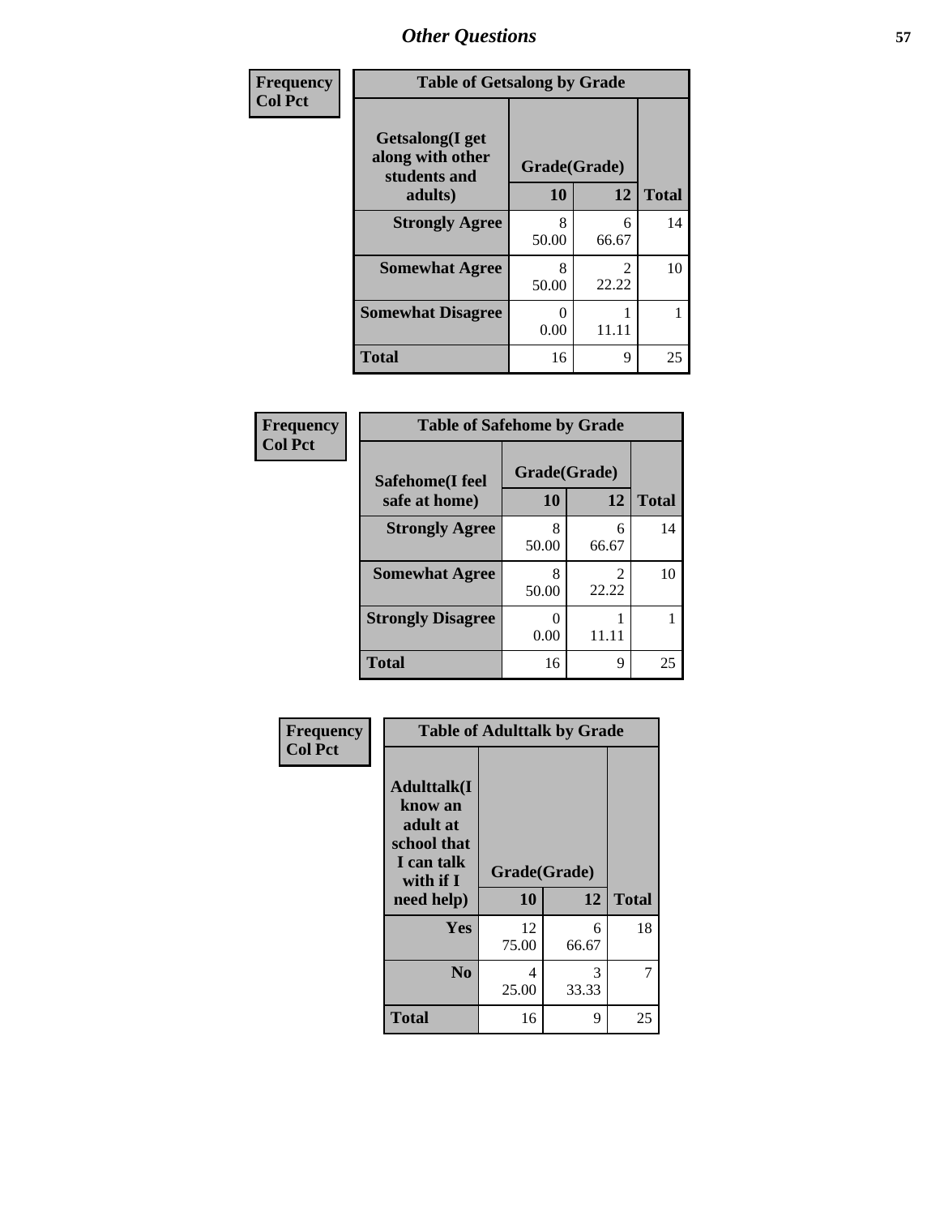## Other Questions

**Frequency**
**Col Pct**

| Table of Getsalong by Grade | | | |
|---|---|---|---|
| **Getsalong(I get along with other students and adults)** | **Grade(Grade)** | | |
| | **10** | **12** | **Total** |
| **Strongly Agree** | 8<br>50.00 | 6<br>66.67 | 14 |
| **Somewhat Agree** | 8<br>50.00 | 2<br>22.22 | 10 |
| **Somewhat Disagree** | 0<br>0.00 | 1<br>11.11 | 1 |
| **Total** | 16 | 9 | 25 |

**Frequency**
**Col Pct**

| Table of Safehome by Grade | | | |
|---|---|---|---|
| **Safehome(I feel safe at home)** | **Grade(Grade)** | | |
| | **10** | **12** | **Total** |
| **Strongly Agree** | 8<br>50.00 | 6<br>66.67 | 14 |
| **Somewhat Agree** | 8<br>50.00 | 2<br>22.22 | 10 |
| **Strongly Disagree** | 0<br>0.00 | 1<br>11.11 | 1 |
| **Total** | 16 | 9 | 25 |

**Frequency**
**Col Pct**

| Table of Adulttalk by Grade | | | |
|---|---|---|---|
| **Adulttalk(I know an adult at school that I can talk with if I need help)** | **Grade(Grade)** | | |
| | **10** | **12** | **Total** |
| **Yes** | 12<br>75.00 | 6<br>66.67 | 18 |
| **No** | 4<br>25.00 | 3<br>33.33 | 7 |
| **Total** | 16 | 9 | 25 |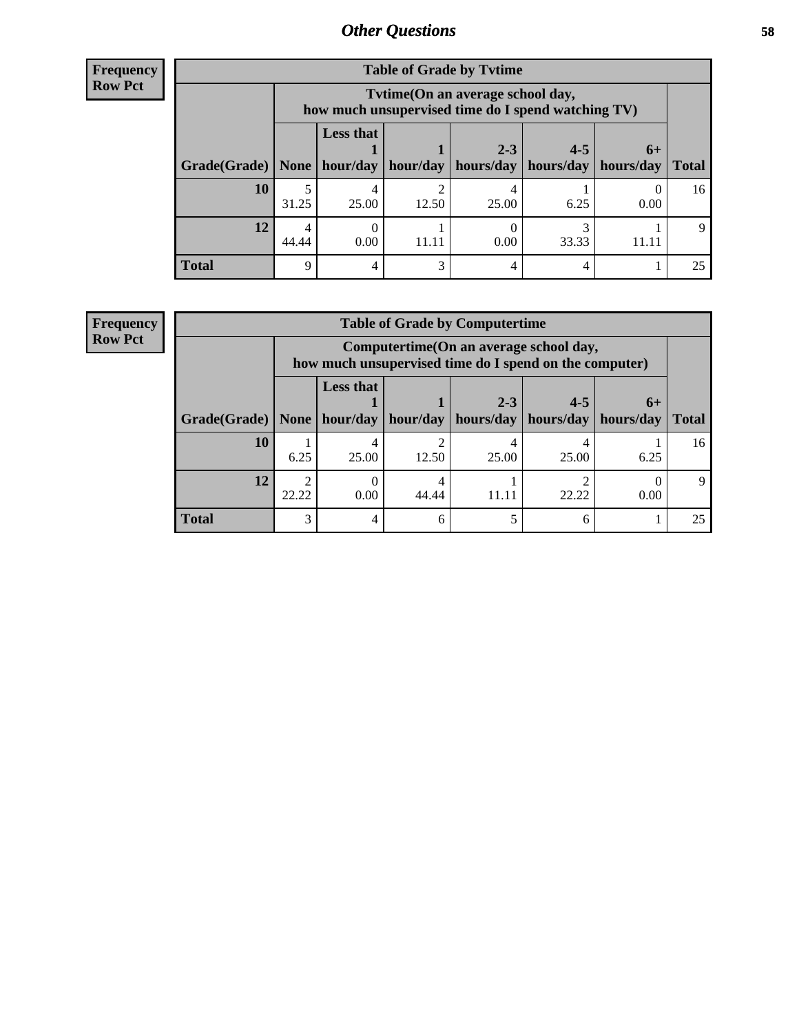## Other Questions

**Frequency**
**Row Pct**

| Table of Grade by Tvtime | | | | | | | |
|---|---|---|---|---|---|---|---|
| | Tvtime(On an average school day, how much unsupervised time do I spend watching TV) | | | | | | |
| Grade(Grade) | None | Less that 1 hour/day | 1 hour/day | 2-3 hours/day | 4-5 hours/day | 6+ hours/day | Total |
| **10** | 5<br>31.25 | 4<br>25.00 | 2<br>12.50 | 4<br>25.00 | 1<br>6.25 | 0<br>0.00 | 16 |
| **12** | 4<br>44.44 | 0<br>0.00 | 1<br>11.11 | 0<br>0.00 | 3<br>33.33 | 1<br>11.11 | 9 |
| **Total** | 9 | 4 | 3 | 4 | 4 | 1 | 25 |

**Frequency**
**Row Pct**

| Table of Grade by Computertime | | | | | | | |
|---|---|---|---|---|---|---|---|
| | Computertime(On an average school day, how much unsupervised time do I spend on the computer) | | | | | | |
| Grade(Grade) | None | Less that 1 hour/day | 1 hour/day | 2-3 hours/day | 4-5 hours/day | 6+ hours/day | Total |
| **10** | 1<br>6.25 | 4<br>25.00 | 2<br>12.50 | 4<br>25.00 | 4<br>25.00 | 1<br>6.25 | 16 |
| **12** | 2<br>22.22 | 0<br>0.00 | 4<br>44.44 | 1<br>11.11 | 2<br>22.22 | 0<br>0.00 | 9 |
| **Total** | 3 | 4 | 6 | 5 | 6 | 1 | 25 |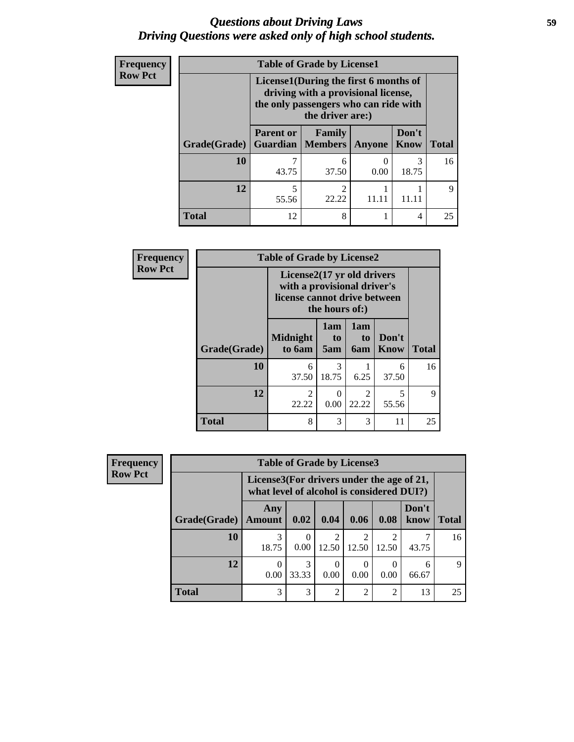# *Questions about Driving Laws*
# *Driving Questions were asked only of high school students.*

**Frequency**
**Row Pct**

| Table of Grade by License1 | | | | | |
|---|---|---|---|---|---|
| | License1(During the first 6 months of driving with a provisional license, the only passengers who can ride with the driver are:) | | | | |
| Grade(Grade) | Parent or Guardian | Family Members | Anyone | Don't Know | Total |
| 10 | 7<br>43.75 | 6<br>37.50 | 0<br>0.00 | 3<br>18.75 | 16 |
| 12 | 5<br>55.56 | 2<br>22.22 | 1<br>11.11 | 1<br>11.11 | 9 |
| Total | 12 | 8 | 1 | 4 | 25 |

**Frequency**
**Row Pct**

| Table of Grade by License2 | | | | | |
|---|---|---|---|---|---|
| | License2(17 yr old drivers with a provisional driver's license cannot drive between the hours of:) | | | | |
| Grade(Grade) | Midnight to 6am | 1am to 5am | 1am to 6am | Don't Know | Total |
| 10 | 6<br>37.50 | 3<br>18.75 | 1<br>6.25 | 6<br>37.50 | 16 |
| 12 | 2<br>22.22 | 0<br>0.00 | 2<br>22.22 | 5<br>55.56 | 9 |
| Total | 8 | 3 | 3 | 11 | 25 |

**Frequency**
**Row Pct**

| Table of Grade by License3 | | | | | | | |
|---|---|---|---|---|---|---|---|
| | License3(For drivers under the age of 21, what level of alcohol is considered DUI?) | | | | | | |
| Grade(Grade) | Any Amount | 0.02 | 0.04 | 0.06 | 0.08 | Don't know | Total |
| 10 | 3<br>18.75 | 0<br>0.00 | 2<br>12.50 | 2<br>12.50 | 2<br>12.50 | 7<br>43.75 | 16 |
| 12 | 0<br>0.00 | 3<br>33.33 | 0<br>0.00 | 0<br>0.00 | 0<br>0.00 | 6<br>66.67 | 9 |
| Total | 3 | 3 | 2 | 2 | 2 | 13 | 25 |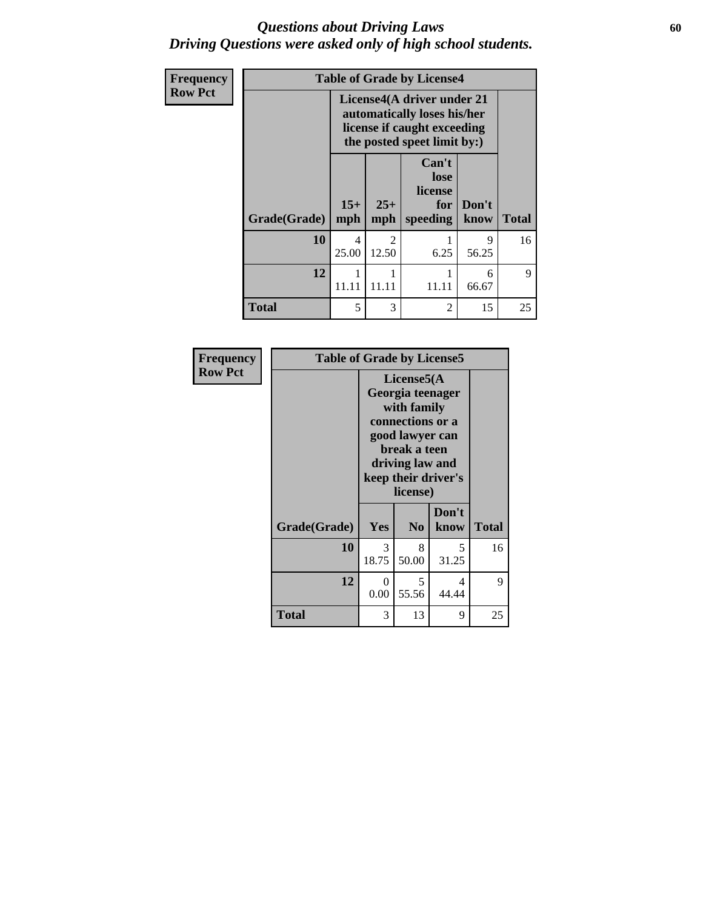# *Questions about Driving Laws*
## *Driving Questions were asked only of high school students.*

**Frequency**
**Row Pct**

| Table of Grade by License4 | | | | | |
|---|---|---|---|---|---|
| | License4(A driver under 21 automatically loses his/her license if caught exceeding the posted speet limit by:) | | | | |
| **Grade(Grade)** | **15+ mph** | **25+ mph** | **Can't lose license for speeding** | **Don't know** | **Total** |
| **10** | 4<br>25.00 | 2<br>12.50 | 1<br>6.25 | 9<br>56.25 | 16 |
| **12** | 1<br>11.11 | 1<br>11.11 | 1<br>11.11 | 6<br>66.67 | 9 |
| **Total** | 5 | 3 | 2 | 15 | 25 |

**Frequency**
**Row Pct**

| Table of Grade by License5 | | | | |
|---|---|---|---|---|
| | License5(A Georgia teenager with family connections or a good lawyer can break a teen driving law and keep their driver's license) | | | |
| **Grade(Grade)** | **Yes** | **No** | **Don't know** | **Total** |
| **10** | 3<br>18.75 | 8<br>50.00 | 5<br>31.25 | 16 |
| **12** | 0<br>0.00 | 5<br>55.56 | 4<br>44.44 | 9 |
| **Total** | 3 | 13 | 9 | 25 |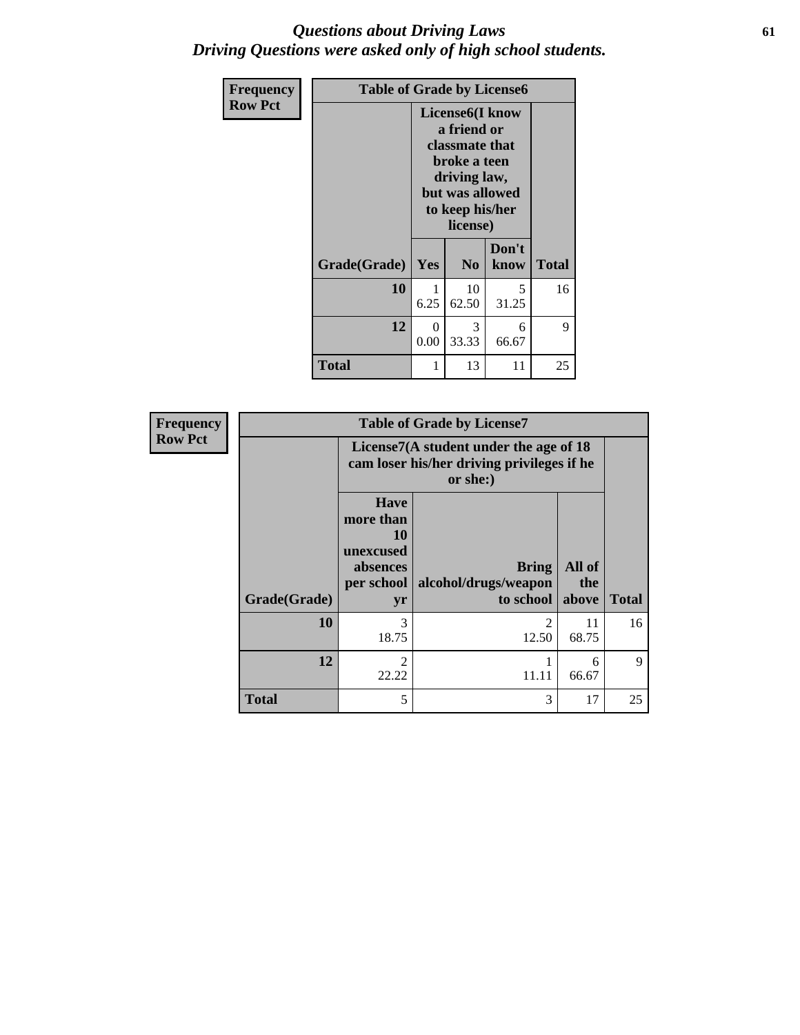# *Questions about Driving Laws*
## *Driving Questions were asked only of high school students.*

| Frequency Row Pct | Table of Grade by License6 | | | |
|---|---|---|---|---|
| | License6(I know a friend or classmate that broke a teen driving law, but was allowed to keep his/her license) | | | |
| Grade(Grade) | Yes | No | Don't know | Total |
| 10 | 1<br>6.25 | 10<br>62.50 | 5<br>31.25 | 16 |
| 12 | 0<br>0.00 | 3<br>33.33 | 6<br>66.67 | 9 |
| Total | 1 | 13 | 11 | 25 |

| Frequency Row Pct | Table of Grade by License7 | | | |
|---|---|---|---|---|
| | License7(A student under the age of 18 cam loser his/her driving privileges if he or she:) | | | |
| Grade(Grade) | Have more than 10 unexcused absences per school yr | Bring alcohol/drugs/weapon to school | All of the above | Total |
| 10 | 3<br>18.75 | 2<br>12.50 | 11<br>68.75 | 16 |
| 12 | 2<br>22.22 | 1<br>11.11 | 6<br>66.67 | 9 |
| Total | 5 | 3 | 17 | 25 |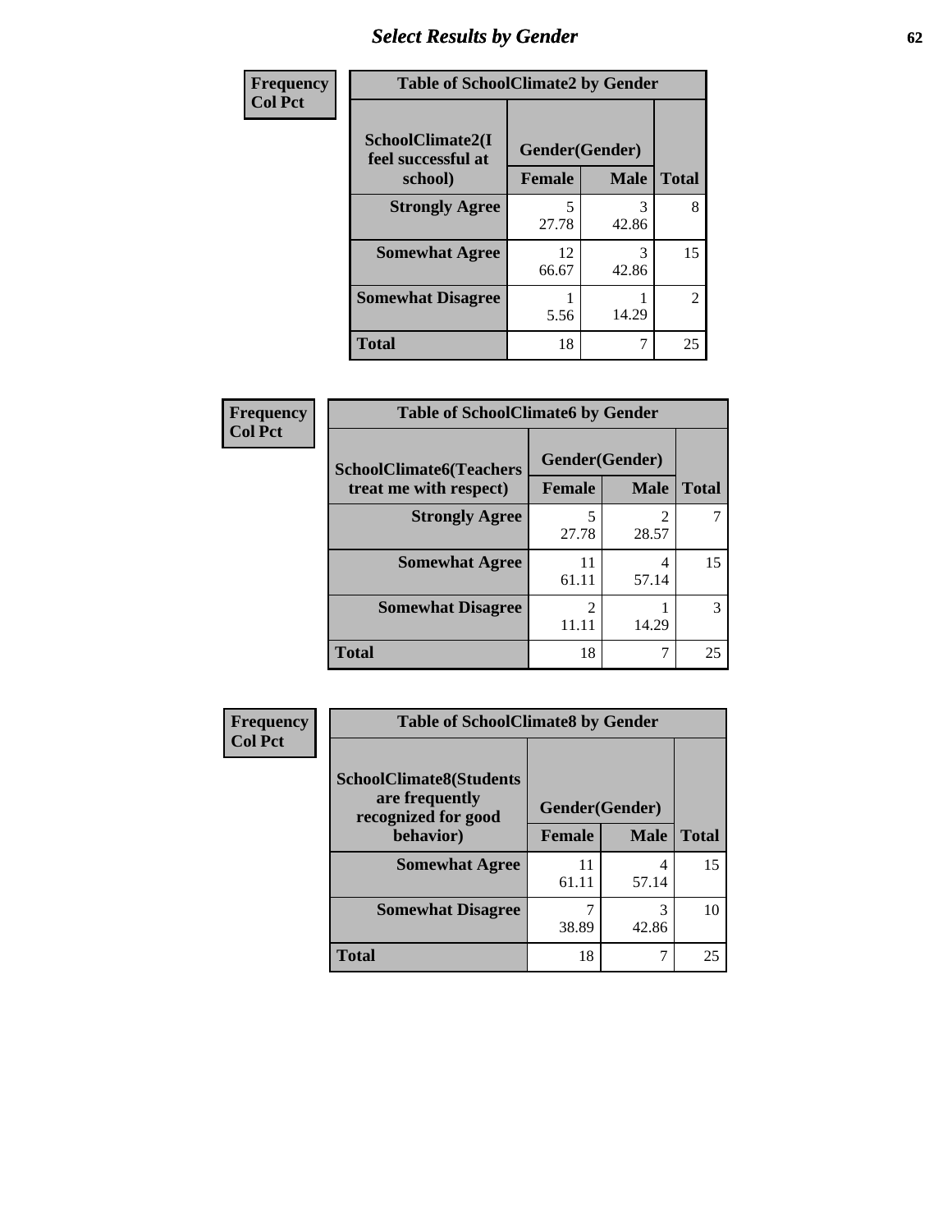## Select Results by Gender

**Frequency / Col Pct**

| Table of SchoolClimate2 by Gender | | | |
|---|---|---|---|
| SchoolClimate2(I feel successful at school) | Gender(Gender) | | |
| | Female | Male | Total |
| **Strongly Agree** | 5<br>27.78 | 3<br>42.86 | 8 |
| **Somewhat Agree** | 12<br>66.67 | 3<br>42.86 | 15 |
| **Somewhat Disagree** | 1<br>5.56 | 1<br>14.29 | 2 |
| **Total** | 18 | 7 | 25 |

**Frequency / Col Pct**

| Table of SchoolClimate6 by Gender | | | |
|---|---|---|---|
| SchoolClimate6(Teachers treat me with respect) | Gender(Gender) | | |
| | Female | Male | Total |
| **Strongly Agree** | 5<br>27.78 | 2<br>28.57 | 7 |
| **Somewhat Agree** | 11<br>61.11 | 4<br>57.14 | 15 |
| **Somewhat Disagree** | 2<br>11.11 | 1<br>14.29 | 3 |
| **Total** | 18 | 7 | 25 |

**Frequency / Col Pct**

| Table of SchoolClimate8 by Gender | | | |
|---|---|---|---|
| SchoolClimate8(Students are frequently recognized for good behavior) | Gender(Gender) | | |
| | Female | Male | Total |
| **Somewhat Agree** | 11<br>61.11 | 4<br>57.14 | 15 |
| **Somewhat Disagree** | 7<br>38.89 | 3<br>42.86 | 10 |
| **Total** | 18 | 7 | 25 |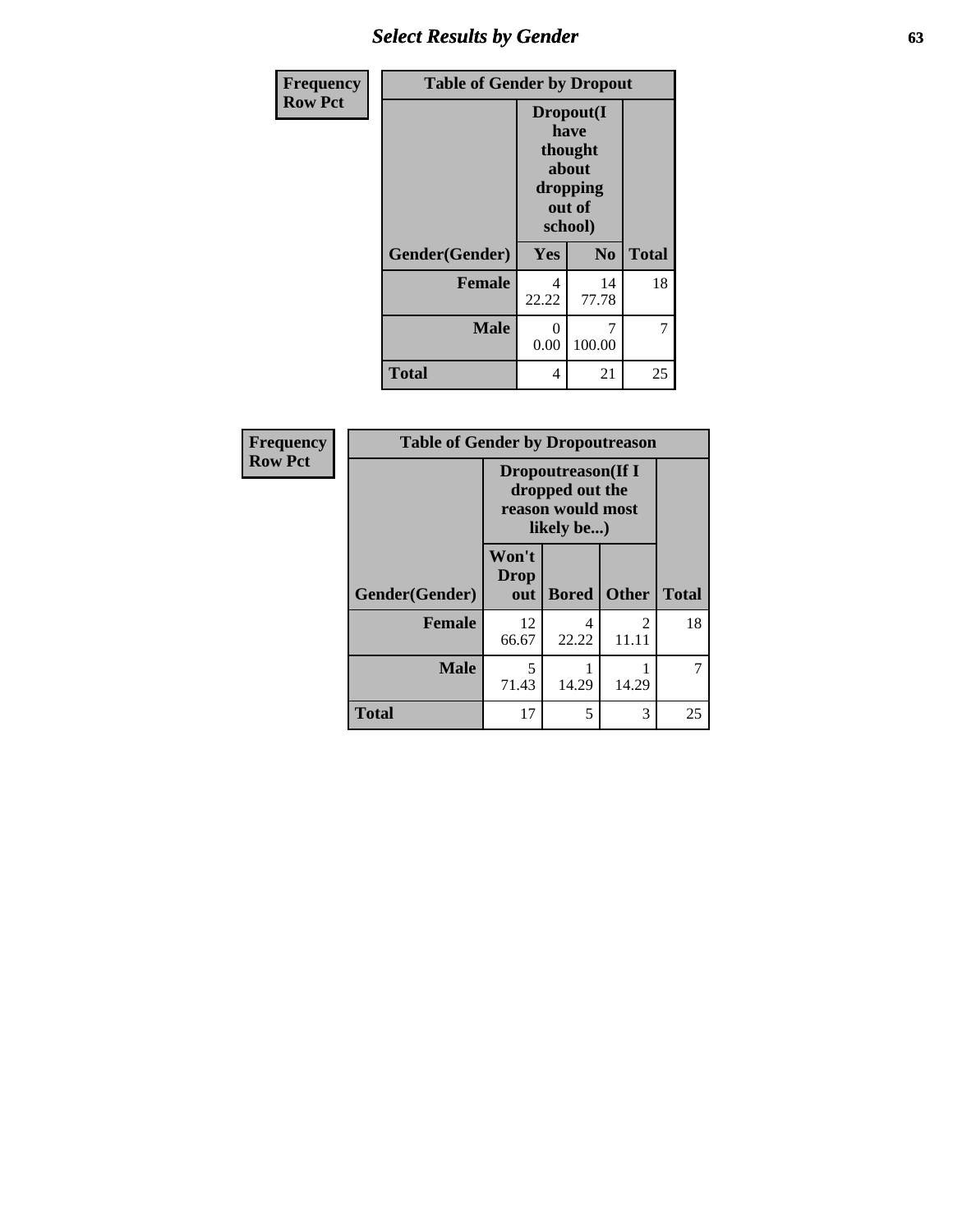| Frequency<br>Row Pct | | | |
|---|---|---|---|
| **Table of Gender by Dropout** | | | |
| | **Dropout(I have thought about dropping out of school)** | | |
| **Gender(Gender)** | **Yes** | **No** | **Total** |
| **Female** | 4<br>22.22 | 14<br>77.78 | 18 |
| **Male** | 0<br>0.00 | 7<br>100.00 | 7 |
| **Total** | 4 | 21 | 25 |

| Frequency<br>Row Pct | | | | |
|---|---|---|---|---|
| **Table of Gender by Dropoutreason** | | | | |
| | **Dropoutreason(If I dropped out the reason would most likely be...)** | | | |
| **Gender(Gender)** | **Won't Drop out** | **Bored** | **Other** | **Total** |
| **Female** | 12<br>66.67 | 4<br>22.22 | 2<br>11.11 | 18 |
| **Male** | 5<br>71.43 | 1<br>14.29 | 1<br>14.29 | 7 |
| **Total** | 17 | 5 | 3 | 25 |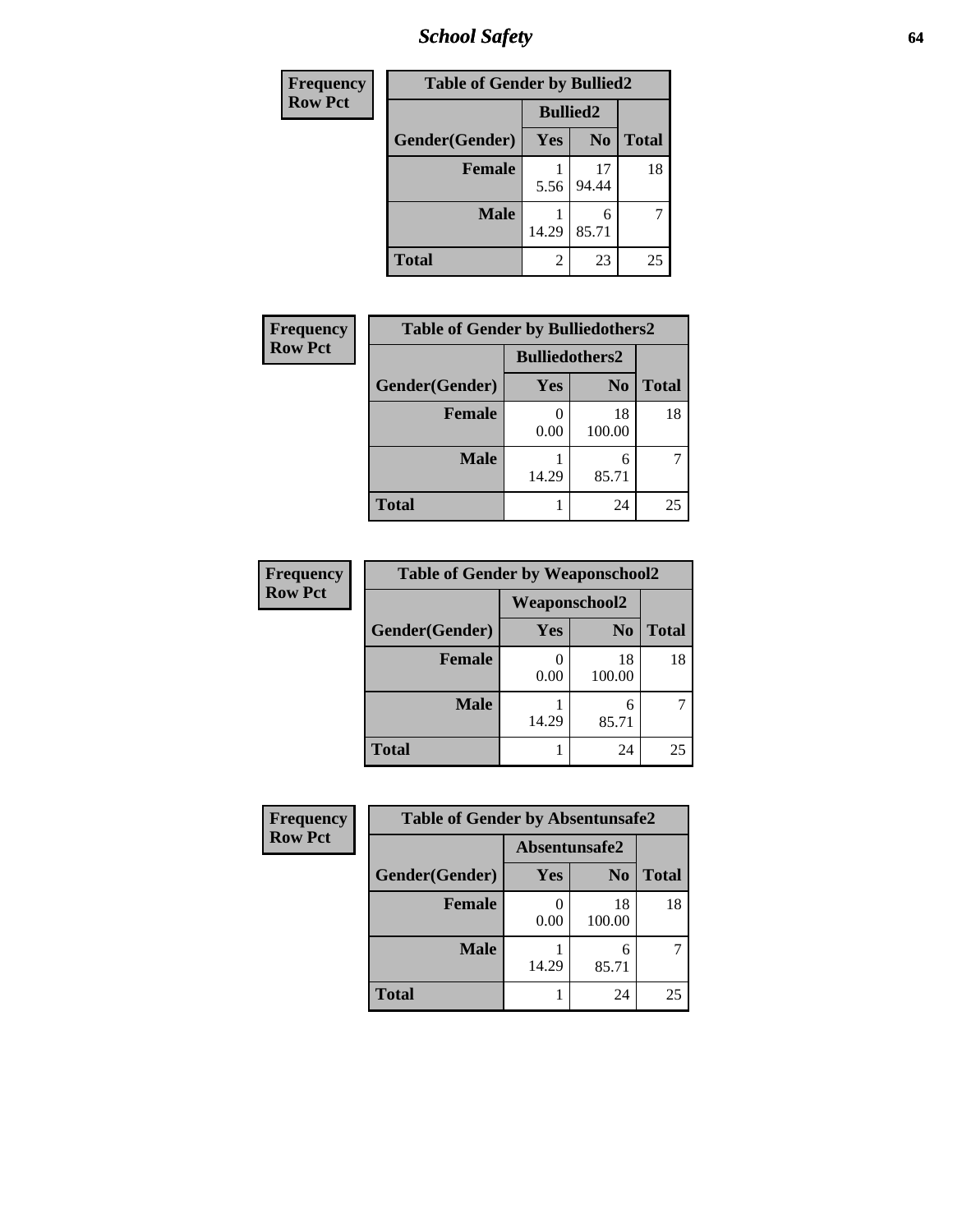| Frequency<br>Row Pct | Table of Gender by Bullied2 | | |
|---|---|---|---|
| | Bullied2 | | |
| Gender(Gender) | Yes | No | Total |
| Female | 1<br>5.56 | 17<br>94.44 | 18 |
| Male | 1<br>14.29 | 6<br>85.71 | 7 |
| Total | 2 | 23 | 25 |

| Frequency<br>Row Pct | Table of Gender by Bulliedothers2 | | |
|---|---|---|---|
| | Bulliedothers2 | | |
| Gender(Gender) | Yes | No | Total |
| Female | 0<br>0.00 | 18<br>100.00 | 18 |
| Male | 1<br>14.29 | 6<br>85.71 | 7 |
| Total | 1 | 24 | 25 |

| Frequency<br>Row Pct | Table of Gender by Weaponschool2 | | |
|---|---|---|---|
| | Weaponschool2 | | |
| Gender(Gender) | Yes | No | Total |
| Female | 0<br>0.00 | 18<br>100.00 | 18 |
| Male | 1<br>14.29 | 6<br>85.71 | 7 |
| Total | 1 | 24 | 25 |

| Frequency<br>Row Pct | Table of Gender by Absentunsafe2 | | |
|---|---|---|---|
| | Absentunsafe2 | | |
| Gender(Gender) | Yes | No | Total |
| Female | 0<br>0.00 | 18<br>100.00 | 18 |
| Male | 1<br>14.29 | 6<br>85.71 | 7 |
| Total | 1 | 24 | 25 |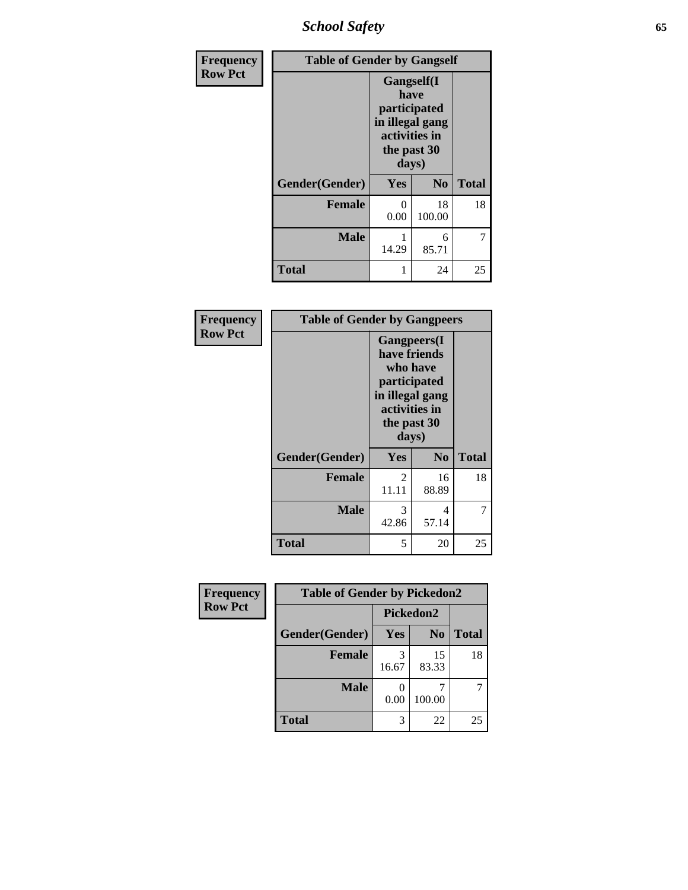| Frequency Row Pct | Table of Gender by Gangself | | |
|---|---|---|---|
| | Gangself(I have participated in illegal gang activities in the past 30 days) | | |
| Gender(Gender) | Yes | No | Total |
| **Female** | 0<br>0.00 | 18<br>100.00 | 18 |
| **Male** | 1<br>14.29 | 6<br>85.71 | 7 |
| **Total** | 1 | 24 | 25 |

| Frequency Row Pct | Table of Gender by Gangpeers | | |
|---|---|---|---|
| | Gangpeers(I have friends who have participated in illegal gang activities in the past 30 days) | | |
| Gender(Gender) | Yes | No | Total |
| **Female** | 2<br>11.11 | 16<br>88.89 | 18 |
| **Male** | 3<br>42.86 | 4<br>57.14 | 7 |
| **Total** | 5 | 20 | 25 |

| Frequency Row Pct | Table of Gender by Pickedon2 | | |
|---|---|---|---|
| | Pickedon2 | | |
| Gender(Gender) | Yes | No | Total |
| **Female** | 3<br>16.67 | 15<br>83.33 | 18 |
| **Male** | 0<br>0.00 | 7<br>100.00 | 7 |
| **Total** | 3 | 22 | 25 |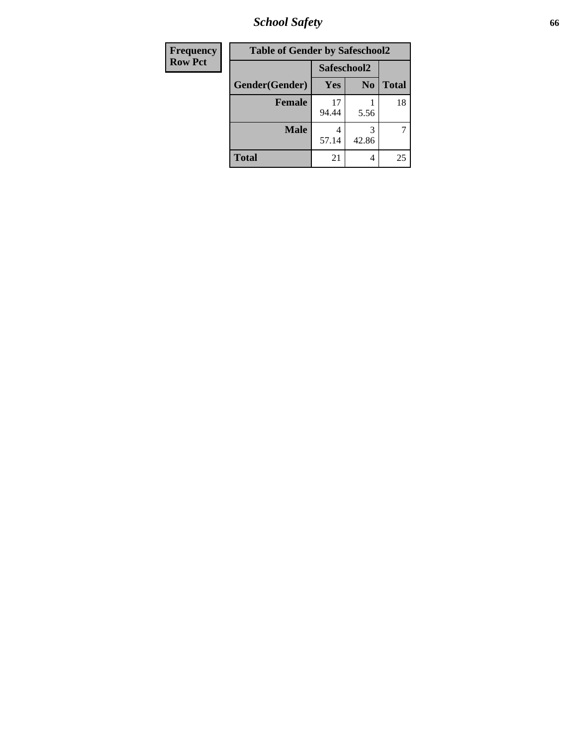| Frequency |
|---|
| Row Pct |

| Table of Gender by Safeschool2 | | | |
|---|---|---|---|
| | Safeschool2 | | |
| Gender(Gender) | Yes | No | Total |
| Female | 17<br>94.44 | 1<br>5.56 | 18 |
| Male | 4<br>57.14 | 3<br>42.86 | 7 |
| Total | 21 | 4 | 25 |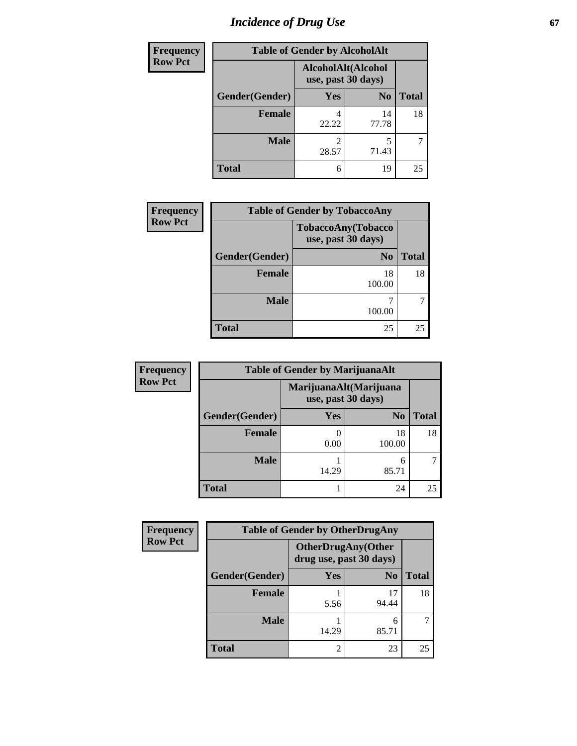# Incidence of Drug Use

**Frequency / Row Pct**

| Table of Gender by AlcoholAlt | | | |
|---|---|---|---|
| | AlcoholAlt(Alcohol use, past 30 days) | | |
| Gender(Gender) | Yes | No | Total |
| Female | 4<br>22.22 | 14<br>77.78 | 18 |
| Male | 2<br>28.57 | 5<br>71.43 | 7 |
| Total | 6 | 19 | 25 |

**Frequency / Row Pct**

| Table of Gender by TobaccoAny | | |
|---|---|---|
| | TobaccoAny(Tobacco use, past 30 days) | |
| Gender(Gender) | No | Total |
| Female | 18<br>100.00 | 18 |
| Male | 7<br>100.00 | 7 |
| Total | 25 | 25 |

**Frequency / Row Pct**

| Table of Gender by MarijuanaAlt | | | |
|---|---|---|---|
| | MarijuanaAlt(Marijuana use, past 30 days) | | |
| Gender(Gender) | Yes | No | Total |
| Female | 0<br>0.00 | 18<br>100.00 | 18 |
| Male | 1<br>14.29 | 6<br>85.71 | 7 |
| Total | 1 | 24 | 25 |

**Frequency / Row Pct**

| Table of Gender by OtherDrugAny | | | |
|---|---|---|---|
| | OtherDrugAny(Other drug use, past 30 days) | | |
| Gender(Gender) | Yes | No | Total |
| Female | 1<br>5.56 | 17<br>94.44 | 18 |
| Male | 1<br>14.29 | 6<br>85.71 | 7 |
| Total | 2 | 23 | 25 |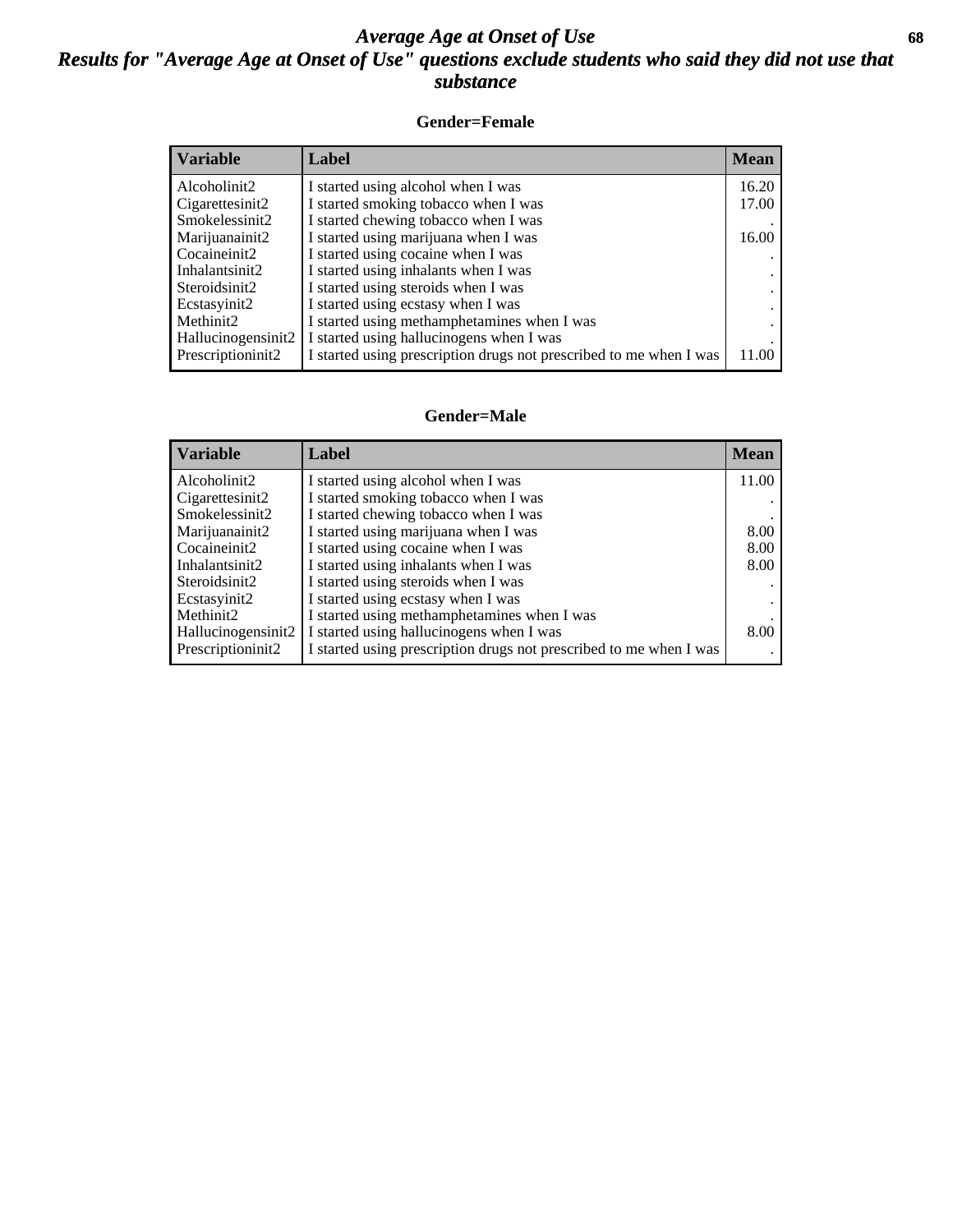# *Average Age at Onset of Use*

## *Results for "Average Age at Onset of Use" questions exclude students who said they did not use that substance*

### Gender=Female

| Variable | Label | Mean |
|---|---|---|
| Alcoholinit2 | I started using alcohol when I was | 16.20 |
| Cigarettesinit2 | I started smoking tobacco when I was | 17.00 |
| Smokelessinit2 | I started chewing tobacco when I was | . |
| Marijuanainit2 | I started using marijuana when I was | 16.00 |
| Cocaineinit2 | I started using cocaine when I was | . |
| Inhalantsinit2 | I started using inhalants when I was | . |
| Steroidsinit2 | I started using steroids when I was | . |
| Ecstasyinit2 | I started using ecstasy when I was | . |
| Methinit2 | I started using methamphetamines when I was | . |
| Hallucinogensinit2 | I started using hallucinogens when I was | . |
| Prescriptioninit2 | I started using prescription drugs not prescribed to me when I was | 11.00 |

### Gender=Male

| Variable | Label | Mean |
|---|---|---|
| Alcoholinit2 | I started using alcohol when I was | 11.00 |
| Cigarettesinit2 | I started smoking tobacco when I was | . |
| Smokelessinit2 | I started chewing tobacco when I was | . |
| Marijuanainit2 | I started using marijuana when I was | 8.00 |
| Cocaineinit2 | I started using cocaine when I was | 8.00 |
| Inhalantsinit2 | I started using inhalants when I was | 8.00 |
| Steroidsinit2 | I started using steroids when I was | . |
| Ecstasyinit2 | I started using ecstasy when I was | . |
| Methinit2 | I started using methamphetamines when I was | . |
| Hallucinogensinit2 | I started using hallucinogens when I was | 8.00 |
| Prescriptioninit2 | I started using prescription drugs not prescribed to me when I was | . |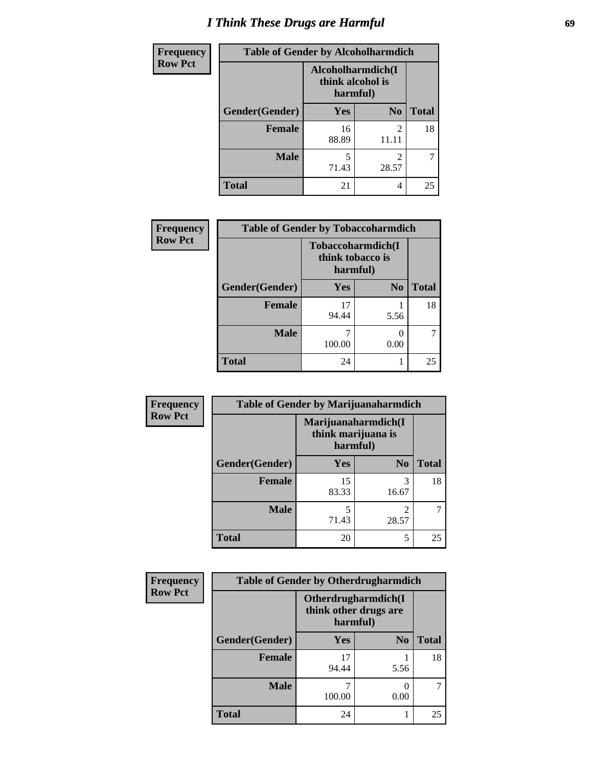# I Think These Drugs are Harmful

| Frequency Row Pct | Table of Gender by Alcoholharmdich | | |
|---|---|---|---|
| | Alcoholharmdich(I think alcohol is harmful) | | |
| Gender(Gender) | Yes | No | Total |
| Female | 16<br>88.89 | 2<br>11.11 | 18 |
| Male | 5<br>71.43 | 2<br>28.57 | 7 |
| Total | 21 | 4 | 25 |

| Frequency Row Pct | Table of Gender by Tobaccoharmdich | | |
|---|---|---|---|
| | Tobaccoharmdich(I think tobacco is harmful) | | |
| Gender(Gender) | Yes | No | Total |
| Female | 17<br>94.44 | 1<br>5.56 | 18 |
| Male | 7<br>100.00 | 0<br>0.00 | 7 |
| Total | 24 | 1 | 25 |

| Frequency Row Pct | Table of Gender by Marijuanaharmdich | | |
|---|---|---|---|
| | Marijuanaharmdich(I think marijuana is harmful) | | |
| Gender(Gender) | Yes | No | Total |
| Female | 15<br>83.33 | 3<br>16.67 | 18 |
| Male | 5<br>71.43 | 2<br>28.57 | 7 |
| Total | 20 | 5 | 25 |

| Frequency Row Pct | Table of Gender by Otherdrugharmdich | | |
|---|---|---|---|
| | Otherdrugharmdich(I think other drugs are harmful) | | |
| Gender(Gender) | Yes | No | Total |
| Female | 17<br>94.44 | 1<br>5.56 | 18 |
| Male | 7<br>100.00 | 0<br>0.00 | 7 |
| Total | 24 | 1 | 25 |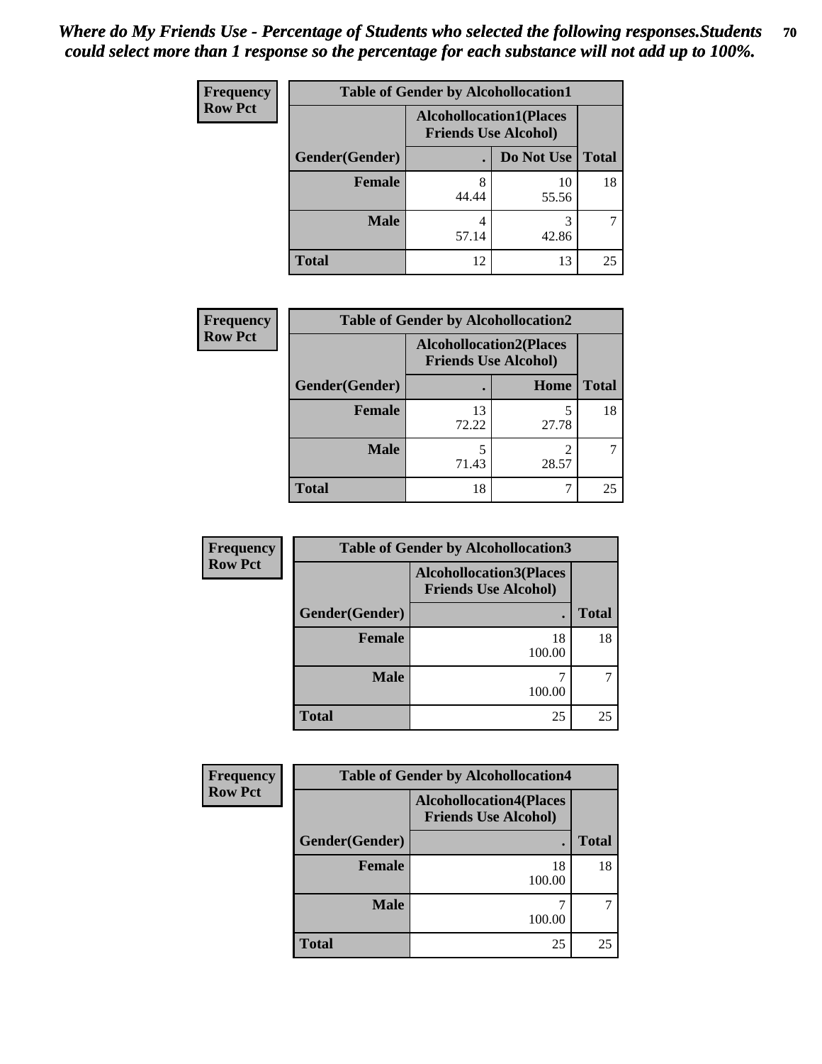*Where do My Friends Use - Percentage of Students who selected the following responses.Students could select more than 1 response so the percentage for each substance will not add up to 100%.*

**Frequency Row Pct**

| Table of Gender by Alcohollocation1 | | | |
|---|---|---|---|
| | Alcohollocation1(Places Friends Use Alcohol) | | |
| Gender(Gender) | . | Do Not Use | Total |
| Female | 8<br>44.44 | 10<br>55.56 | 18 |
| Male | 4<br>57.14 | 3<br>42.86 | 7 |
| Total | 12 | 13 | 25 |

**Frequency Row Pct**

| Table of Gender by Alcohollocation2 | | | |
|---|---|---|---|
| | Alcohollocation2(Places Friends Use Alcohol) | | |
| Gender(Gender) | . | Home | Total |
| Female | 13<br>72.22 | 5<br>27.78 | 18 |
| Male | 5<br>71.43 | 2<br>28.57 | 7 |
| Total | 18 | 7 | 25 |

**Frequency Row Pct**

| Table of Gender by Alcohollocation3 | | |
|---|---|---|
| | Alcohollocation3(Places Friends Use Alcohol) | |
| Gender(Gender) | . | Total |
| Female | 18<br>100.00 | 18 |
| Male | 7<br>100.00 | 7 |
| Total | 25 | 25 |

**Frequency Row Pct**

| Table of Gender by Alcohollocation4 | | |
|---|---|---|
| | Alcohollocation4(Places Friends Use Alcohol) | |
| Gender(Gender) | . | Total |
| Female | 18<br>100.00 | 18 |
| Male | 7<br>100.00 | 7 |
| Total | 25 | 25 |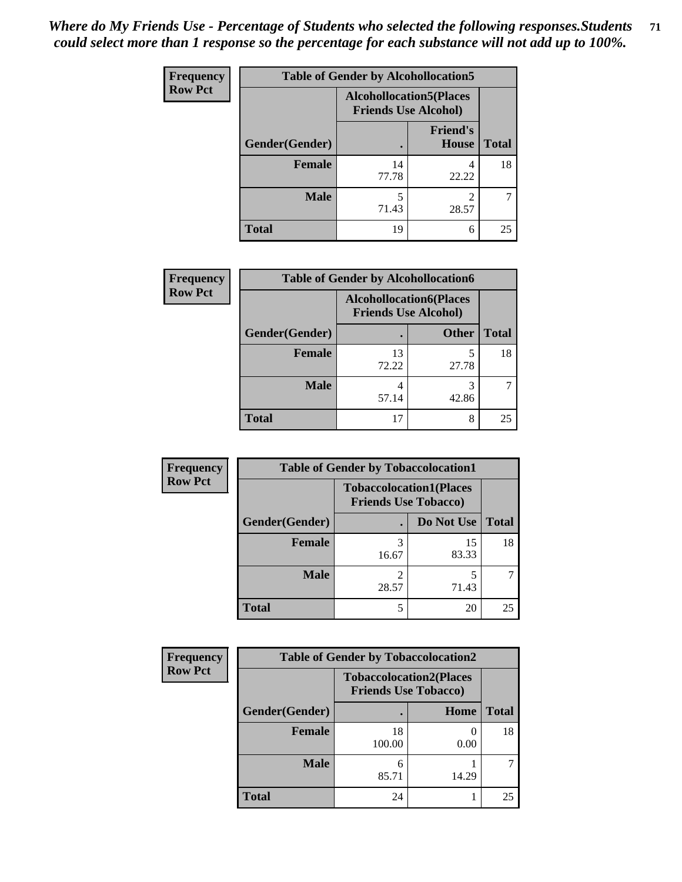*Where do My Friends Use - Percentage of Students who selected the following responses.Students could select more than 1 response so the percentage for each substance will not add up to 100%.*

**Frequency**
**Row Pct**

| Table of Gender by Alcohollocation5 | | | |
|---|---|---|---|
| | Alcohollocation5(Places Friends Use Alcohol) | | |
| Gender(Gender) | . | Friend's House | Total |
| **Female** | 14<br>77.78 | 4<br>22.22 | 18 |
| **Male** | 5<br>71.43 | 2<br>28.57 | 7 |
| **Total** | 19 | 6 | 25 |

**Frequency**
**Row Pct**

| Table of Gender by Alcohollocation6 | | | |
|---|---|---|---|
| | Alcohollocation6(Places Friends Use Alcohol) | | |
| Gender(Gender) | . | Other | Total |
| **Female** | 13<br>72.22 | 5<br>27.78 | 18 |
| **Male** | 4<br>57.14 | 3<br>42.86 | 7 |
| **Total** | 17 | 8 | 25 |

**Frequency**
**Row Pct**

| Table of Gender by Tobaccolocation1 | | | |
|---|---|---|---|
| | Tobaccolocation1(Places Friends Use Tobacco) | | |
| Gender(Gender) | . | Do Not Use | Total |
| **Female** | 3<br>16.67 | 15<br>83.33 | 18 |
| **Male** | 2<br>28.57 | 5<br>71.43 | 7 |
| **Total** | 5 | 20 | 25 |

**Frequency**
**Row Pct**

| Table of Gender by Tobaccolocation2 | | | |
|---|---|---|---|
| | Tobaccolocation2(Places Friends Use Tobacco) | | |
| Gender(Gender) | . | Home | Total |
| **Female** | 18<br>100.00 | 0<br>0.00 | 18 |
| **Male** | 6<br>85.71 | 1<br>14.29 | 7 |
| **Total** | 24 | 1 | 25 |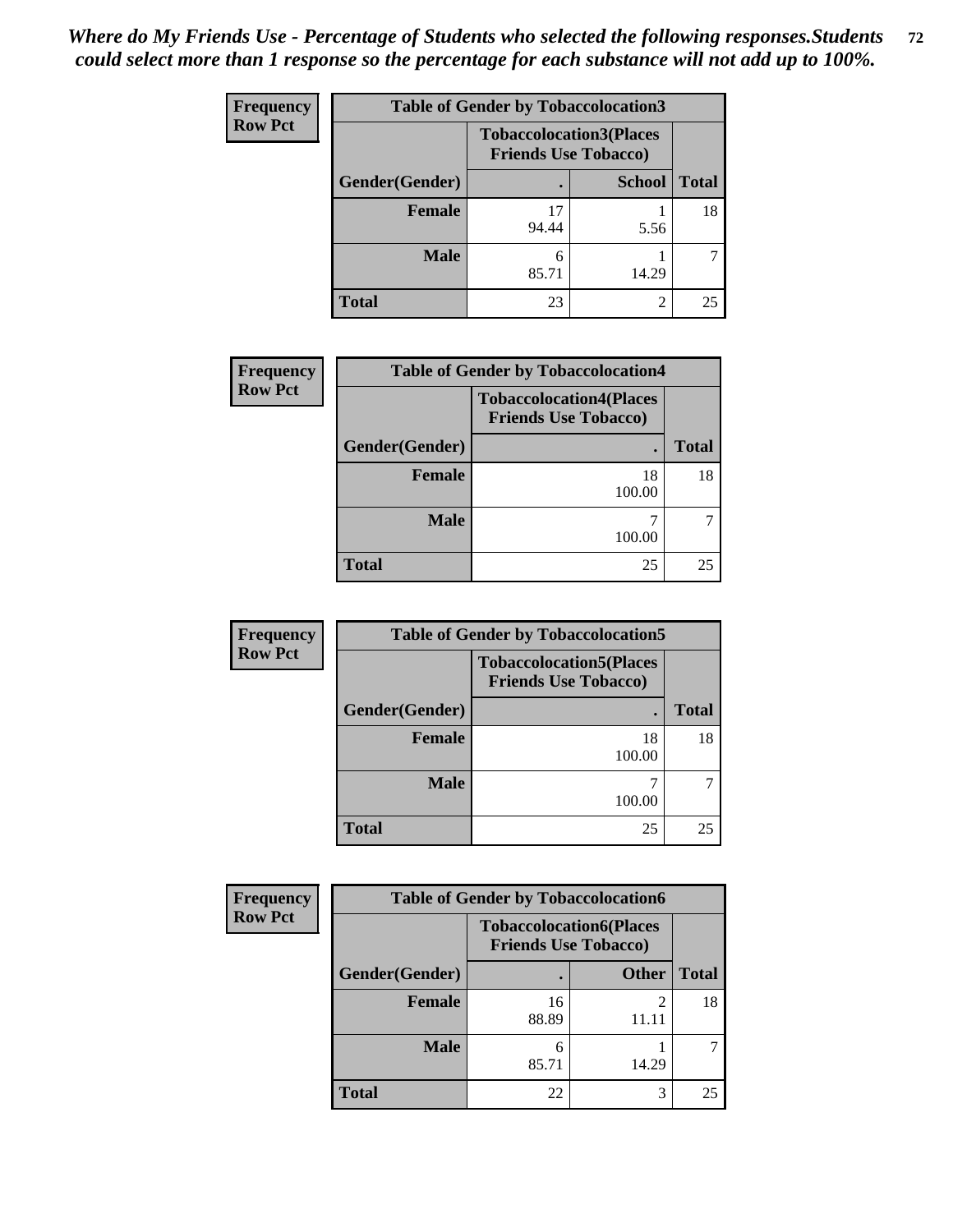*Where do My Friends Use - Percentage of Students who selected the following responses.Students could select more than 1 response so the percentage for each substance will not add up to 100%.*

**Frequency**
**Row Pct**

| Table of Gender by Tobaccolocation3 | | | |
|---|---|---|---|
| | Tobaccolocation3(Places Friends Use Tobacco) | | |
| Gender(Gender) | . | School | Total |
| Female | 17<br>94.44 | 1<br>5.56 | 18 |
| Male | 6<br>85.71 | 1<br>14.29 | 7 |
| Total | 23 | 2 | 25 |

**Frequency**
**Row Pct**

| Table of Gender by Tobaccolocation4 | | |
|---|---|---|
| | Tobaccolocation4(Places Friends Use Tobacco) | |
| Gender(Gender) | . | Total |
| Female | 18<br>100.00 | 18 |
| Male | 7<br>100.00 | 7 |
| Total | 25 | 25 |

**Frequency**
**Row Pct**

| Table of Gender by Tobaccolocation5 | | |
|---|---|---|
| | Tobaccolocation5(Places Friends Use Tobacco) | |
| Gender(Gender) | . | Total |
| Female | 18<br>100.00 | 18 |
| Male | 7<br>100.00 | 7 |
| Total | 25 | 25 |

**Frequency**
**Row Pct**

| Table of Gender by Tobaccolocation6 | | | |
|---|---|---|---|
| | Tobaccolocation6(Places Friends Use Tobacco) | | |
| Gender(Gender) | . | Other | Total |
| Female | 16<br>88.89 | 2<br>11.11 | 18 |
| Male | 6<br>85.71 | 1<br>14.29 | 7 |
| Total | 22 | 3 | 25 |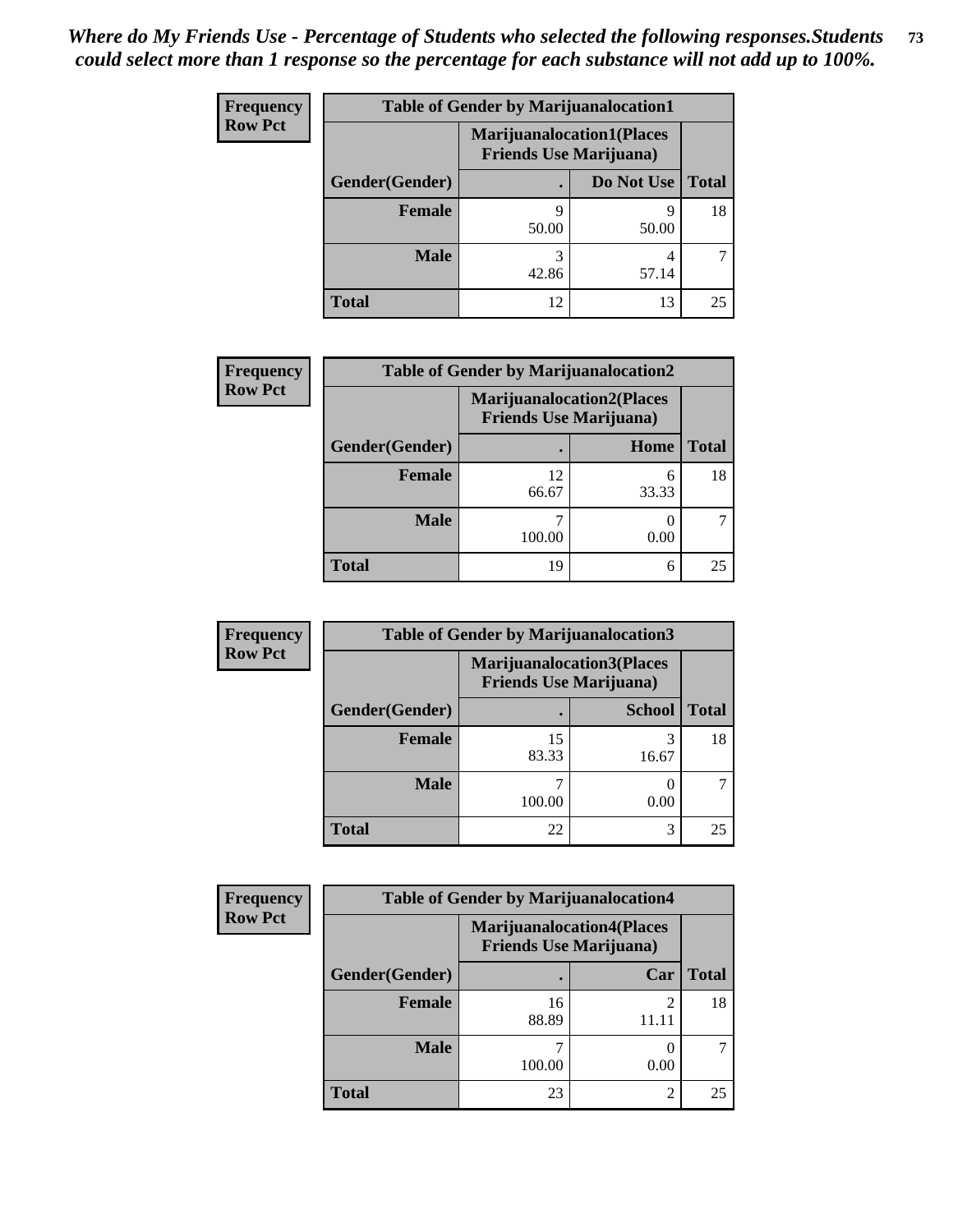*Where do My Friends Use - Percentage of Students who selected the following responses.Students could select more than 1 response so the percentage for each substance will not add up to 100%.*

**Frequency / Row Pct**

| Table of Gender by Marijuanalocation1 | | | |
|---|---|---|---|
| | Marijuanalocation1(Places Friends Use Marijuana) | | |
| Gender(Gender) | . | Do Not Use | Total |
| **Female** | 9<br>50.00 | 9<br>50.00 | 18 |
| **Male** | 3<br>42.86 | 4<br>57.14 | 7 |
| **Total** | 12 | 13 | 25 |

**Frequency / Row Pct**

| Table of Gender by Marijuanalocation2 | | | |
|---|---|---|---|
| | Marijuanalocation2(Places Friends Use Marijuana) | | |
| Gender(Gender) | . | Home | Total |
| **Female** | 12<br>66.67 | 6<br>33.33 | 18 |
| **Male** | 7<br>100.00 | 0<br>0.00 | 7 |
| **Total** | 19 | 6 | 25 |

**Frequency / Row Pct**

| Table of Gender by Marijuanalocation3 | | | |
|---|---|---|---|
| | Marijuanalocation3(Places Friends Use Marijuana) | | |
| Gender(Gender) | . | School | Total |
| **Female** | 15<br>83.33 | 3<br>16.67 | 18 |
| **Male** | 7<br>100.00 | 0<br>0.00 | 7 |
| **Total** | 22 | 3 | 25 |

**Frequency / Row Pct**

| Table of Gender by Marijuanalocation4 | | | |
|---|---|---|---|
| | Marijuanalocation4(Places Friends Use Marijuana) | | |
| Gender(Gender) | . | Car | Total |
| **Female** | 16<br>88.89 | 2<br>11.11 | 18 |
| **Male** | 7<br>100.00 | 0<br>0.00 | 7 |
| **Total** | 23 | 2 | 25 |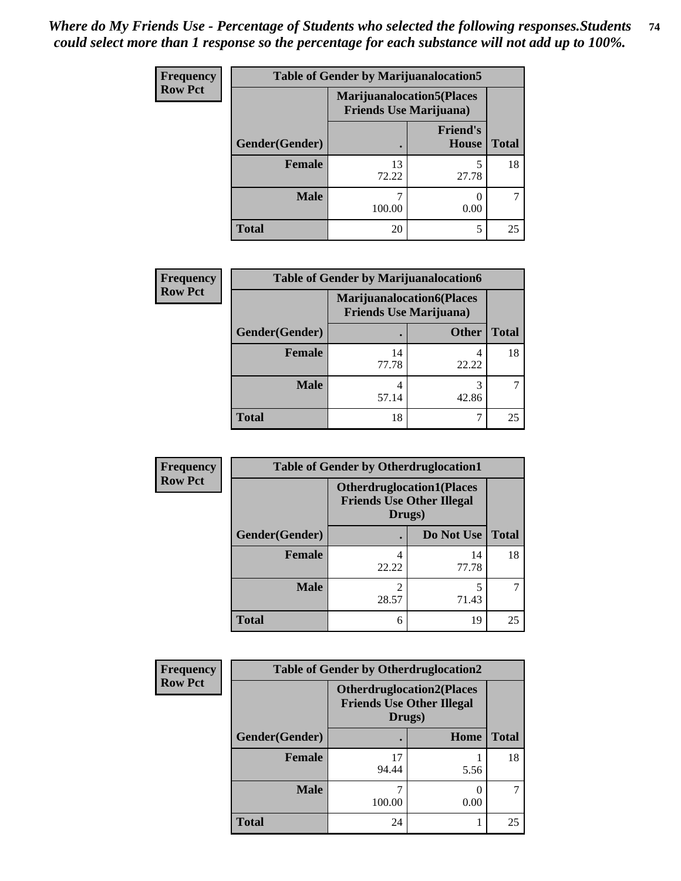*Where do My Friends Use - Percentage of Students who selected the following responses.Students could select more than 1 response so the percentage for each substance will not add up to 100%.*

**Frequency**
**Row Pct**

| Table of Gender by Marijuanalocation5 | | | |
|---|---|---|---|
| | Marijuanalocation5(Places Friends Use Marijuana) | | |
| Gender(Gender) | . | Friend's House | Total |
| **Female** | 13<br>72.22 | 5<br>27.78 | 18 |
| **Male** | 7<br>100.00 | 0<br>0.00 | 7 |
| **Total** | 20 | 5 | 25 |

**Frequency**
**Row Pct**

| Table of Gender by Marijuanalocation6 | | | |
|---|---|---|---|
| | Marijuanalocation6(Places Friends Use Marijuana) | | |
| Gender(Gender) | . | Other | Total |
| **Female** | 14<br>77.78 | 4<br>22.22 | 18 |
| **Male** | 4<br>57.14 | 3<br>42.86 | 7 |
| **Total** | 18 | 7 | 25 |

**Frequency**
**Row Pct**

| Table of Gender by Otherdruglocation1 | | | |
|---|---|---|---|
| | Otherdruglocation1(Places Friends Use Other Illegal Drugs) | | |
| Gender(Gender) | . | Do Not Use | Total |
| **Female** | 4<br>22.22 | 14<br>77.78 | 18 |
| **Male** | 2<br>28.57 | 5<br>71.43 | 7 |
| **Total** | 6 | 19 | 25 |

**Frequency**
**Row Pct**

| Table of Gender by Otherdruglocation2 | | | |
|---|---|---|---|
| | Otherdruglocation2(Places Friends Use Other Illegal Drugs) | | |
| Gender(Gender) | . | Home | Total |
| **Female** | 17<br>94.44 | 1<br>5.56 | 18 |
| **Male** | 7<br>100.00 | 0<br>0.00 | 7 |
| **Total** | 24 | 1 | 25 |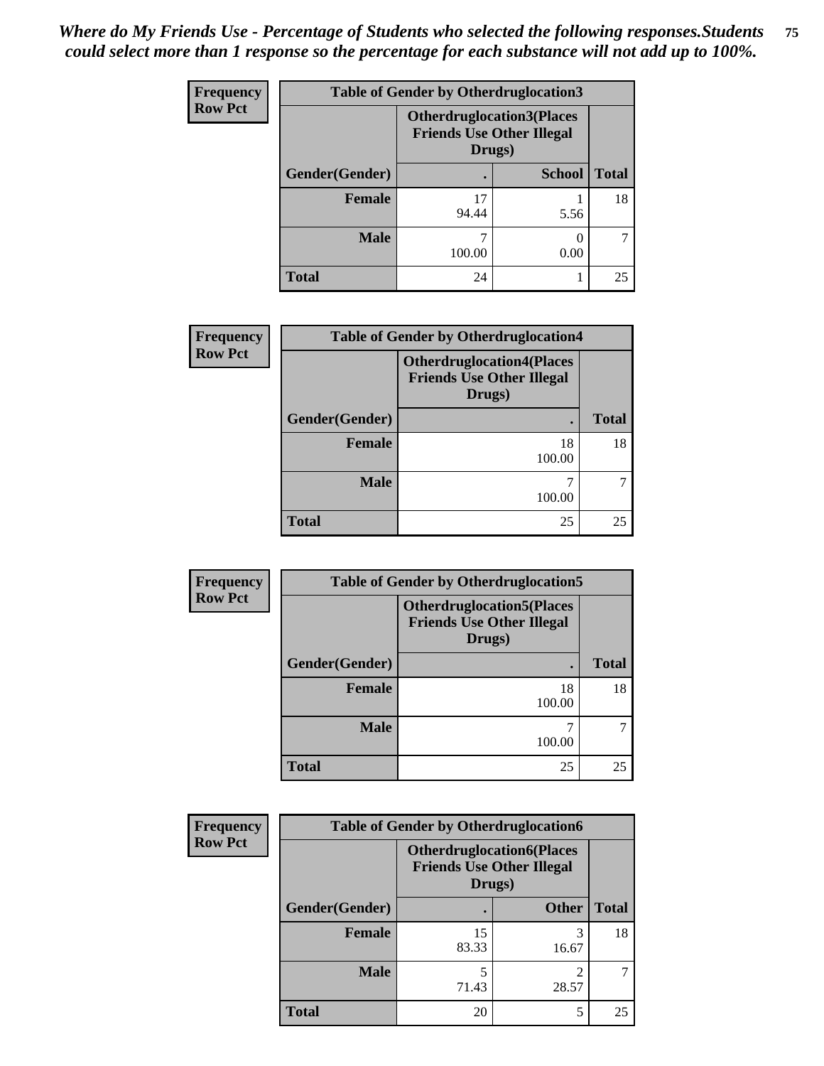*Where do My Friends Use - Percentage of Students who selected the following responses.Students could select more than 1 response so the percentage for each substance will not add up to 100%.*

**Frequency**
**Row Pct**

| Table of Gender by Otherdruglocation3 | | | |
|---|---|---|---|
| | Otherdruglocation3(Places Friends Use Other Illegal Drugs) | | |
| Gender(Gender) | . | School | Total |
| **Female** | 17<br>94.44 | 1<br>5.56 | 18 |
| **Male** | 7<br>100.00 | 0<br>0.00 | 7 |
| **Total** | 24 | 1 | 25 |

**Frequency**
**Row Pct**

| Table of Gender by Otherdruglocation4 | | |
|---|---|---|
| | Otherdruglocation4(Places Friends Use Other Illegal Drugs) | |
| Gender(Gender) | . | Total |
| **Female** | 18<br>100.00 | 18 |
| **Male** | 7<br>100.00 | 7 |
| **Total** | 25 | 25 |

**Frequency**
**Row Pct**

| Table of Gender by Otherdruglocation5 | | |
|---|---|---|
| | Otherdruglocation5(Places Friends Use Other Illegal Drugs) | |
| Gender(Gender) | . | Total |
| **Female** | 18<br>100.00 | 18 |
| **Male** | 7<br>100.00 | 7 |
| **Total** | 25 | 25 |

**Frequency**
**Row Pct**

| Table of Gender by Otherdruglocation6 | | | |
|---|---|---|---|
| | Otherdruglocation6(Places Friends Use Other Illegal Drugs) | | |
| Gender(Gender) | . | Other | Total |
| **Female** | 15<br>83.33 | 3<br>16.67 | 18 |
| **Male** | 5<br>71.43 | 2<br>28.57 | 7 |
| **Total** | 20 | 5 | 25 |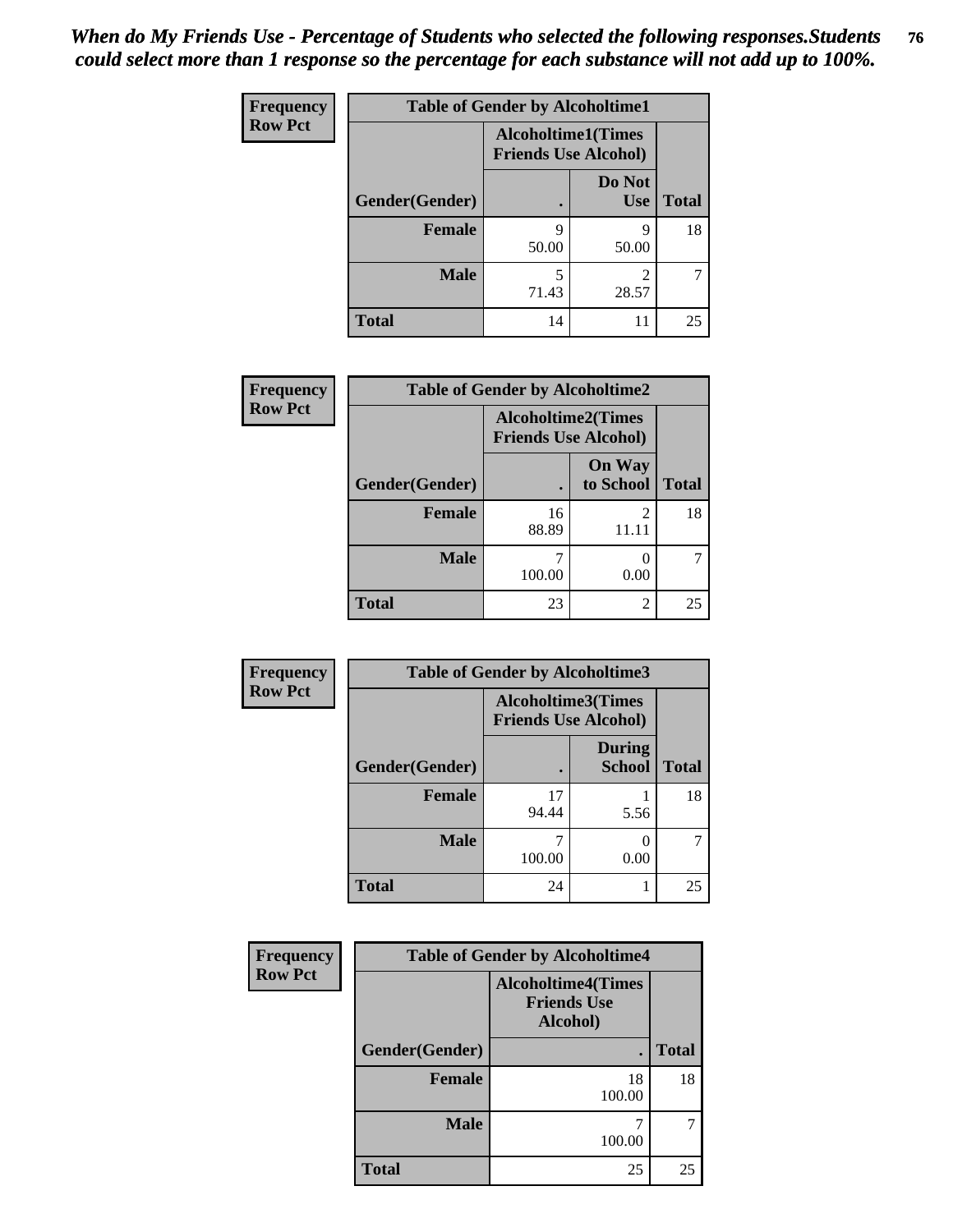*When do My Friends Use - Percentage of Students who selected the following responses.Students could select more than 1 response so the percentage for each substance will not add up to 100%.*

**Table of Gender by Alcoholtime1**

Frequency / Row Pct

| Gender(Gender) | Alcoholtime1(Times Friends Use Alcohol) . | Do Not Use | Total |
|---|---|---|---|
| Female | 9<br>50.00 | 9<br>50.00 | 18 |
| Male | 5<br>71.43 | 2<br>28.57 | 7 |
| Total | 14 | 11 | 25 |

**Table of Gender by Alcoholtime2**

Frequency / Row Pct

| Gender(Gender) | Alcoholtime2(Times Friends Use Alcohol) . | On Way to School | Total |
|---|---|---|---|
| Female | 16<br>88.89 | 2<br>11.11 | 18 |
| Male | 7<br>100.00 | 0<br>0.00 | 7 |
| Total | 23 | 2 | 25 |

**Table of Gender by Alcoholtime3**

Frequency / Row Pct

| Gender(Gender) | Alcoholtime3(Times Friends Use Alcohol) . | During School | Total |
|---|---|---|---|
| Female | 17<br>94.44 | 1<br>5.56 | 18 |
| Male | 7<br>100.00 | 0<br>0.00 | 7 |
| Total | 24 | 1 | 25 |

**Table of Gender by Alcoholtime4**

Frequency / Row Pct

| Gender(Gender) | Alcoholtime4(Times Friends Use Alcohol) . | Total |
|---|---|---|
| Female | 18<br>100.00 | 18 |
| Male | 7<br>100.00 | 7 |
| Total | 25 | 25 |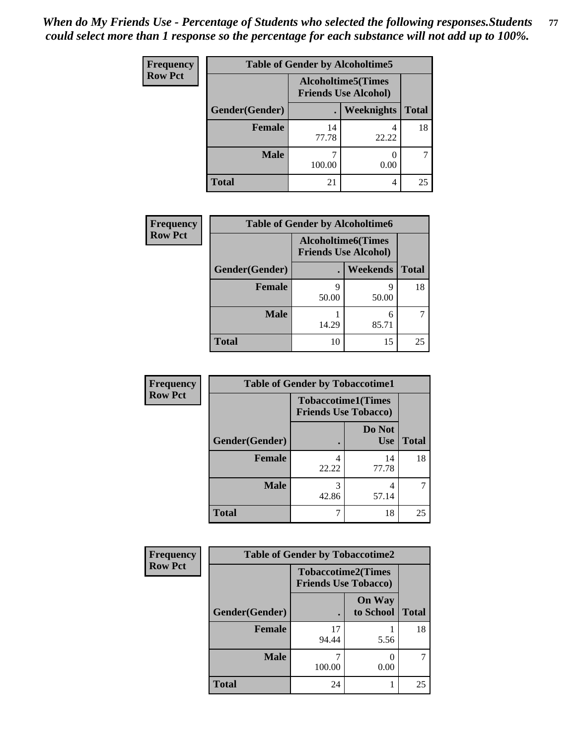*When do My Friends Use - Percentage of Students who selected the following responses.Students could select more than 1 response so the percentage for each substance will not add up to 100%.*

**Frequency**
**Row Pct**

| Table of Gender by Alcoholtime5 | | | |
|---|---|---|---|
| | Alcoholtime5(Times Friends Use Alcohol) | | |
| Gender(Gender) | . | Weeknights | Total |
| **Female** | 14<br>77.78 | 4<br>22.22 | 18 |
| **Male** | 7<br>100.00 | 0<br>0.00 | 7 |
| **Total** | 21 | 4 | 25 |

**Frequency**
**Row Pct**

| Table of Gender by Alcoholtime6 | | | |
|---|---|---|---|
| | Alcoholtime6(Times Friends Use Alcohol) | | |
| Gender(Gender) | . | Weekends | Total |
| **Female** | 9<br>50.00 | 9<br>50.00 | 18 |
| **Male** | 1<br>14.29 | 6<br>85.71 | 7 |
| **Total** | 10 | 15 | 25 |

**Frequency**
**Row Pct**

| Table of Gender by Tobaccotime1 | | | |
|---|---|---|---|
| | Tobaccotime1(Times Friends Use Tobacco) | | |
| Gender(Gender) | . | Do Not Use | Total |
| **Female** | 4<br>22.22 | 14<br>77.78 | 18 |
| **Male** | 3<br>42.86 | 4<br>57.14 | 7 |
| **Total** | 7 | 18 | 25 |

**Frequency**
**Row Pct**

| Table of Gender by Tobaccotime2 | | | |
|---|---|---|---|
| | Tobaccotime2(Times Friends Use Tobacco) | | |
| Gender(Gender) | . | On Way to School | Total |
| **Female** | 17<br>94.44 | 1<br>5.56 | 18 |
| **Male** | 7<br>100.00 | 0<br>0.00 | 7 |
| **Total** | 24 | 1 | 25 |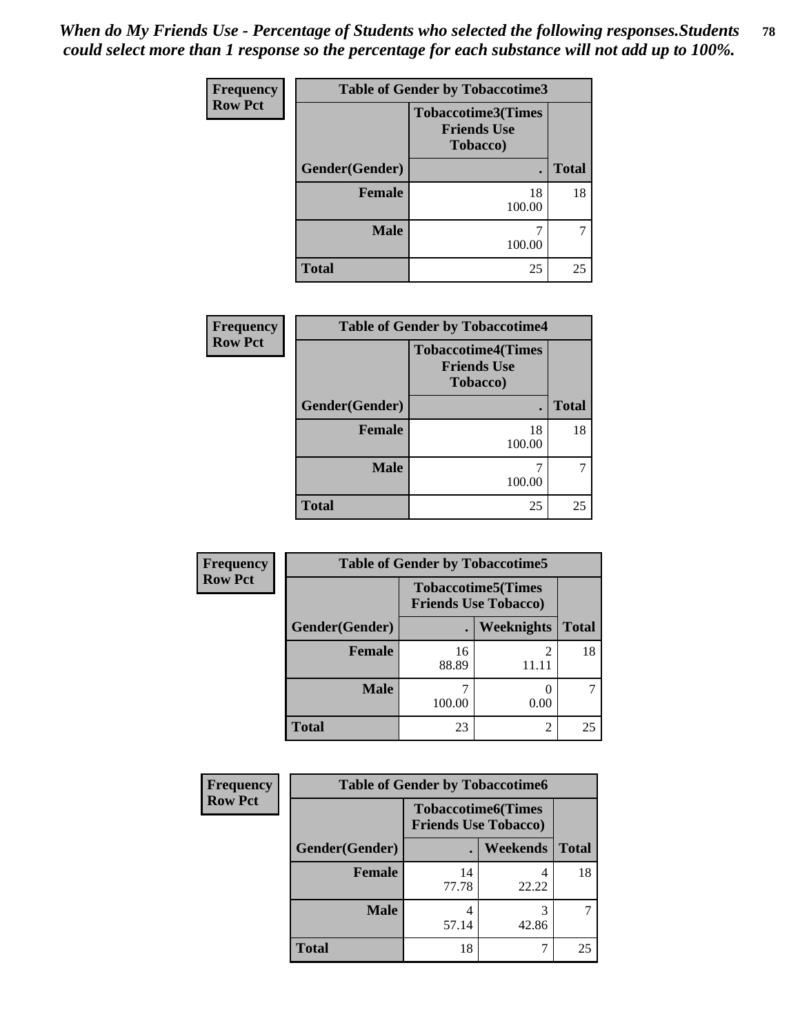*When do My Friends Use - Percentage of Students who selected the following responses.Students could select more than 1 response so the percentage for each substance will not add up to 100%.*

**Frequency**
**Row Pct**

| Table of Gender by Tobaccotime3 | | |
|---|---|---|
| | Tobaccotime3(Times Friends Use Tobacco) | |
| Gender(Gender) | . | Total |
| Female | 18<br>100.00 | 18 |
| Male | 7<br>100.00 | 7 |
| Total | 25 | 25 |

**Frequency**
**Row Pct**

| Table of Gender by Tobaccotime4 | | |
|---|---|---|
| | Tobaccotime4(Times Friends Use Tobacco) | |
| Gender(Gender) | . | Total |
| Female | 18<br>100.00 | 18 |
| Male | 7<br>100.00 | 7 |
| Total | 25 | 25 |

**Frequency**
**Row Pct**

| Table of Gender by Tobaccotime5 | | | |
|---|---|---|---|
| | Tobaccotime5(Times Friends Use Tobacco) | | |
| Gender(Gender) | . | Weeknights | Total |
| Female | 16<br>88.89 | 2<br>11.11 | 18 |
| Male | 7<br>100.00 | 0<br>0.00 | 7 |
| Total | 23 | 2 | 25 |

**Frequency**
**Row Pct**

| Table of Gender by Tobaccotime6 | | | |
|---|---|---|---|
| | Tobaccotime6(Times Friends Use Tobacco) | | |
| Gender(Gender) | . | Weekends | Total |
| Female | 14<br>77.78 | 4<br>22.22 | 18 |
| Male | 4<br>57.14 | 3<br>42.86 | 7 |
| Total | 18 | 7 | 25 |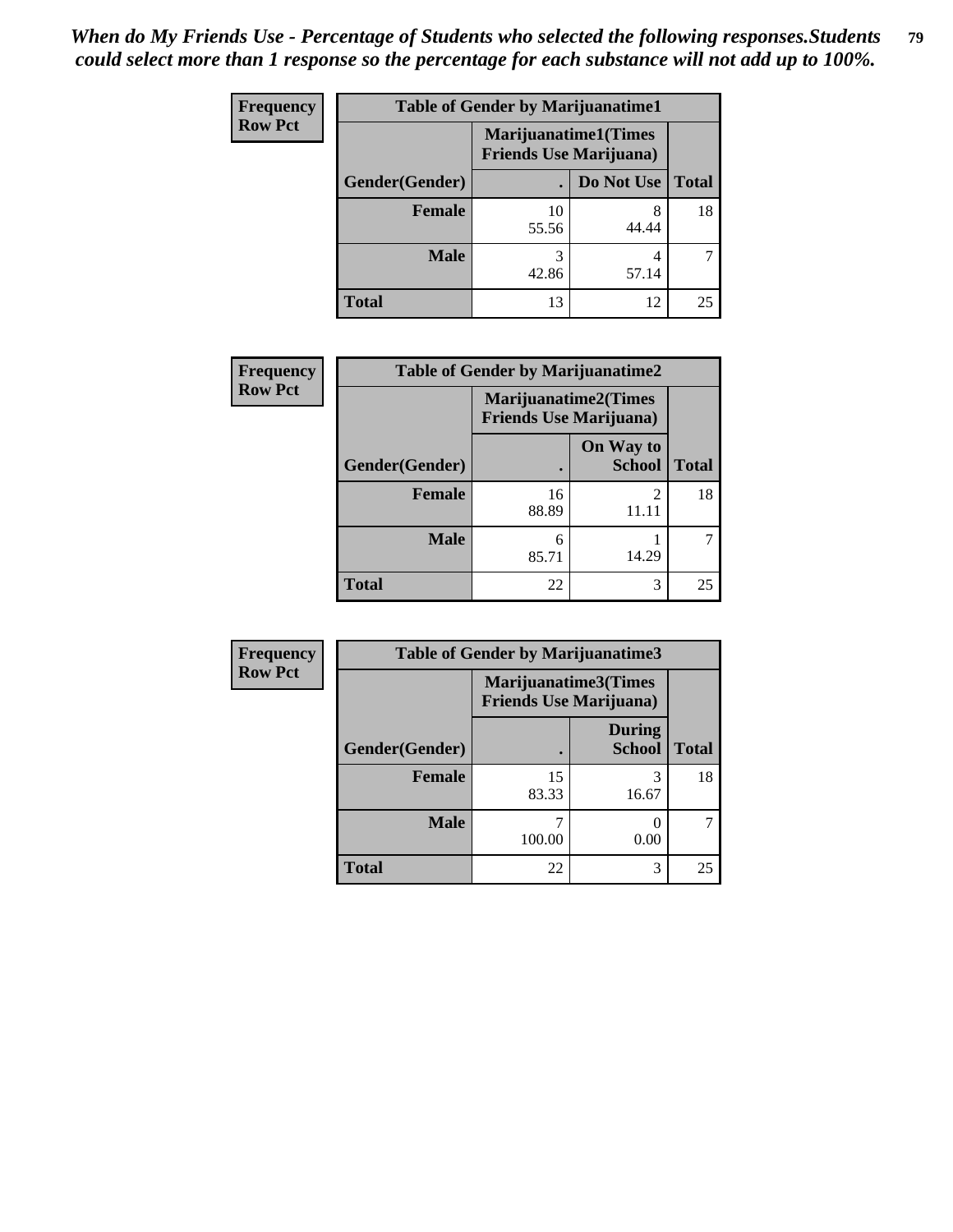*When do My Friends Use - Percentage of Students who selected the following responses.Students could select more than 1 response so the percentage for each substance will not add up to 100%.*

**Frequency**
**Row Pct**

| Table of Gender by Marijuanatime1 | | | |
|---|---|---|---|
| | Marijuanatime1(Times Friends Use Marijuana) | | |
| Gender(Gender) | . | Do Not Use | Total |
| **Female** | 10<br>55.56 | 8<br>44.44 | 18 |
| **Male** | 3<br>42.86 | 4<br>57.14 | 7 |
| **Total** | 13 | 12 | 25 |

**Frequency**
**Row Pct**

| Table of Gender by Marijuanatime2 | | | |
|---|---|---|---|
| | Marijuanatime2(Times Friends Use Marijuana) | | |
| Gender(Gender) | . | On Way to School | Total |
| **Female** | 16<br>88.89 | 2<br>11.11 | 18 |
| **Male** | 6<br>85.71 | 1<br>14.29 | 7 |
| **Total** | 22 | 3 | 25 |

**Frequency**
**Row Pct**

| Table of Gender by Marijuanatime3 | | | |
|---|---|---|---|
| | Marijuanatime3(Times Friends Use Marijuana) | | |
| Gender(Gender) | . | During School | Total |
| **Female** | 15<br>83.33 | 3<br>16.67 | 18 |
| **Male** | 7<br>100.00 | 0<br>0.00 | 7 |
| **Total** | 22 | 3 | 25 |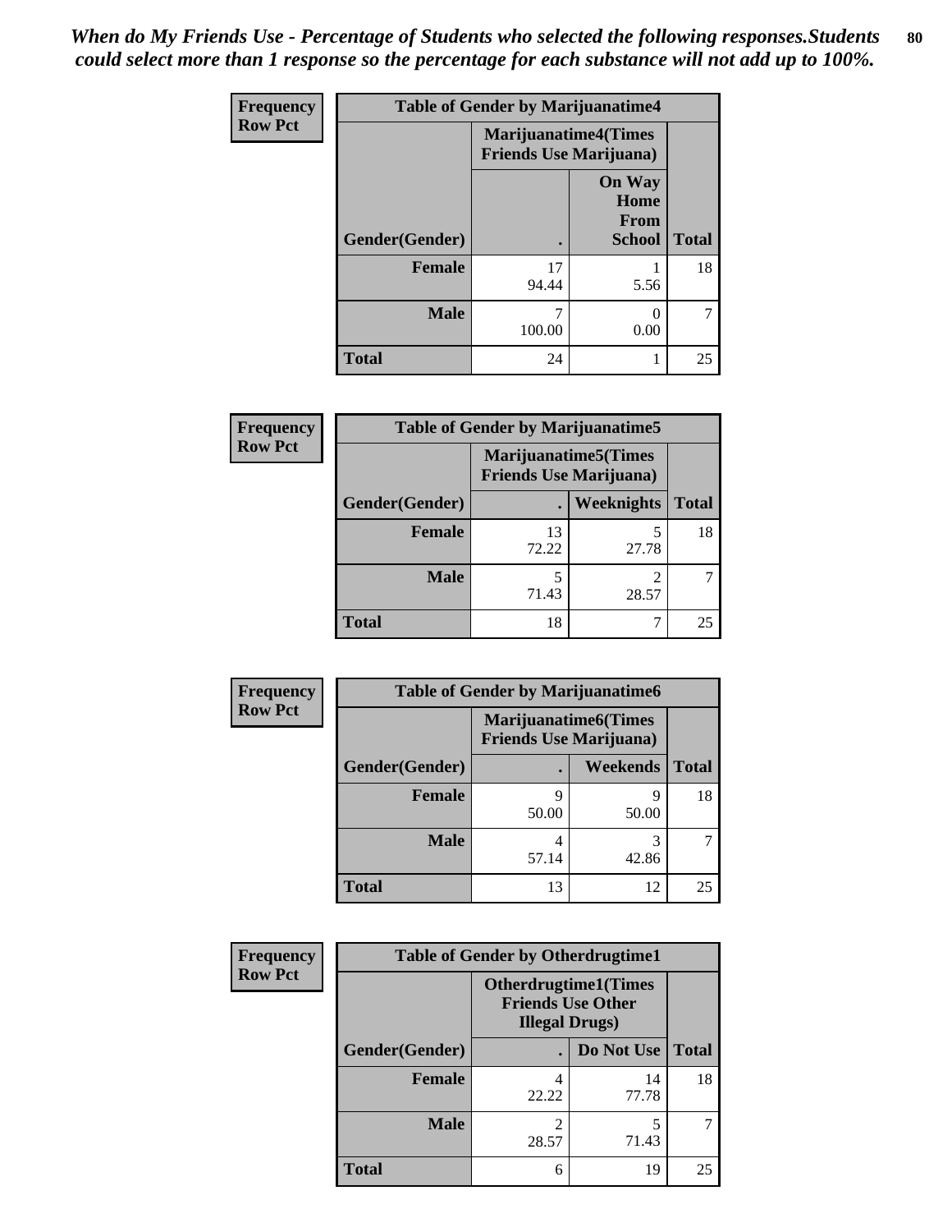*When do My Friends Use - Percentage of Students who selected the following responses.Students could select more than 1 response so the percentage for each substance will not add up to 100%.*

**Frequency**
**Row Pct**

**Table of Gender by Marijuanatime4**

| Gender(Gender) | Marijuanatime4(Times Friends Use Marijuana) . | On Way Home From School | Total |
|---|---|---|---|
| **Female** | 17<br>94.44 | 1<br>5.56 | 18 |
| **Male** | 7<br>100.00 | 0<br>0.00 | 7 |
| **Total** | 24 | 1 | 25 |

**Frequency**
**Row Pct**

**Table of Gender by Marijuanatime5**

| Gender(Gender) | Marijuanatime5(Times Friends Use Marijuana) . | Weeknights | Total |
|---|---|---|---|
| **Female** | 13<br>72.22 | 5<br>27.78 | 18 |
| **Male** | 5<br>71.43 | 2<br>28.57 | 7 |
| **Total** | 18 | 7 | 25 |

**Frequency**
**Row Pct**

**Table of Gender by Marijuanatime6**

| Gender(Gender) | Marijuanatime6(Times Friends Use Marijuana) . | Weekends | Total |
|---|---|---|---|
| **Female** | 9<br>50.00 | 9<br>50.00 | 18 |
| **Male** | 4<br>57.14 | 3<br>42.86 | 7 |
| **Total** | 13 | 12 | 25 |

**Frequency**
**Row Pct**

**Table of Gender by Otherdrugtime1**

| Gender(Gender) | Otherdrugtime1(Times Friends Use Other Illegal Drugs) . | Do Not Use | Total |
|---|---|---|---|
| **Female** | 4<br>22.22 | 14<br>77.78 | 18 |
| **Male** | 2<br>28.57 | 5<br>71.43 | 7 |
| **Total** | 6 | 19 | 25 |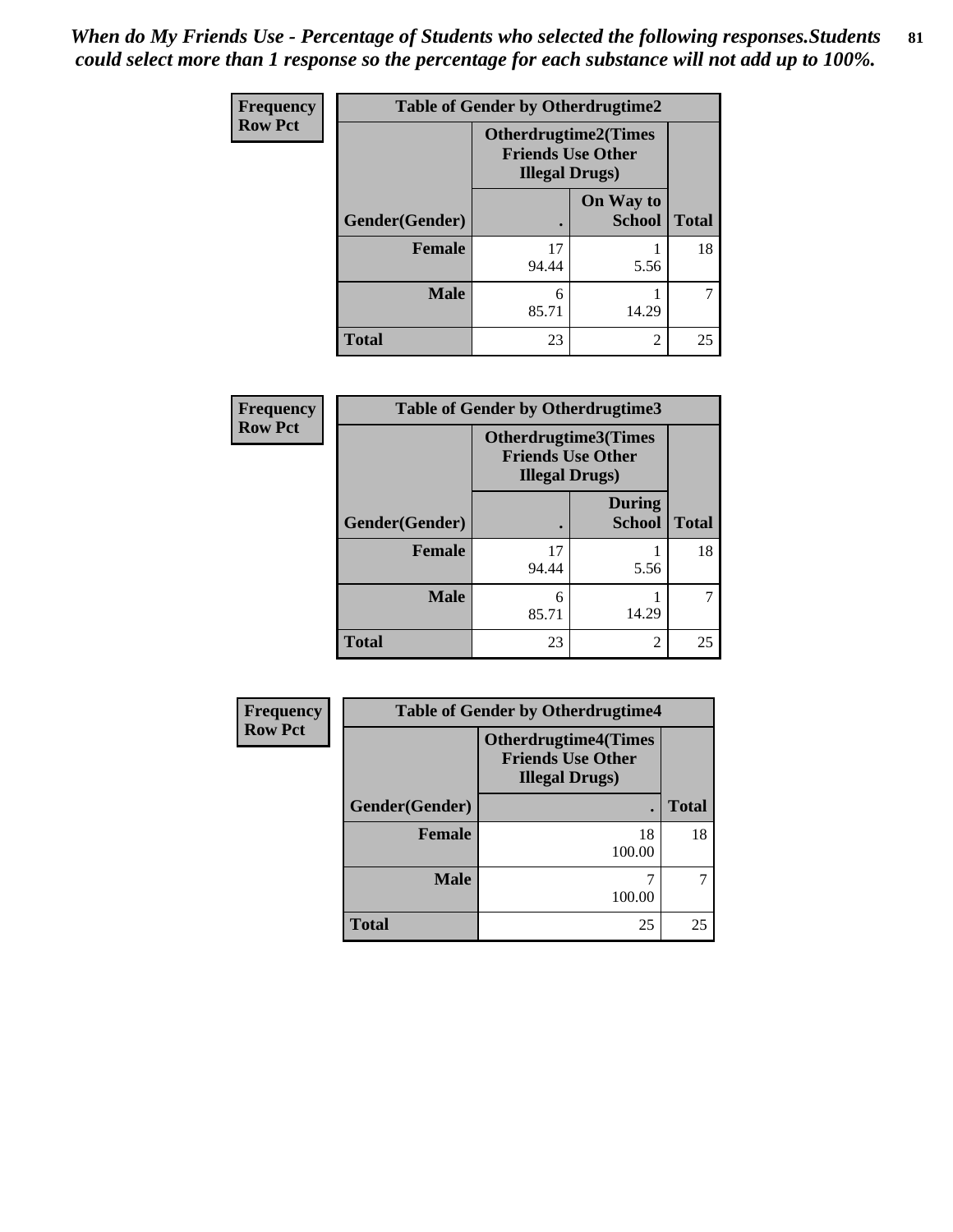*When do My Friends Use - Percentage of Students who selected the following responses.Students could select more than 1 response so the percentage for each substance will not add up to 100%.*

**Frequency**
**Row Pct**

**Table of Gender by Otherdrugtime2**

| Gender(Gender) | Otherdrugtime2(Times Friends Use Other Illegal Drugs) . | On Way to School | Total |
|---|---|---|---|
| **Female** | 17<br>94.44 | 1<br>5.56 | 18 |
| **Male** | 6<br>85.71 | 1<br>14.29 | 7 |
| **Total** | 23 | 2 | 25 |

**Frequency**
**Row Pct**

**Table of Gender by Otherdrugtime3**

| Gender(Gender) | Otherdrugtime3(Times Friends Use Other Illegal Drugs) . | During School | Total |
|---|---|---|---|
| **Female** | 17<br>94.44 | 1<br>5.56 | 18 |
| **Male** | 6<br>85.71 | 1<br>14.29 | 7 |
| **Total** | 23 | 2 | 25 |

**Frequency**
**Row Pct**

**Table of Gender by Otherdrugtime4**

| Gender(Gender) | Otherdrugtime4(Times Friends Use Other Illegal Drugs) . | Total |
|---|---|---|
| **Female** | 18<br>100.00 | 18 |
| **Male** | 7<br>100.00 | 7 |
| **Total** | 25 | 25 |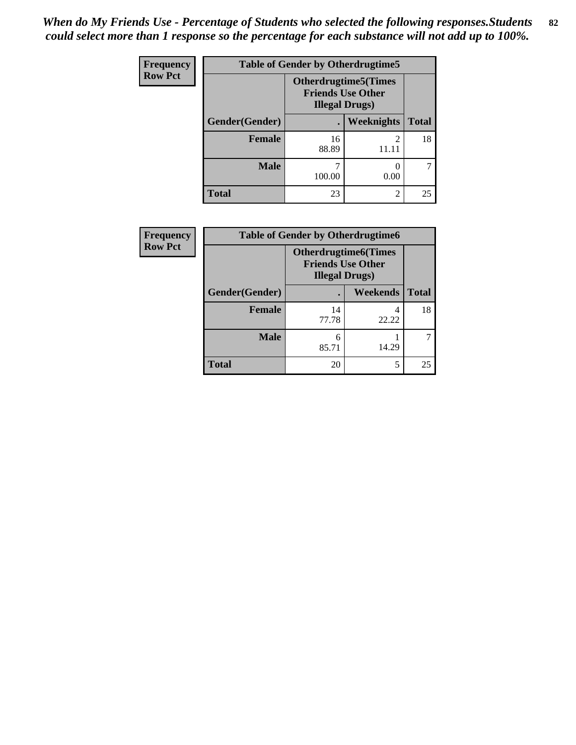*When do My Friends Use - Percentage of Students who selected the following responses.Students could select more than 1 response so the percentage for each substance will not add up to 100%.*

**Frequency**
**Row Pct**

| Table of Gender by Otherdrugtime5 | | | |
|---|---|---|---|
| | Otherdrugtime5(Times Friends Use Other Illegal Drugs) | | |
| Gender(Gender) | . | Weeknights | Total |
| **Female** | 16<br>88.89 | 2<br>11.11 | 18 |
| **Male** | 7<br>100.00 | 0<br>0.00 | 7 |
| **Total** | 23 | 2 | 25 |

**Frequency**
**Row Pct**

| Table of Gender by Otherdrugtime6 | | | |
|---|---|---|---|
| | Otherdrugtime6(Times Friends Use Other Illegal Drugs) | | |
| Gender(Gender) | . | Weekends | Total |
| **Female** | 14<br>77.78 | 4<br>22.22 | 18 |
| **Male** | 6<br>85.71 | 1<br>14.29 | 7 |
| **Total** | 20 | 5 | 25 |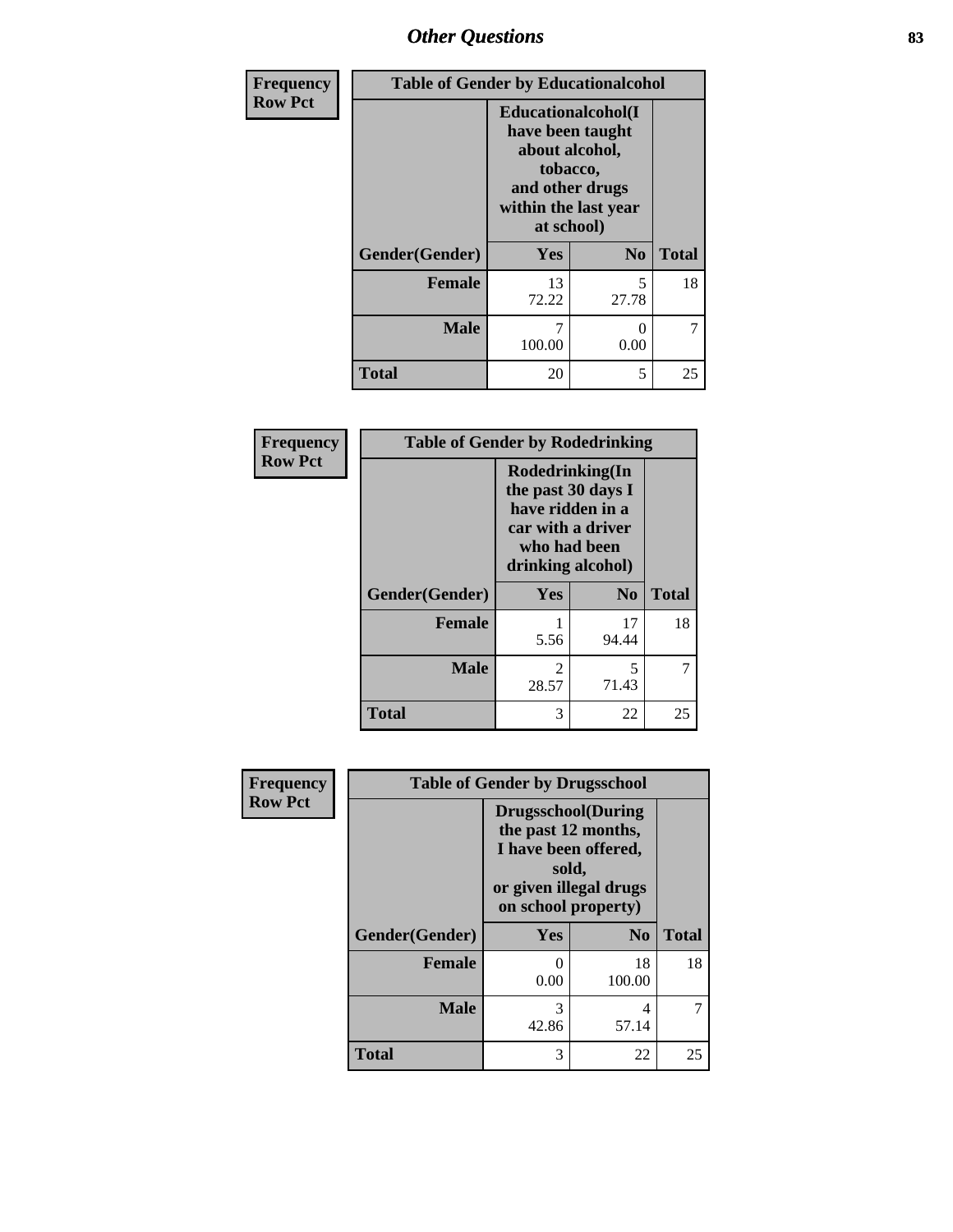## Other Questions

**Frequency**
**Row Pct**

| Table of Gender by Educationalcohol | | | |
|---|---|---|---|
| | Educationalcohol(I have been taught about alcohol, tobacco, and other drugs within the last year at school) | | |
| Gender(Gender) | Yes | No | Total |
| Female | 13<br>72.22 | 5<br>27.78 | 18 |
| Male | 7<br>100.00 | 0<br>0.00 | 7 |
| Total | 20 | 5 | 25 |

**Frequency**
**Row Pct**

| Table of Gender by Rodedrinking | | | |
|---|---|---|---|
| | Rodedrinking(In the past 30 days I have ridden in a car with a driver who had been drinking alcohol) | | |
| Gender(Gender) | Yes | No | Total |
| Female | 1<br>5.56 | 17<br>94.44 | 18 |
| Male | 2<br>28.57 | 5<br>71.43 | 7 |
| Total | 3 | 22 | 25 |

**Frequency**
**Row Pct**

| Table of Gender by Drugsschool | | | |
|---|---|---|---|
| | Drugsschool(During the past 12 months, I have been offered, sold, or given illegal drugs on school property) | | |
| Gender(Gender) | Yes | No | Total |
| Female | 0<br>0.00 | 18<br>100.00 | 18 |
| Male | 3<br>42.86 | 4<br>57.14 | 7 |
| Total | 3 | 22 | 25 |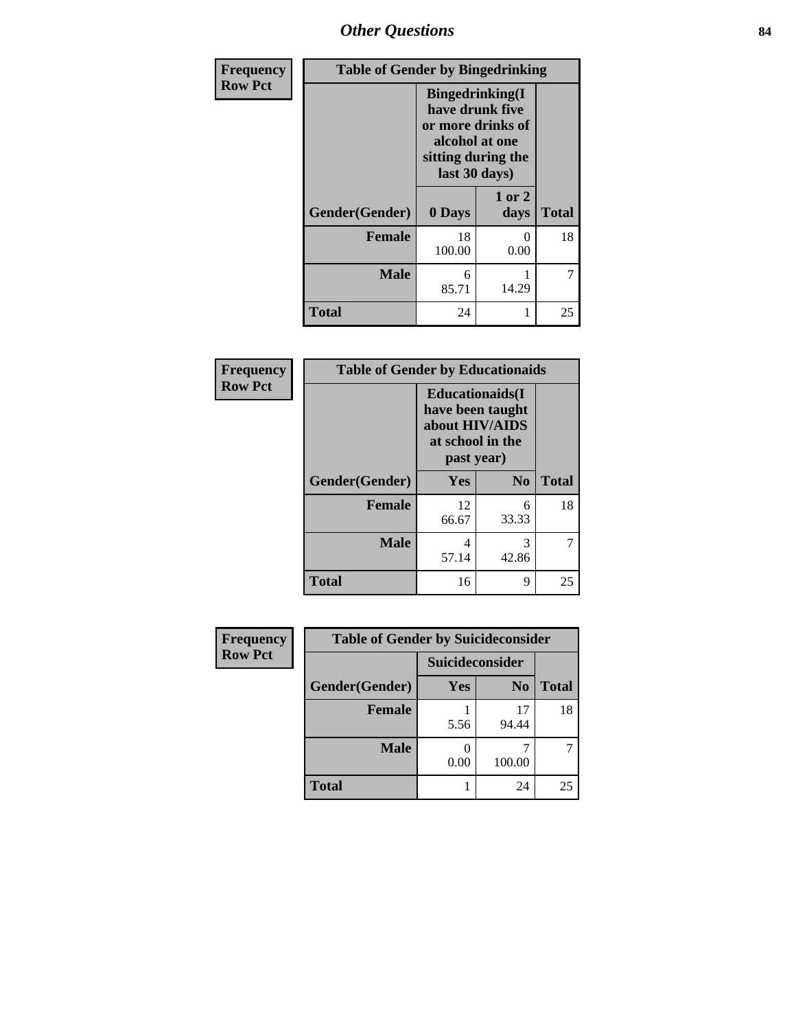| Frequency Row Pct | Table of Gender by Bingedrinking | | |
|---|---|---|---|
| | Bingedrinking(I have drunk five or more drinks of alcohol at one sitting during the last 30 days) | | |
| Gender(Gender) | 0 Days | 1 or 2 days | Total |
| Female | 18<br>100.00 | 0<br>0.00 | 18 |
| Male | 6<br>85.71 | 1<br>14.29 | 7 |
| Total | 24 | 1 | 25 |

| Frequency Row Pct | Table of Gender by Educationaids | | |
|---|---|---|---|
| | Educationaids(I have been taught about HIV/AIDS at school in the past year) | | |
| Gender(Gender) | Yes | No | Total |
| Female | 12<br>66.67 | 6<br>33.33 | 18 |
| Male | 4<br>57.14 | 3<br>42.86 | 7 |
| Total | 16 | 9 | 25 |

| Frequency Row Pct | Table of Gender by Suicideconsider | | |
|---|---|---|---|
| | Suicideconsider | | |
| Gender(Gender) | Yes | No | Total |
| Female | 1<br>5.56 | 17<br>94.44 | 18 |
| Male | 0<br>0.00 | 7<br>100.00 | 7 |
| Total | 1 | 24 | 25 |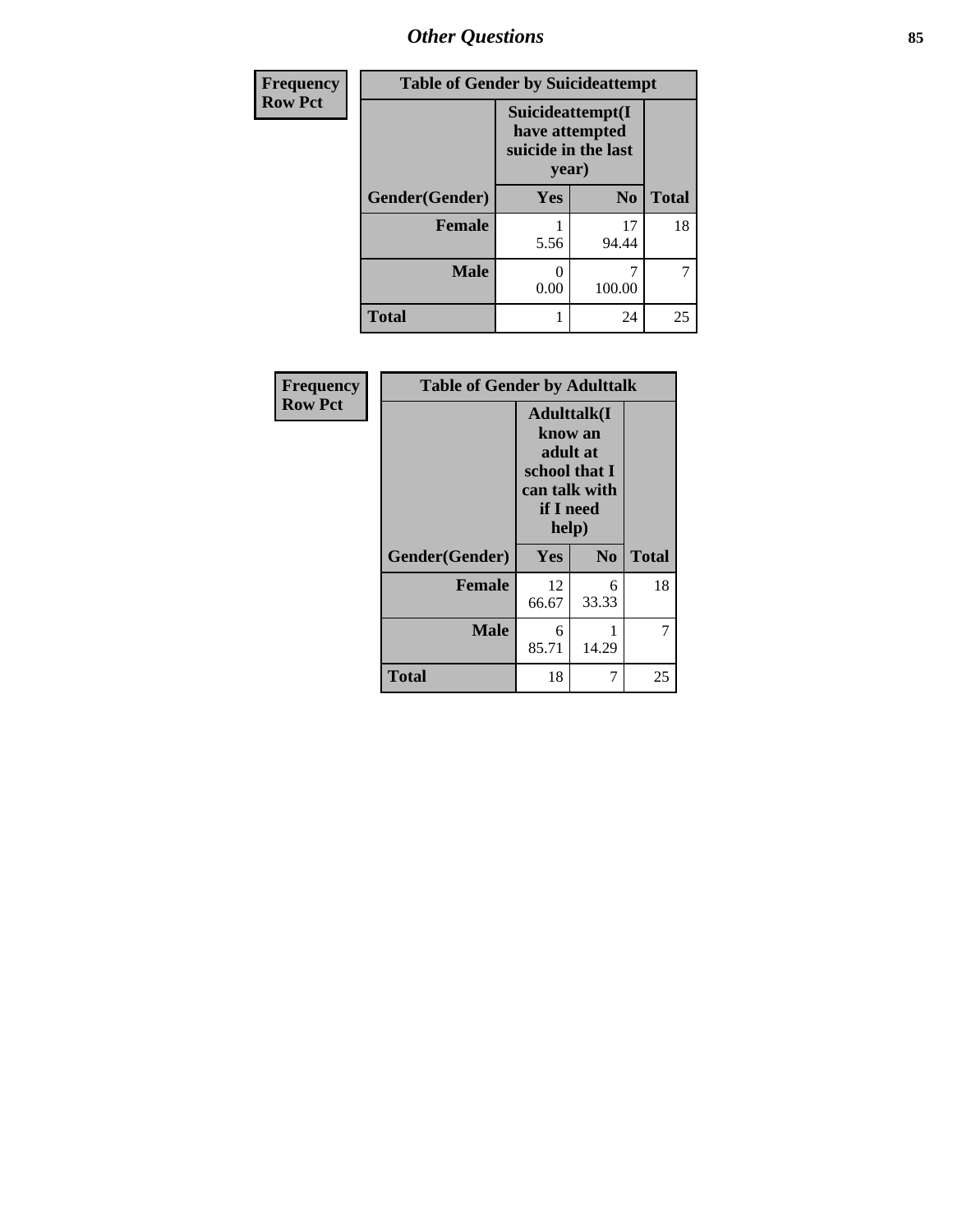| Frequency<br>Row Pct | Table of Gender by Suicideattempt | | |
|---|---|---|---|
| | Suicideattempt(I have attempted suicide in the last year) | | |
| Gender(Gender) | Yes | No | Total |
| Female | 1<br>5.56 | 17<br>94.44 | 18 |
| Male | 0<br>0.00 | 7<br>100.00 | 7 |
| Total | 1 | 24 | 25 |

| Frequency<br>Row Pct | Table of Gender by Adulttalk | | |
|---|---|---|---|
| | Adulttalk(I know an adult at school that I can talk with if I need help) | | |
| Gender(Gender) | Yes | No | Total |
| Female | 12<br>66.67 | 6<br>33.33 | 18 |
| Male | 6<br>85.71 | 1<br>14.29 | 7 |
| Total | 18 | 7 | 25 |